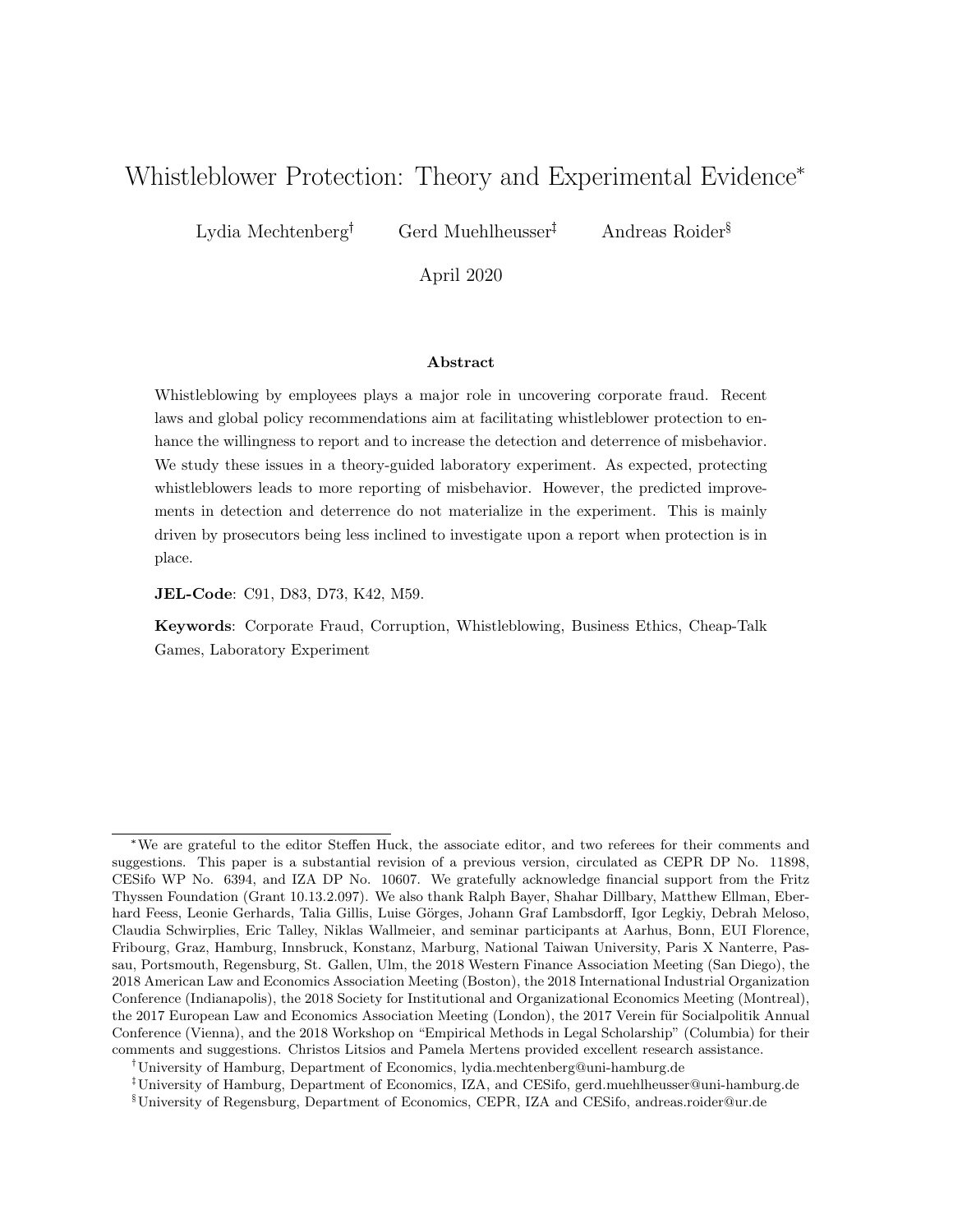# Whistleblower Protection: Theory and Experimental Evidence*

Lydia Mechtenberg[†] Gerd Muehlheusser[‡] Andreas Roider[§]

April 2020

### Abstract

Whistleblowing by employees plays a major role in uncovering corporate fraud. Recent laws and global policy recommendations aim at facilitating whistleblower protection to enhance the willingness to report and to increase the detection and deterrence of misbehavior. We study these issues in a theory-guided laboratory experiment. As expected, protecting whistleblowers leads to more reporting of misbehavior. However, the predicted improvements in detection and deterrence do not materialize in the experiment. This is mainly driven by prosecutors being less inclined to investigate upon a report when protection is in place.

**JEL-Code**: C91, D83, D73, K42, M59.

**Keywords**: Corporate Fraud, Corruption, Whistleblowing, Business Ethics, Cheap-Talk Games, Laboratory Experiment

---

*We are grateful to the editor Steffen Huck, the associate editor, and two referees for their comments and suggestions. This paper is a substantial revision of a previous version, circulated as CEPR DP No. 11898, CESifo WP No. 6394, and IZA DP No. 10607. We gratefully acknowledge financial support from the Fritz Thyssen Foundation (Grant 10.13.2.097). We also thank Ralph Bayer, Shahar Dillbary, Matthew Ellman, Eberhard Feess, Leonie Gerhards, Talia Gillis, Luise Görges, Johann Graf Lambsdorff, Igor Legkiy, Debrah Meloso, Claudia Schwirplies, Eric Talley, Niklas Wallmeier, and seminar participants at Aarhus, Bonn, EUI Florence, Fribourg, Graz, Hamburg, Innsbruck, Konstanz, Marburg, National Taiwan University, Paris X Nanterre, Passau, Portsmouth, Regensburg, St. Gallen, Ulm, the 2018 Western Finance Association Meeting (San Diego), the 2018 American Law and Economics Association Meeting (Boston), the 2018 International Industrial Organization Conference (Indianapolis), the 2018 Society for Institutional and Organizational Economics Meeting (Montreal), the 2017 European Law and Economics Association Meeting (London), the 2017 Verein für Socialpolitik Annual Conference (Vienna), and the 2018 Workshop on "Empirical Methods in Legal Scholarship" (Columbia) for their comments and suggestions. Christos Litsios and Pamela Mertens provided excellent research assistance.

[†]University of Hamburg, Department of Economics, lydia.mechtenberg@uni-hamburg.de

[‡]University of Hamburg, Department of Economics, IZA, and CESifo, gerd.muehlheusser@uni-hamburg.de

[§]University of Regensburg, Department of Economics, CEPR, IZA and CESifo, andreas.roider@ur.de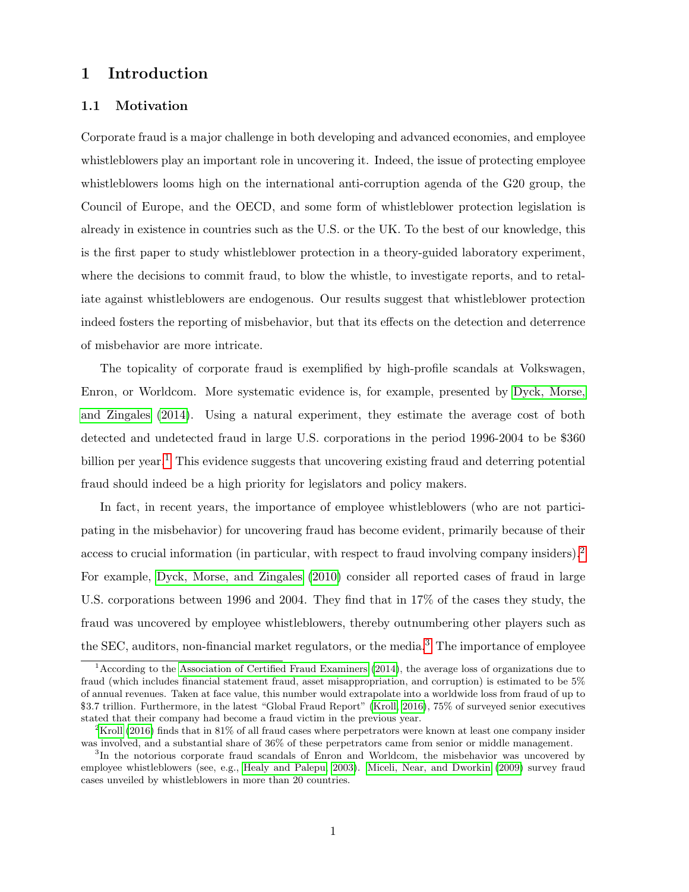# 1 Introduction

## 1.1 Motivation

Corporate fraud is a major challenge in both developing and advanced economies, and employee whistleblowers play an important role in uncovering it. Indeed, the issue of protecting employee whistleblowers looms high on the international anti-corruption agenda of the G20 group, the Council of Europe, and the OECD, and some form of whistleblower protection legislation is already in existence in countries such as the U.S. or the UK. To the best of our knowledge, this is the first paper to study whistleblower protection in a theory-guided laboratory experiment, where the decisions to commit fraud, to blow the whistle, to investigate reports, and to retaliate against whistleblowers are endogenous. Our results suggest that whistleblower protection indeed fosters the reporting of misbehavior, but that its effects on the detection and deterrence of misbehavior are more intricate.

The topicality of corporate fraud is exemplified by high-profile scandals at Volkswagen, Enron, or Worldcom. More systematic evidence is, for example, presented by Dyck, Morse, and Zingales (2014). Using a natural experiment, they estimate the average cost of both detected and undetected fraud in large U.S. corporations in the period 1996-2004 to be $360 billion per year.[1] This evidence suggests that uncovering existing fraud and deterring potential fraud should indeed be a high priority for legislators and policy makers.

In fact, in recent years, the importance of employee whistleblowers (who are not participating in the misbehavior) for uncovering fraud has become evident, primarily because of their access to crucial information (in particular, with respect to fraud involving company insiders).[2] For example, Dyck, Morse, and Zingales (2010) consider all reported cases of fraud in large U.S. corporations between 1996 and 2004. They find that in 17% of the cases they study, the fraud was uncovered by employee whistleblowers, thereby outnumbering other players such as the SEC, auditors, non-financial market regulators, or the media.[3] The importance of employee

[1] According to the Association of Certified Fraud Examiners (2014), the average loss of organizations due to fraud (which includes financial statement fraud, asset misappropriation, and corruption) is estimated to be 5% of annual revenues. Taken at face value, this number would extrapolate into a worldwide loss from fraud of up to $3.7 trillion. Furthermore, in the latest "Global Fraud Report" (Kroll, 2016), 75% of surveyed senior executives stated that their company had become a fraud victim in the previous year.

[2] Kroll (2016) finds that in 81% of all fraud cases where perpetrators were known at least one company insider was involved, and a substantial share of 36% of these perpetrators came from senior or middle management.

[3] In the notorious corporate fraud scandals of Enron and Worldcom, the misbehavior was uncovered by employee whistleblowers (see, e.g., Healy and Palepu, 2003). Miceli, Near, and Dworkin (2009) survey fraud cases unveiled by whistleblowers in more than 20 countries.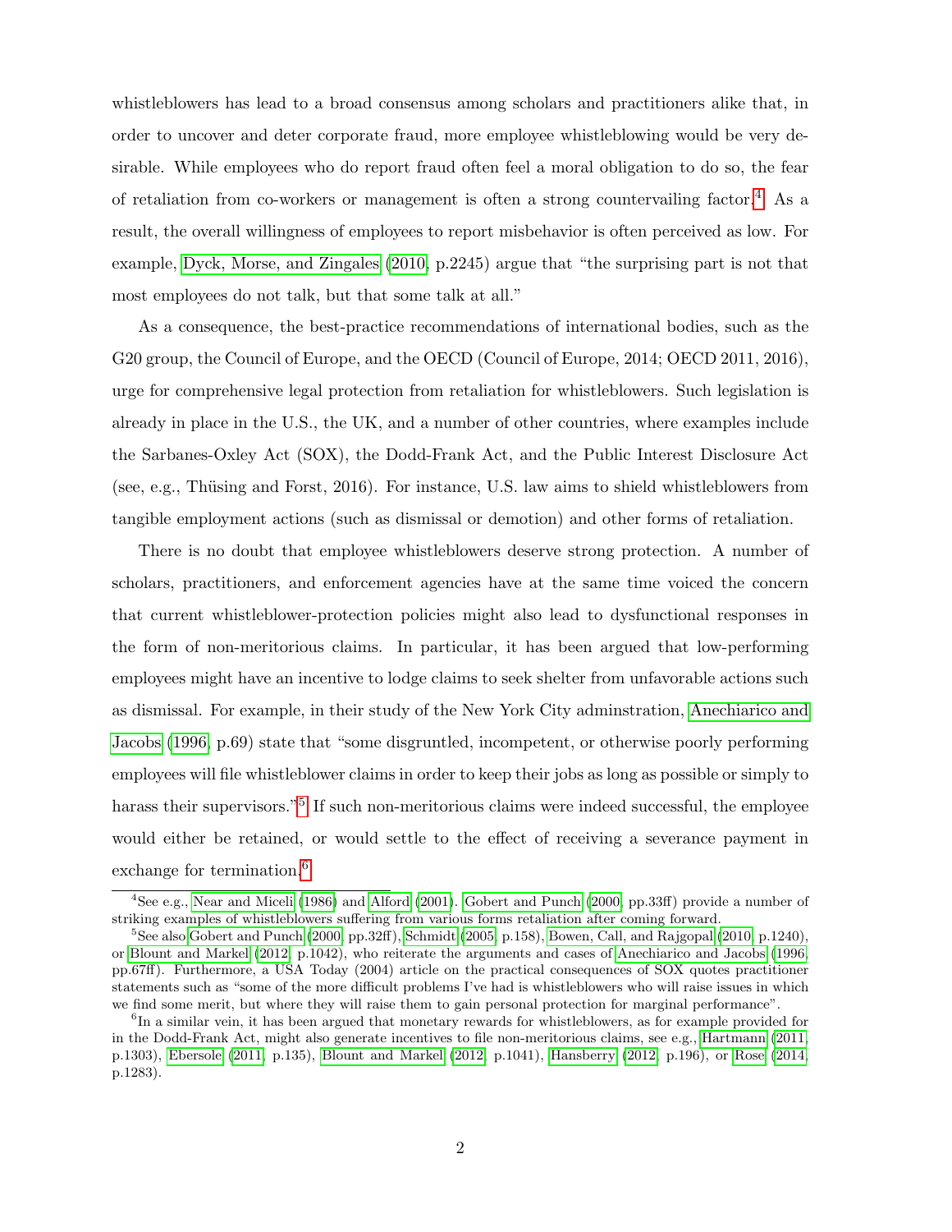whistleblowers has lead to a broad consensus among scholars and practitioners alike that, in order to uncover and deter corporate fraud, more employee whistleblowing would be very desirable. While employees who do report fraud often feel a moral obligation to do so, the fear of retaliation from co-workers or management is often a strong countervailing factor.[4] As a result, the overall willingness of employees to report misbehavior is often perceived as low. For example, Dyck, Morse, and Zingales (2010, p.2245) argue that "the surprising part is not that most employees do not talk, but that some talk at all."

As a consequence, the best-practice recommendations of international bodies, such as the G20 group, the Council of Europe, and the OECD (Council of Europe, 2014; OECD 2011, 2016), urge for comprehensive legal protection from retaliation for whistleblowers. Such legislation is already in place in the U.S., the UK, and a number of other countries, where examples include the Sarbanes-Oxley Act (SOX), the Dodd-Frank Act, and the Public Interest Disclosure Act (see, e.g., Thüsing and Forst, 2016). For instance, U.S. law aims to shield whistleblowers from tangible employment actions (such as dismissal or demotion) and other forms of retaliation.

There is no doubt that employee whistleblowers deserve strong protection. A number of scholars, practitioners, and enforcement agencies have at the same time voiced the concern that current whistleblower-protection policies might also lead to dysfunctional responses in the form of non-meritorious claims. In particular, it has been argued that low-performing employees might have an incentive to lodge claims to seek shelter from unfavorable actions such as dismissal. For example, in their study of the New York City adminstration, Anechiarico and Jacobs (1996, p.69) state that "some disgruntled, incompetent, or otherwise poorly performing employees will file whistleblower claims in order to keep their jobs as long as possible or simply to harass their supervisors."[5] If such non-meritorious claims were indeed successful, the employee would either be retained, or would settle to the effect of receiving a severance payment in exchange for termination.[6]

[4] See e.g., Near and Miceli (1986) and Alford (2001). Gobert and Punch (2000, pp.33ff) provide a number of striking examples of whistleblowers suffering from various forms retaliation after coming forward.

[5] See also Gobert and Punch (2000, pp.32ff), Schmidt (2005, p.158), Bowen, Call, and Rajgopal (2010, p.1240), or Blount and Markel (2012, p.1042), who reiterate the arguments and cases of Anechiarico and Jacobs (1996, pp.67ff). Furthermore, a USA Today (2004) article on the practical consequences of SOX quotes practitioner statements such as "some of the more difficult problems I've had is whistleblowers who will raise issues in which we find some merit, but where they will raise them to gain personal protection for marginal performance".

[6] In a similar vein, it has been argued that monetary rewards for whistleblowers, as for example provided for in the Dodd-Frank Act, might also generate incentives to file non-meritorious claims, see e.g., Hartmann (2011, p.1303), Ebersole (2011, p.135), Blount and Markel (2012, p.1041), Hansberry (2012, p.196), or Rose (2014, p.1283).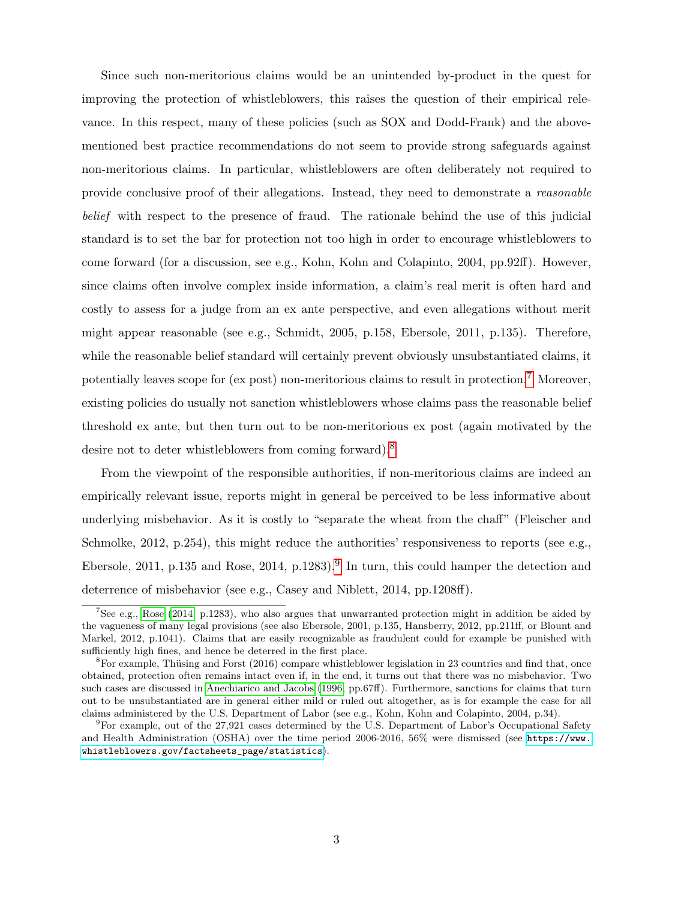Since such non-meritorious claims would be an unintended by-product in the quest for improving the protection of whistleblowers, this raises the question of their empirical relevance. In this respect, many of these policies (such as SOX and Dodd-Frank) and the above-mentioned best practice recommendations do not seem to provide strong safeguards against non-meritorious claims. In particular, whistleblowers are often deliberately not required to provide conclusive proof of their allegations. Instead, they need to demonstrate a *reasonable belief* with respect to the presence of fraud. The rationale behind the use of this judicial standard is to set the bar for protection not too high in order to encourage whistleblowers to come forward (for a discussion, see e.g., Kohn, Kohn and Colapinto, 2004, pp.92ff). However, since claims often involve complex inside information, a claim's real merit is often hard and costly to assess for a judge from an ex ante perspective, and even allegations without merit might appear reasonable (see e.g., Schmidt, 2005, p.158, Ebersole, 2011, p.135). Therefore, while the reasonable belief standard will certainly prevent obviously unsubstantiated claims, it potentially leaves scope for (ex post) non-meritorious claims to result in protection.[7] Moreover, existing policies do usually not sanction whistleblowers whose claims pass the reasonable belief threshold ex ante, but then turn out to be non-meritorious ex post (again motivated by the desire not to deter whistleblowers from coming forward).[8]

From the viewpoint of the responsible authorities, if non-meritorious claims are indeed an empirically relevant issue, reports might in general be perceived to be less informative about underlying misbehavior. As it is costly to "separate the wheat from the chaff" (Fleischer and Schmolke, 2012, p.254), this might reduce the authorities' responsiveness to reports (see e.g., Ebersole, 2011, p.135 and Rose, 2014, p.1283).[9] In turn, this could hamper the detection and deterrence of misbehavior (see e.g., Casey and Niblett, 2014, pp.1208ff).

[7] See e.g., Rose (2014, p.1283), who also argues that unwarranted protection might in addition be aided by the vagueness of many legal provisions (see also Ebersole, 2001, p.135, Hansberry, 2012, pp.211ff, or Blount and Markel, 2012, p.1041). Claims that are easily recognizable as fraudulent could for example be punished with sufficiently high fines, and hence be deterred in the first place.

[8] For example, Thüsing and Forst (2016) compare whistleblower legislation in 23 countries and find that, once obtained, protection often remains intact even if, in the end, it turns out that there was no misbehavior. Two such cases are discussed in Anechiarico and Jacobs (1996, pp.67ff). Furthermore, sanctions for claims that turn out to be unsubstantiated are in general either mild or ruled out altogether, as is for example the case for all claims administered by the U.S. Department of Labor (see e.g., Kohn, Kohn and Colapinto, 2004, p.34).

[9] For example, out of the 27,921 cases determined by the U.S. Department of Labor's Occupational Safety and Health Administration (OSHA) over the time period 2006-2016, 56% were dismissed (see https://www.whistleblowers.gov/factsheets_page/statistics).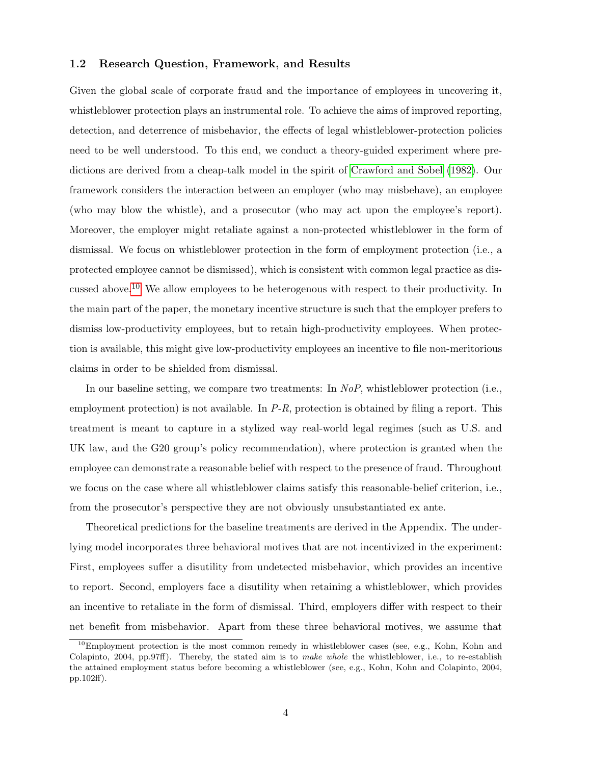### 1.2 Research Question, Framework, and Results

Given the global scale of corporate fraud and the importance of employees in uncovering it, whistleblower protection plays an instrumental role. To achieve the aims of improved reporting, detection, and deterrence of misbehavior, the effects of legal whistleblower-protection policies need to be well understood. To this end, we conduct a theory-guided experiment where predictions are derived from a cheap-talk model in the spirit of Crawford and Sobel (1982). Our framework considers the interaction between an employer (who may misbehave), an employee (who may blow the whistle), and a prosecutor (who may act upon the employee's report). Moreover, the employer might retaliate against a non-protected whistleblower in the form of dismissal. We focus on whistleblower protection in the form of employment protection (i.e., a protected employee cannot be dismissed), which is consistent with common legal practice as discussed above.[10] We allow employees to be heterogenous with respect to their productivity. In the main part of the paper, the monetary incentive structure is such that the employer prefers to dismiss low-productivity employees, but to retain high-productivity employees. When protection is available, this might give low-productivity employees an incentive to file non-meritorious claims in order to be shielded from dismissal.

In our baseline setting, we compare two treatments: In *NoP*, whistleblower protection (i.e., employment protection) is not available. In *P-R*, protection is obtained by filing a report. This treatment is meant to capture in a stylized way real-world legal regimes (such as U.S. and UK law, and the G20 group's policy recommendation), where protection is granted when the employee can demonstrate a reasonable belief with respect to the presence of fraud. Throughout we focus on the case where all whistleblower claims satisfy this reasonable-belief criterion, i.e., from the prosecutor's perspective they are not obviously unsubstantiated ex ante.

Theoretical predictions for the baseline treatments are derived in the Appendix. The underlying model incorporates three behavioral motives that are not incentivized in the experiment: First, employees suffer a disutility from undetected misbehavior, which provides an incentive to report. Second, employers face a disutility when retaining a whistleblower, which provides an incentive to retaliate in the form of dismissal. Third, employers differ with respect to their net benefit from misbehavior. Apart from these three behavioral motives, we assume that

[10] Employment protection is the most common remedy in whistleblower cases (see, e.g., Kohn, Kohn and Colapinto, 2004, pp.97ff). Thereby, the stated aim is to *make whole* the whistleblower, i.e., to re-establish the attained employment status before becoming a whistleblower (see, e.g., Kohn, Kohn and Colapinto, 2004, pp.102ff).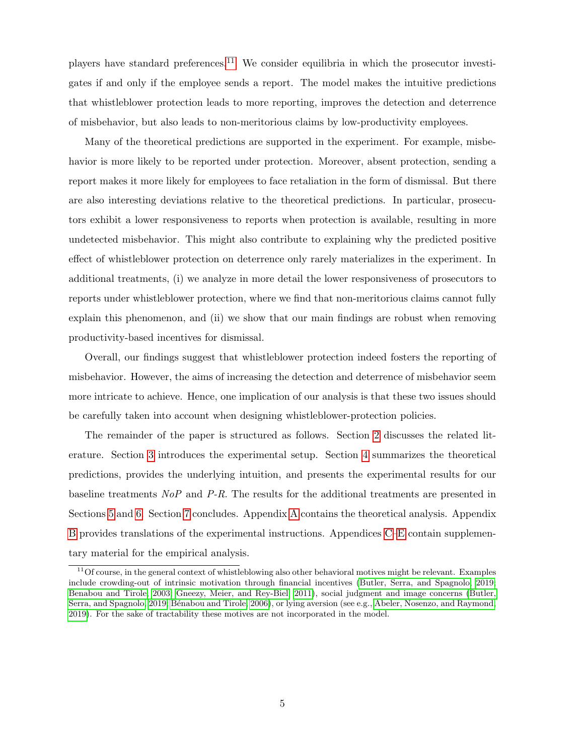players have standard preferences.[11] We consider equilibria in which the prosecutor investigates if and only if the employee sends a report. The model makes the intuitive predictions that whistleblower protection leads to more reporting, improves the detection and deterrence of misbehavior, but also leads to non-meritorious claims by low-productivity employees.

Many of the theoretical predictions are supported in the experiment. For example, misbehavior is more likely to be reported under protection. Moreover, absent protection, sending a report makes it more likely for employees to face retaliation in the form of dismissal. But there are also interesting deviations relative to the theoretical predictions. In particular, prosecutors exhibit a lower responsiveness to reports when protection is available, resulting in more undetected misbehavior. This might also contribute to explaining why the predicted positive effect of whistleblower protection on deterrence only rarely materializes in the experiment. In additional treatments, (i) we analyze in more detail the lower responsiveness of prosecutors to reports under whistleblower protection, where we find that non-meritorious claims cannot fully explain this phenomenon, and (ii) we show that our main findings are robust when removing productivity-based incentives for dismissal.

Overall, our findings suggest that whistleblower protection indeed fosters the reporting of misbehavior. However, the aims of increasing the detection and deterrence of misbehavior seem more intricate to achieve. Hence, one implication of our analysis is that these two issues should be carefully taken into account when designing whistleblower-protection policies.

The remainder of the paper is structured as follows. Section 2 discusses the related literature. Section 3 introduces the experimental setup. Section 4 summarizes the theoretical predictions, provides the underlying intuition, and presents the experimental results for our baseline treatments *NoP* and *P-R*. The results for the additional treatments are presented in Sections 5 and 6. Section 7 concludes. Appendix A contains the theoretical analysis. Appendix B provides translations of the experimental instructions. Appendices C–E contain supplementary material for the empirical analysis.

[11] Of course, in the general context of whistleblowing also other behavioral motives might be relevant. Examples include crowding-out of intrinsic motivation through financial incentives (Butler, Serra, and Spagnolo, 2019; Benabou and Tirole, 2003; Gneezy, Meier, and Rey-Biel, 2011), social judgment and image concerns (Butler, Serra, and Spagnolo, 2019; Bénabou and Tirole, 2006), or lying aversion (see e.g., Abeler, Nosenzo, and Raymond, 2019). For the sake of tractability these motives are not incorporated in the model.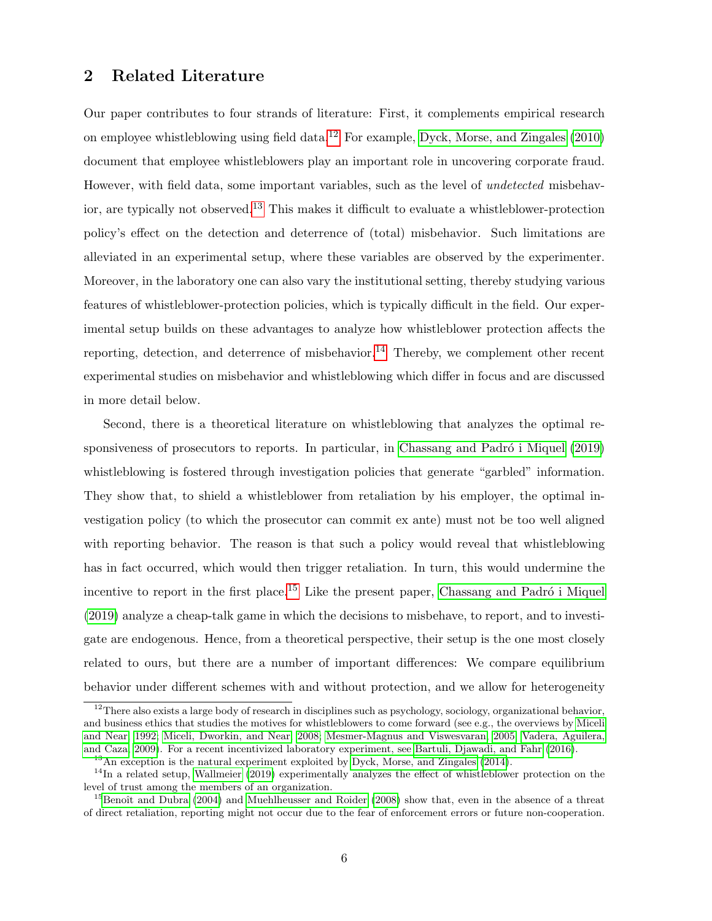## 2 Related Literature

Our paper contributes to four strands of literature: First, it complements empirical research on employee whistleblowing using field data.[12] For example, Dyck, Morse, and Zingales (2010) document that employee whistleblowers play an important role in uncovering corporate fraud. However, with field data, some important variables, such as the level of *undetected* misbehavior, are typically not observed.[13] This makes it difficult to evaluate a whistleblower-protection policy's effect on the detection and deterrence of (total) misbehavior. Such limitations are alleviated in an experimental setup, where these variables are observed by the experimenter. Moreover, in the laboratory one can also vary the institutional setting, thereby studying various features of whistleblower-protection policies, which is typically difficult in the field. Our experimental setup builds on these advantages to analyze how whistleblower protection affects the reporting, detection, and deterrence of misbehavior.[14] Thereby, we complement other recent experimental studies on misbehavior and whistleblowing which differ in focus and are discussed in more detail below.

Second, there is a theoretical literature on whistleblowing that analyzes the optimal responsiveness of prosecutors to reports. In particular, in Chassang and Padró i Miquel (2019) whistleblowing is fostered through investigation policies that generate "garbled" information. They show that, to shield a whistleblower from retaliation by his employer, the optimal investigation policy (to which the prosecutor can commit ex ante) must not be too well aligned with reporting behavior. The reason is that such a policy would reveal that whistleblowing has in fact occurred, which would then trigger retaliation. In turn, this would undermine the incentive to report in the first place.[15] Like the present paper, Chassang and Padró i Miquel (2019) analyze a cheap-talk game in which the decisions to misbehave, to report, and to investigate are endogenous. Hence, from a theoretical perspective, their setup is the one most closely related to ours, but there are a number of important differences: We compare equilibrium behavior under different schemes with and without protection, and we allow for heterogeneity

[12] There also exists a large body of research in disciplines such as psychology, sociology, organizational behavior, and business ethics that studies the motives for whistleblowers to come forward (see e.g., the overviews by Miceli and Near 1992; Miceli, Dworkin, and Near 2008; Mesmer-Magnus and Viswesvaran 2005; Vadera, Aguilera, and Caza 2009). For a recent incentivized laboratory experiment, see Bartuli, Djawadi, and Fahr (2016).

[13] An exception is the natural experiment exploited by Dyck, Morse, and Zingales (2014).

[14] In a related setup, Wallmeier (2019) experimentally analyzes the effect of whistleblower protection on the level of trust among the members of an organization.

[15] Benoît and Dubra (2004) and Muehlheusser and Roider (2008) show that, even in the absence of a threat of direct retaliation, reporting might not occur due to the fear of enforcement errors or future non-cooperation.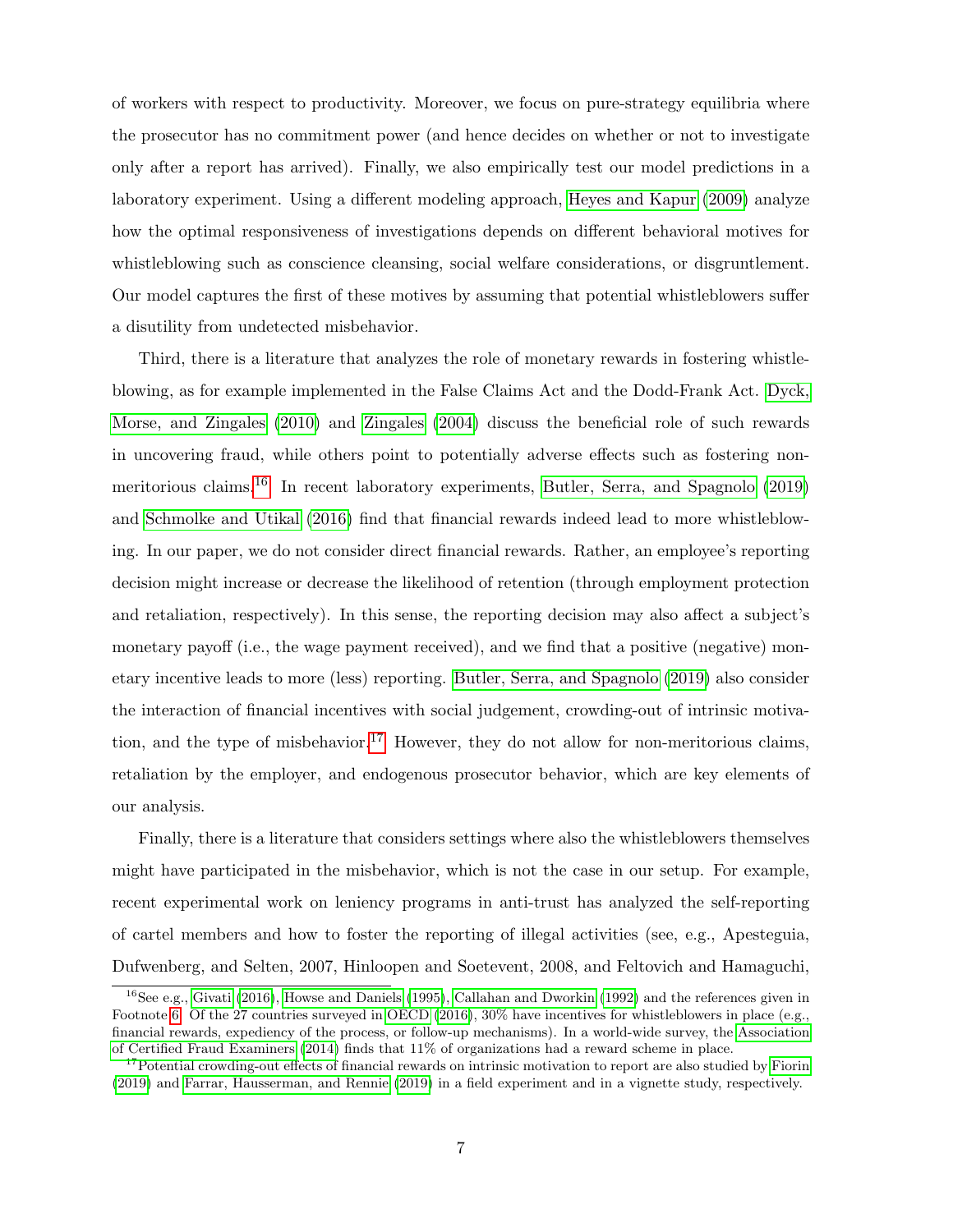of workers with respect to productivity. Moreover, we focus on pure-strategy equilibria where the prosecutor has no commitment power (and hence decides on whether or not to investigate only after a report has arrived). Finally, we also empirically test our model predictions in a laboratory experiment. Using a different modeling approach, Heyes and Kapur (2009) analyze how the optimal responsiveness of investigations depends on different behavioral motives for whistleblowing such as conscience cleansing, social welfare considerations, or disgruntlement. Our model captures the first of these motives by assuming that potential whistleblowers suffer a disutility from undetected misbehavior.

Third, there is a literature that analyzes the role of monetary rewards in fostering whistleblowing, as for example implemented in the False Claims Act and the Dodd-Frank Act. Dyck, Morse, and Zingales (2010) and Zingales (2004) discuss the beneficial role of such rewards in uncovering fraud, while others point to potentially adverse effects such as fostering non-meritorious claims.[16] In recent laboratory experiments, Butler, Serra, and Spagnolo (2019) and Schmolke and Utikal (2016) find that financial rewards indeed lead to more whistleblowing. In our paper, we do not consider direct financial rewards. Rather, an employee's reporting decision might increase or decrease the likelihood of retention (through employment protection and retaliation, respectively). In this sense, the reporting decision may also affect a subject's monetary payoff (i.e., the wage payment received), and we find that a positive (negative) monetary incentive leads to more (less) reporting. Butler, Serra, and Spagnolo (2019) also consider the interaction of financial incentives with social judgement, crowding-out of intrinsic motivation, and the type of misbehavior.[17] However, they do not allow for non-meritorious claims, retaliation by the employer, and endogenous prosecutor behavior, which are key elements of our analysis.

Finally, there is a literature that considers settings where also the whistleblowers themselves might have participated in the misbehavior, which is not the case in our setup. For example, recent experimental work on leniency programs in anti-trust has analyzed the self-reporting of cartel members and how to foster the reporting of illegal activities (see, e.g., Apesteguia, Dufwenberg, and Selten, 2007, Hinloopen and Soetevent, 2008, and Feltovich and Hamaguchi,

[16] See e.g., Givati (2016), Howse and Daniels (1995), Callahan and Dworkin (1992) and the references given in Footnote 6. Of the 27 countries surveyed in OECD (2016), 30% have incentives for whistleblowers in place (e.g., financial rewards, expediency of the process, or follow-up mechanisms). In a world-wide survey, the Association of Certified Fraud Examiners (2014) finds that 11% of organizations had a reward scheme in place.

[17] Potential crowding-out effects of financial rewards on intrinsic motivation to report are also studied by Fiorin (2019) and Farrar, Hausserman, and Rennie (2019) in a field experiment and in a vignette study, respectively.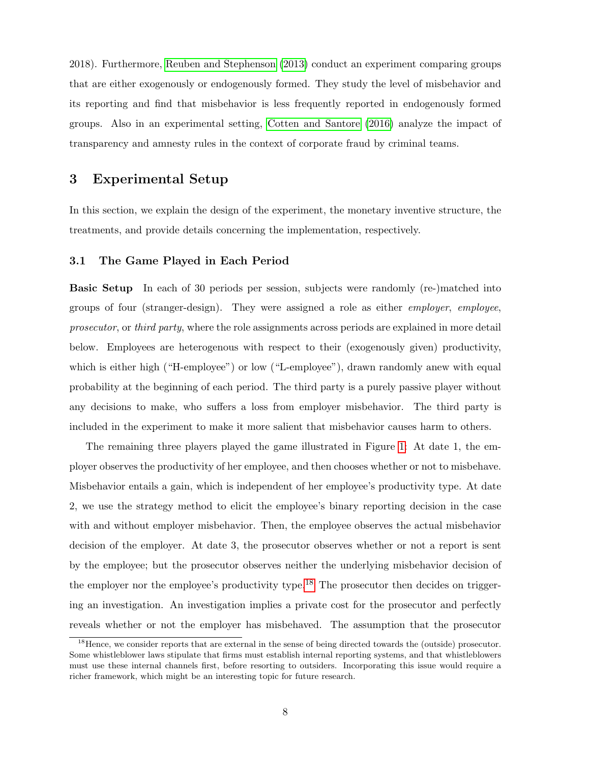2018). Furthermore, Reuben and Stephenson (2013) conduct an experiment comparing groups that are either exogenously or endogenously formed. They study the level of misbehavior and its reporting and find that misbehavior is less frequently reported in endogenously formed groups. Also in an experimental setting, Cotten and Santore (2016) analyze the impact of transparency and amnesty rules in the context of corporate fraud by criminal teams.

## 3 Experimental Setup

In this section, we explain the design of the experiment, the monetary inventive structure, the treatments, and provide details concerning the implementation, respectively.

### 3.1 The Game Played in Each Period

**Basic Setup** In each of 30 periods per session, subjects were randomly (re-)matched into groups of four (stranger-design). They were assigned a role as either *employer*, *employee*, *prosecutor*, or *third party*, where the role assignments across periods are explained in more detail below. Employees are heterogenous with respect to their (exogenously given) productivity, which is either high ("H-employee") or low ("L-employee"), drawn randomly anew with equal probability at the beginning of each period. The third party is a purely passive player without any decisions to make, who suffers a loss from employer misbehavior. The third party is included in the experiment to make it more salient that misbehavior causes harm to others.

The remaining three players played the game illustrated in Figure 1: At date 1, the employer observes the productivity of her employee, and then chooses whether or not to misbehave. Misbehavior entails a gain, which is independent of her employee's productivity type. At date 2, we use the strategy method to elicit the employee's binary reporting decision in the case with and without employer misbehavior. Then, the employee observes the actual misbehavior decision of the employer. At date 3, the prosecutor observes whether or not a report is sent by the employee; but the prosecutor observes neither the underlying misbehavior decision of the employer nor the employee's productivity type.[18] The prosecutor then decides on triggering an investigation. An investigation implies a private cost for the prosecutor and perfectly reveals whether or not the employer has misbehaved. The assumption that the prosecutor

[18] Hence, we consider reports that are external in the sense of being directed towards the (outside) prosecutor. Some whistleblower laws stipulate that firms must establish internal reporting systems, and that whistleblowers must use these internal channels first, before resorting to outsiders. Incorporating this issue would require a richer framework, which might be an interesting topic for future research.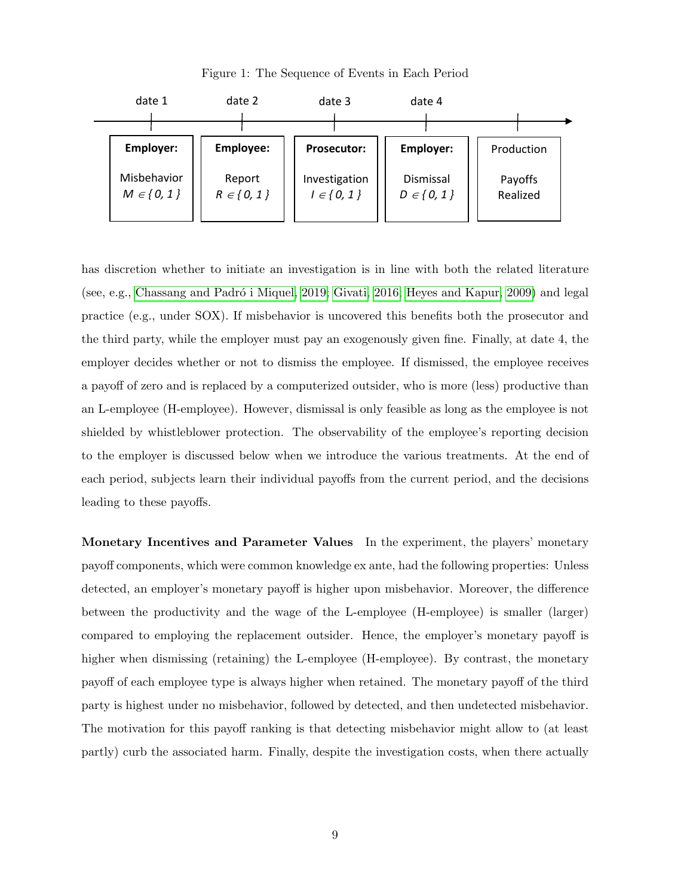Figure 1: The Sequence of Events in Each Period

| date 1 | date 2 | date 3 | date 4 | |
|---|---|---|---|---|
| **Employer:** Misbehavior $M \in \{0, 1\}$ | **Employee:** Report $R \in \{0, 1\}$ | **Prosecutor:** Investigation $I \in \{0, 1\}$ | **Employer:** Dismissal $D \in \{0, 1\}$ | Production Payoffs Realized |

has discretion whether to initiate an investigation is in line with both the related literature (see, e.g., Chassang and Padró i Miquel, 2019; Givati, 2016; Heyes and Kapur, 2009) and legal practice (e.g., under SOX). If misbehavior is uncovered this benefits both the prosecutor and the third party, while the employer must pay an exogenously given fine. Finally, at date 4, the employer decides whether or not to dismiss the employee. If dismissed, the employee receives a payoff of zero and is replaced by a computerized outsider, who is more (less) productive than an L-employee (H-employee). However, dismissal is only feasible as long as the employee is not shielded by whistleblower protection. The observability of the employee's reporting decision to the employer is discussed below when we introduce the various treatments. At the end of each period, subjects learn their individual payoffs from the current period, and the decisions leading to these payoffs.

**Monetary Incentives and Parameter Values** In the experiment, the players' monetary payoff components, which were common knowledge ex ante, had the following properties: Unless detected, an employer's monetary payoff is higher upon misbehavior. Moreover, the difference between the productivity and the wage of the L-employee (H-employee) is smaller (larger) compared to employing the replacement outsider. Hence, the employer's monetary payoff is higher when dismissing (retaining) the L-employee (H-employee). By contrast, the monetary payoff of each employee type is always higher when retained. The monetary payoff of the third party is highest under no misbehavior, followed by detected, and then undetected misbehavior. The motivation for this payoff ranking is that detecting misbehavior might allow to (at least partly) curb the associated harm. Finally, despite the investigation costs, when there actually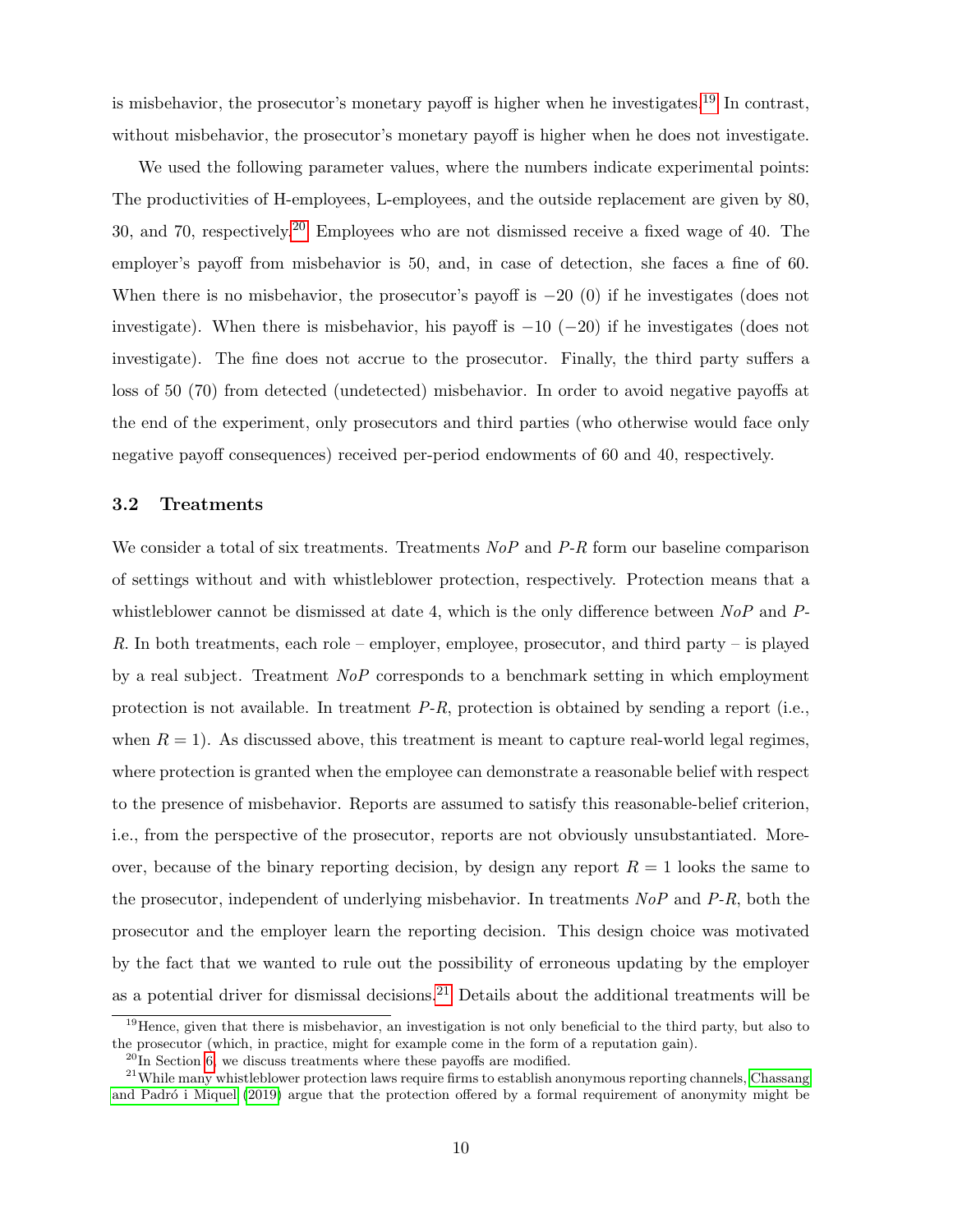is misbehavior, the prosecutor's monetary payoff is higher when he investigates.[19] In contrast, without misbehavior, the prosecutor's monetary payoff is higher when he does not investigate.

We used the following parameter values, where the numbers indicate experimental points: The productivities of H-employees, L-employees, and the outside replacement are given by 80, 30, and 70, respectively.[20] Employees who are not dismissed receive a fixed wage of 40. The employer's payoff from misbehavior is 50, and, in case of detection, she faces a fine of 60. When there is no misbehavior, the prosecutor's payoff is $-20$ (0) if he investigates (does not investigate). When there is misbehavior, his payoff is $-10$ ($-20$) if he investigates (does not investigate). The fine does not accrue to the prosecutor. Finally, the third party suffers a loss of 50 (70) from detected (undetected) misbehavior. In order to avoid negative payoffs at the end of the experiment, only prosecutors and third parties (who otherwise would face only negative payoff consequences) received per-period endowments of 60 and 40, respectively.

### 3.2 Treatments

We consider a total of six treatments. Treatments *NoP* and *P-R* form our baseline comparison of settings without and with whistleblower protection, respectively. Protection means that a whistleblower cannot be dismissed at date 4, which is the only difference between *NoP* and *P-R*. In both treatments, each role – employer, employee, prosecutor, and third party – is played by a real subject. Treatment *NoP* corresponds to a benchmark setting in which employment protection is not available. In treatment *P-R*, protection is obtained by sending a report (i.e., when $R = 1$). As discussed above, this treatment is meant to capture real-world legal regimes, where protection is granted when the employee can demonstrate a reasonable belief with respect to the presence of misbehavior. Reports are assumed to satisfy this reasonable-belief criterion, i.e., from the perspective of the prosecutor, reports are not obviously unsubstantiated. Moreover, because of the binary reporting decision, by design any report $R = 1$ looks the same to the prosecutor, independent of underlying misbehavior. In treatments *NoP* and *P-R*, both the prosecutor and the employer learn the reporting decision. This design choice was motivated by the fact that we wanted to rule out the possibility of erroneous updating by the employer as a potential driver for dismissal decisions.[21] Details about the additional treatments will be

[19] Hence, given that there is misbehavior, an investigation is not only beneficial to the third party, but also to the prosecutor (which, in practice, might for example come in the form of a reputation gain).

[20] In Section 6, we discuss treatments where these payoffs are modified.

[21] While many whistleblower protection laws require firms to establish anonymous reporting channels, Chassang and Padró i Miquel (2019) argue that the protection offered by a formal requirement of anonymity might be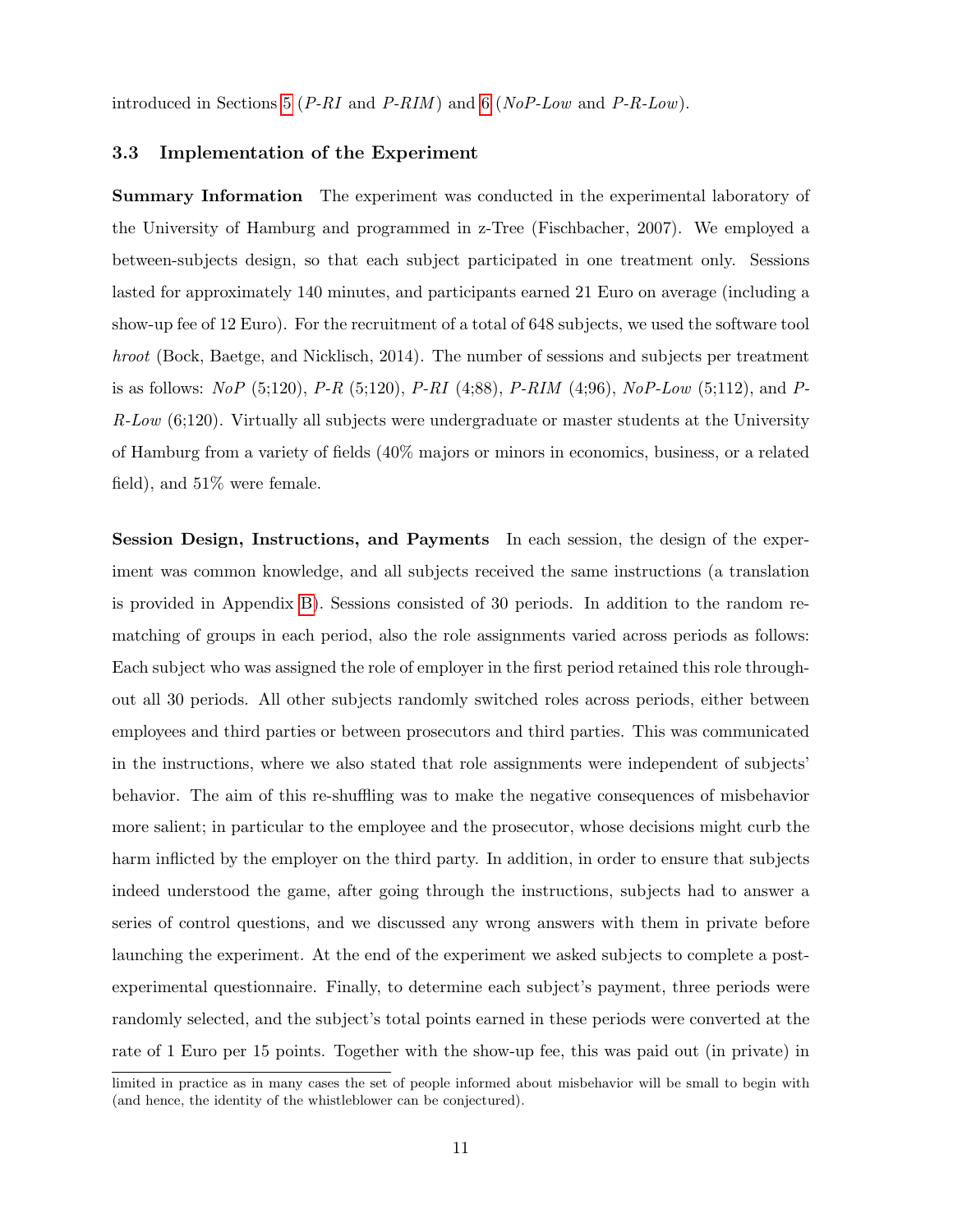introduced in Sections 5 (*P-RI* and *P-RIM*) and 6 (*NoP-Low* and *P-R-Low*).

### 3.3 Implementation of the Experiment

**Summary Information** The experiment was conducted in the experimental laboratory of the University of Hamburg and programmed in z-Tree (Fischbacher, 2007). We employed a between-subjects design, so that each subject participated in one treatment only. Sessions lasted for approximately 140 minutes, and participants earned 21 Euro on average (including a show-up fee of 12 Euro). For the recruitment of a total of 648 subjects, we used the software tool *hroot* (Bock, Baetge, and Nicklisch, 2014). The number of sessions and subjects per treatment is as follows: *NoP* (5;120), *P-R* (5;120), *P-RI* (4;88), *P-RIM* (4;96), *NoP-Low* (5;112), and *P-R-Low* (6;120). Virtually all subjects were undergraduate or master students at the University of Hamburg from a variety of fields (40% majors or minors in economics, business, or a related field), and 51% were female.

**Session Design, Instructions, and Payments** In each session, the design of the experiment was common knowledge, and all subjects received the same instructions (a translation is provided in Appendix B). Sessions consisted of 30 periods. In addition to the random rematching of groups in each period, also the role assignments varied across periods as follows: Each subject who was assigned the role of employer in the first period retained this role throughout all 30 periods. All other subjects randomly switched roles across periods, either between employees and third parties or between prosecutors and third parties. This was communicated in the instructions, where we also stated that role assignments were independent of subjects' behavior. The aim of this re-shuffling was to make the negative consequences of misbehavior more salient; in particular to the employee and the prosecutor, whose decisions might curb the harm inflicted by the employer on the third party. In addition, in order to ensure that subjects indeed understood the game, after going through the instructions, subjects had to answer a series of control questions, and we discussed any wrong answers with them in private before launching the experiment. At the end of the experiment we asked subjects to complete a post-experimental questionnaire. Finally, to determine each subject's payment, three periods were randomly selected, and the subject's total points earned in these periods were converted at the rate of 1 Euro per 15 points. Together with the show-up fee, this was paid out (in private) in

limited in practice as in many cases the set of people informed about misbehavior will be small to begin with (and hence, the identity of the whistleblower can be conjectured).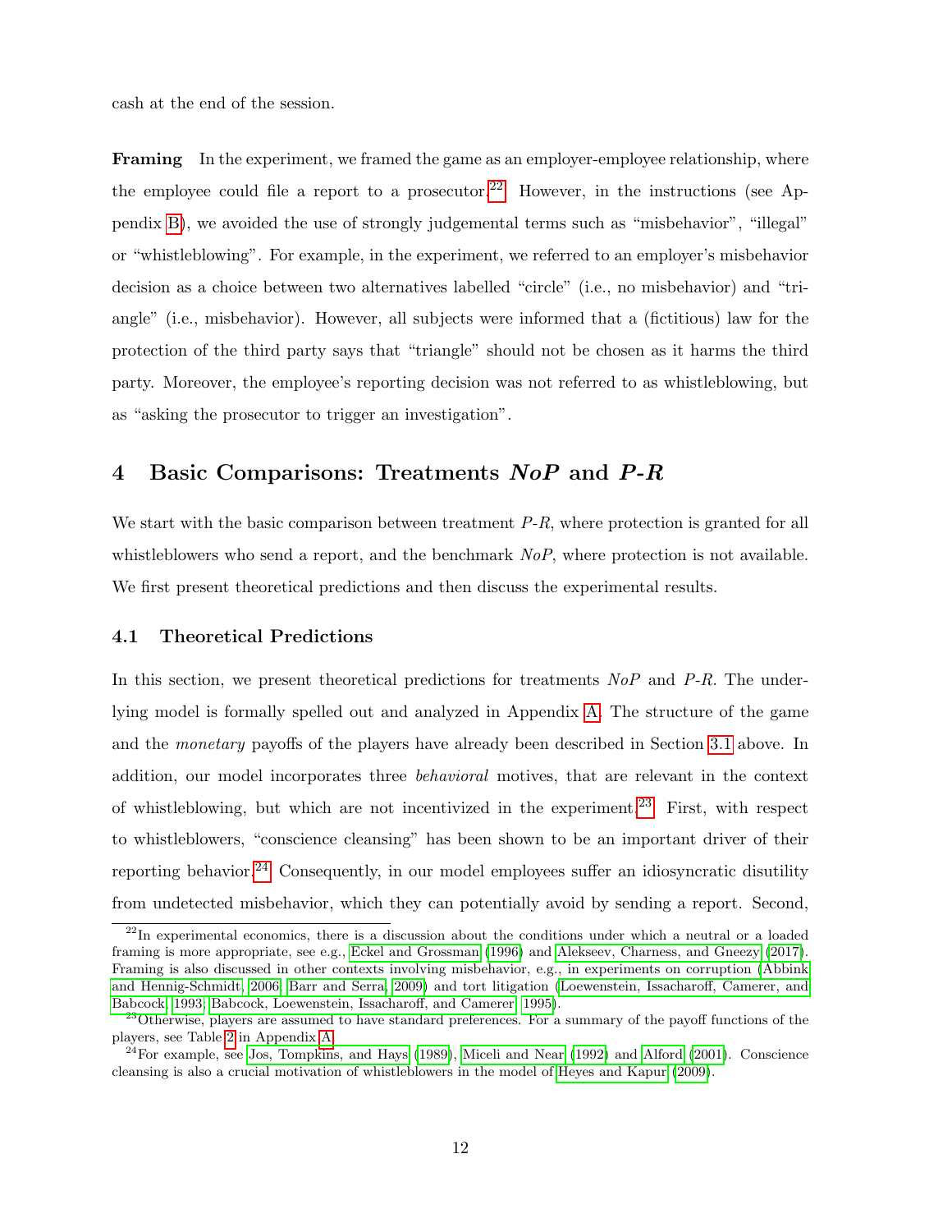cash at the end of the session.

**Framing** In the experiment, we framed the game as an employer-employee relationship, where the employee could file a report to a prosecutor.[22] However, in the instructions (see Appendix B), we avoided the use of strongly judgemental terms such as "misbehavior", "illegal" or "whistleblowing". For example, in the experiment, we referred to an employer's misbehavior decision as a choice between two alternatives labelled "circle" (i.e., no misbehavior) and "triangle" (i.e., misbehavior). However, all subjects were informed that a (fictitious) law for the protection of the third party says that "triangle" should not be chosen as it harms the third party. Moreover, the employee's reporting decision was not referred to as whistleblowing, but as "asking the prosecutor to trigger an investigation".

## 4 Basic Comparisons: Treatments *NoP* and *P-R*

We start with the basic comparison between treatment *P-R*, where protection is granted for all whistleblowers who send a report, and the benchmark *NoP*, where protection is not available. We first present theoretical predictions and then discuss the experimental results.

### 4.1 Theoretical Predictions

In this section, we present theoretical predictions for treatments *NoP* and *P-R*. The underlying model is formally spelled out and analyzed in Appendix A. The structure of the game and the *monetary* payoffs of the players have already been described in Section 3.1 above. In addition, our model incorporates three *behavioral* motives, that are relevant in the context of whistleblowing, but which are not incentivized in the experiment.[23] First, with respect to whistleblowers, "conscience cleansing" has been shown to be an important driver of their reporting behavior.[24] Consequently, in our model employees suffer an idiosyncratic disutility from undetected misbehavior, which they can potentially avoid by sending a report. Second,

[22] In experimental economics, there is a discussion about the conditions under which a neutral or a loaded framing is more appropriate, see e.g., Eckel and Grossman (1996) and Alekseev, Charness, and Gneezy (2017). Framing is also discussed in other contexts involving misbehavior, e.g., in experiments on corruption (Abbink and Hennig-Schmidt, 2006; Barr and Serra, 2009) and tort litigation (Loewenstein, Issacharoff, Camerer, and Babcock, 1993; Babcock, Loewenstein, Issacharoff, and Camerer, 1995).

[23] Otherwise, players are assumed to have standard preferences. For a summary of the payoff functions of the players, see Table 2 in Appendix A.

[24] For example, see Jos, Tompkins, and Hays (1989), Miceli and Near (1992) and Alford (2001). Conscience cleansing is also a crucial motivation of whistleblowers in the model of Heyes and Kapur (2009).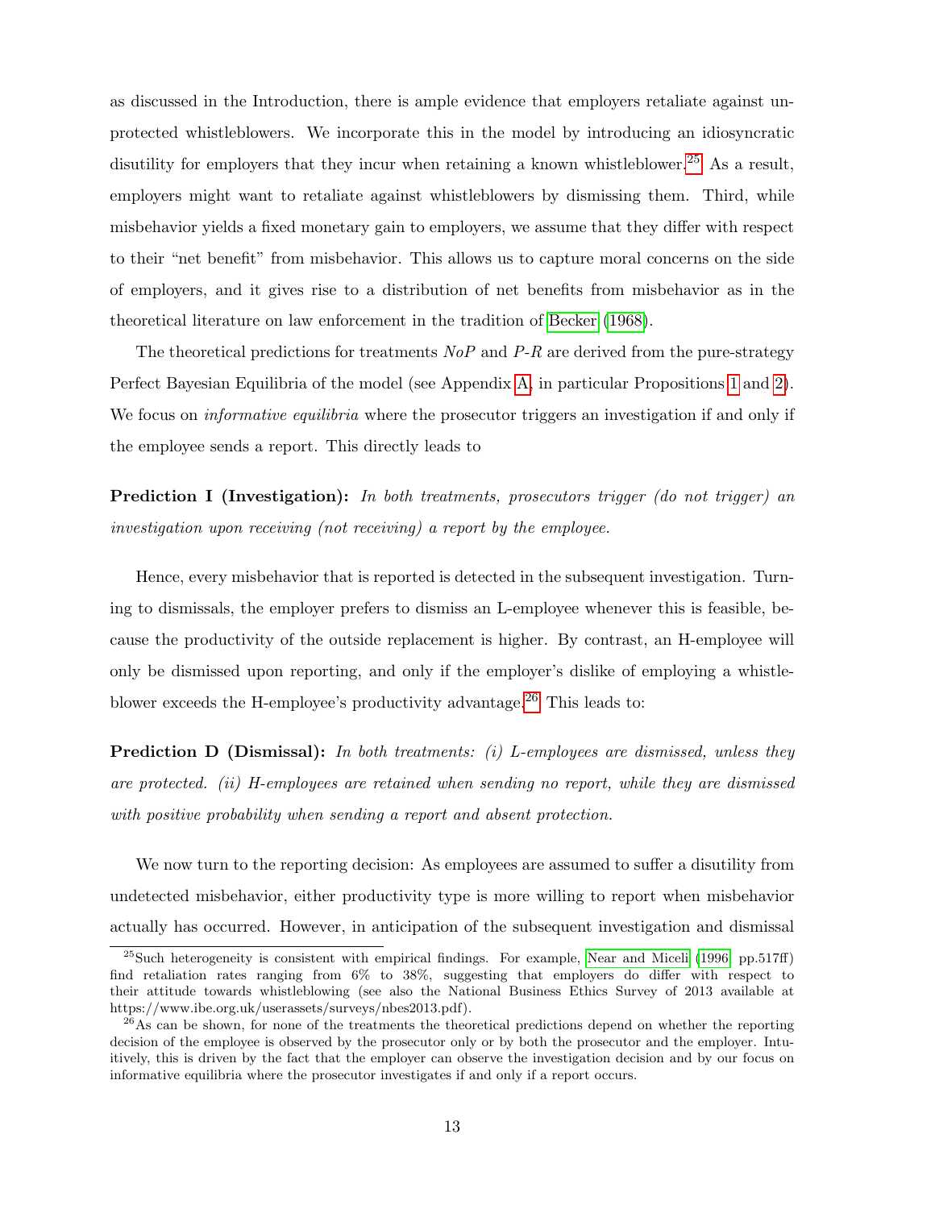as discussed in the Introduction, there is ample evidence that employers retaliate against unprotected whistleblowers. We incorporate this in the model by introducing an idiosyncratic disutility for employers that they incur when retaining a known whistleblower.[25] As a result, employers might want to retaliate against whistleblowers by dismissing them. Third, while misbehavior yields a fixed monetary gain to employers, we assume that they differ with respect to their "net benefit" from misbehavior. This allows us to capture moral concerns on the side of employers, and it gives rise to a distribution of net benefits from misbehavior as in the theoretical literature on law enforcement in the tradition of Becker (1968).

The theoretical predictions for treatments *NoP* and *P-R* are derived from the pure-strategy Perfect Bayesian Equilibria of the model (see Appendix A, in particular Propositions 1 and 2). We focus on *informative equilibria* where the prosecutor triggers an investigation if and only if the employee sends a report. This directly leads to

**Prediction I (Investigation):** *In both treatments, prosecutors trigger (do not trigger) an investigation upon receiving (not receiving) a report by the employee.*

Hence, every misbehavior that is reported is detected in the subsequent investigation. Turning to dismissals, the employer prefers to dismiss an L-employee whenever this is feasible, because the productivity of the outside replacement is higher. By contrast, an H-employee will only be dismissed upon reporting, and only if the employer's dislike of employing a whistleblower exceeds the H-employee's productivity advantage.[26] This leads to:

**Prediction D (Dismissal):** *In both treatments: (i) L-employees are dismissed, unless they are protected. (ii) H-employees are retained when sending no report, while they are dismissed with positive probability when sending a report and absent protection.*

We now turn to the reporting decision: As employees are assumed to suffer a disutility from undetected misbehavior, either productivity type is more willing to report when misbehavior actually has occurred. However, in anticipation of the subsequent investigation and dismissal

---

[25] Such heterogeneity is consistent with empirical findings. For example, Near and Miceli (1996, pp.517ff) find retaliation rates ranging from 6% to 38%, suggesting that employers do differ with respect to their attitude towards whistleblowing (see also the National Business Ethics Survey of 2013 available at https://www.ibe.org.uk/userassets/surveys/nbes2013.pdf).

[26] As can be shown, for none of the treatments the theoretical predictions depend on whether the reporting decision of the employee is observed by the prosecutor only or by both the prosecutor and the employer. Intuitively, this is driven by the fact that the employer can observe the investigation decision and by our focus on informative equilibria where the prosecutor investigates if and only if a report occurs.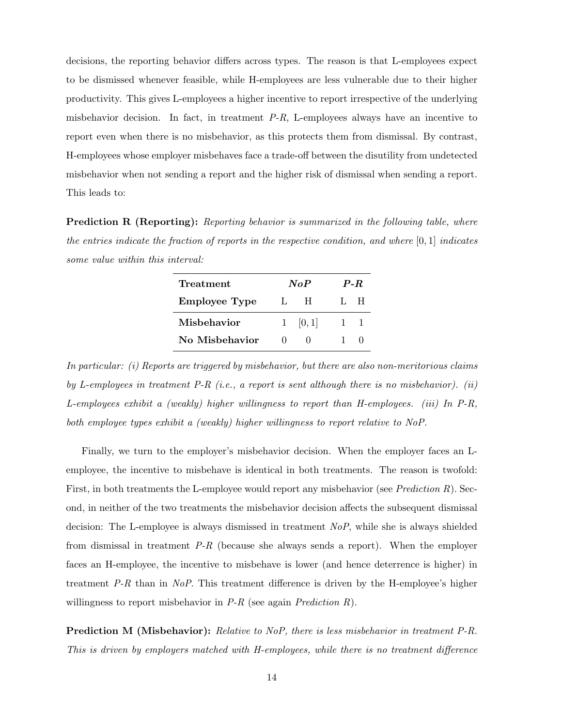decisions, the reporting behavior differs across types. The reason is that L-employees expect to be dismissed whenever feasible, while H-employees are less vulnerable due to their higher productivity. This gives L-employees a higher incentive to report irrespective of the underlying misbehavior decision. In fact, in treatment *P-R*, L-employees always have an incentive to report even when there is no misbehavior, as this protects them from dismissal. By contrast, H-employees whose employer misbehaves face a trade-off between the disutility from undetected misbehavior when not sending a report and the higher risk of dismissal when sending a report. This leads to:

**Prediction R (Reporting):** *Reporting behavior is summarized in the following table, where the entries indicate the fraction of reports in the respective condition, and where* $[0, 1]$ *indicates some value within this interval:*

| **Treatment** | ***NoP*** | | ***P-R*** | |
|---|---|---|---|---|
| **Employee Type** | L | H | L | H |
| **Misbehavior** | 1 | $[0, 1]$ | 1 | 1 |
| **No Misbehavior** | 0 | 0 | 1 | 0 |

*In particular: (i) Reports are triggered by misbehavior, but there are also non-meritorious claims by L-employees in treatment P-R (i.e., a report is sent although there is no misbehavior). (ii) L-employees exhibit a (weakly) higher willingness to report than H-employees. (iii) In P-R, both employee types exhibit a (weakly) higher willingness to report relative to NoP.*

Finally, we turn to the employer's misbehavior decision. When the employer faces an L-employee, the incentive to misbehave is identical in both treatments. The reason is twofold: First, in both treatments the L-employee would report any misbehavior (see *Prediction R*). Second, in neither of the two treatments the misbehavior decision affects the subsequent dismissal decision: The L-employee is always dismissed in treatment *NoP*, while she is always shielded from dismissal in treatment *P-R* (because she always sends a report). When the employer faces an H-employee, the incentive to misbehave is lower (and hence deterrence is higher) in treatment *P-R* than in *NoP*. This treatment difference is driven by the H-employee's higher willingness to report misbehavior in *P-R* (see again *Prediction R*).

**Prediction M (Misbehavior):** *Relative to NoP, there is less misbehavior in treatment P-R. This is driven by employers matched with H-employees, while there is no treatment difference*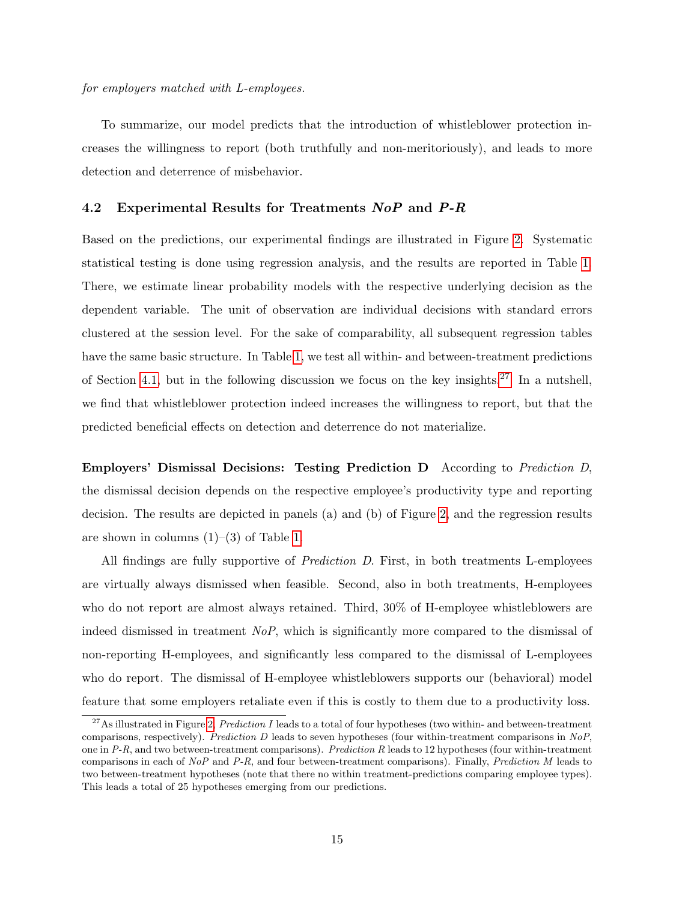*for employers matched with L-employees.*

To summarize, our model predicts that the introduction of whistleblower protection increases the willingness to report (both truthfully and non-meritoriously), and leads to more detection and deterrence of misbehavior.

### 4.2 Experimental Results for Treatments *NoP* and *P-R*

Based on the predictions, our experimental findings are illustrated in Figure 2. Systematic statistical testing is done using regression analysis, and the results are reported in Table 1. There, we estimate linear probability models with the respective underlying decision as the dependent variable. The unit of observation are individual decisions with standard errors clustered at the session level. For the sake of comparability, all subsequent regression tables have the same basic structure. In Table 1, we test all within- and between-treatment predictions of Section 4.1, but in the following discussion we focus on the key insights.[27] In a nutshell, we find that whistleblower protection indeed increases the willingness to report, but that the predicted beneficial effects on detection and deterrence do not materialize.

**Employers' Dismissal Decisions: Testing Prediction D** According to *Prediction D*, the dismissal decision depends on the respective employee's productivity type and reporting decision. The results are depicted in panels (a) and (b) of Figure 2, and the regression results are shown in columns (1)–(3) of Table 1.

All findings are fully supportive of *Prediction D*. First, in both treatments L-employees are virtually always dismissed when feasible. Second, also in both treatments, H-employees who do not report are almost always retained. Third, 30% of H-employee whistleblowers are indeed dismissed in treatment *NoP*, which is significantly more compared to the dismissal of non-reporting H-employees, and significantly less compared to the dismissal of L-employees who do report. The dismissal of H-employee whistleblowers supports our (behavioral) model feature that some employers retaliate even if this is costly to them due to a productivity loss.

[27] As illustrated in Figure 2, *Prediction I* leads to a total of four hypotheses (two within- and between-treatment comparisons, respectively). *Prediction D* leads to seven hypotheses (four within-treatment comparisons in *NoP*, one in *P-R*, and two between-treatment comparisons). *Prediction R* leads to 12 hypotheses (four within-treatment comparisons in each of *NoP* and *P-R*, and four between-treatment comparisons). Finally, *Prediction M* leads to two between-treatment hypotheses (note that there no within treatment-predictions comparing employee types). This leads a total of 25 hypotheses emerging from our predictions.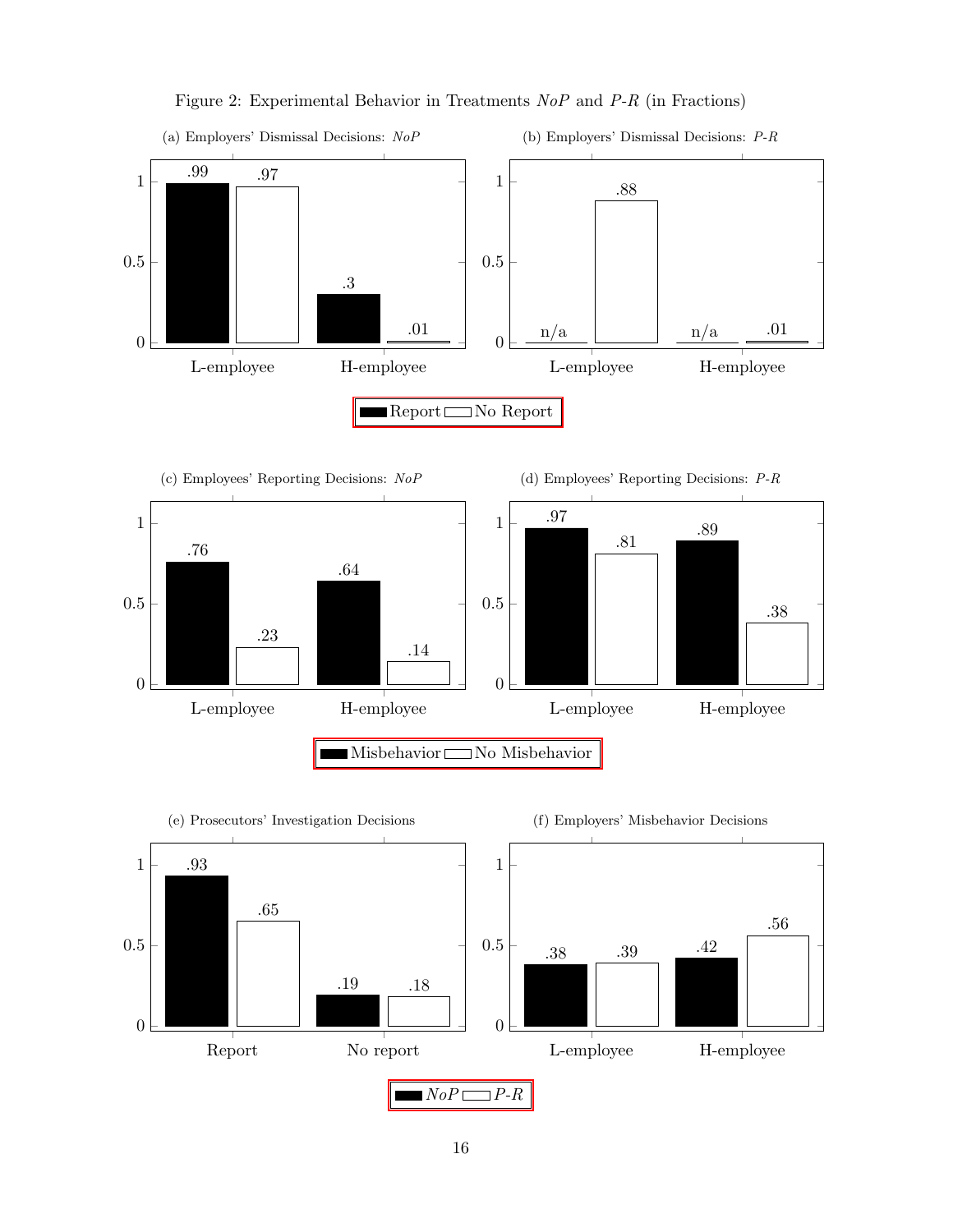Figure 2: Experimental Behavior in Treatments *NoP* and *P-R* (in Fractions)

(a) Employers' Dismissal Decisions: *NoP*

| | Report | No Report |
|---|---|---|
| L-employee | .99 | .97 |
| H-employee | .3 | .01 |

(b) Employers' Dismissal Decisions: *P-R*

| | Report | No Report |
|---|---|---|
| L-employee | n/a | .88 |
| H-employee | n/a | .01 |

(c) Employees' Reporting Decisions: *NoP*

| | Misbehavior | No Misbehavior |
|---|---|---|
| L-employee | .76 | .23 |
| H-employee | .64 | .14 |

(d) Employees' Reporting Decisions: *P-R*

| | Misbehavior | No Misbehavior |
|---|---|---|
| L-employee | .97 | .81 |
| H-employee | .89 | .38 |

(e) Prosecutors' Investigation Decisions

| | *NoP* | *P-R* |
|---|---|---|
| Report | .93 | .65 |
| No report | .19 | .18 |

(f) Employers' Misbehavior Decisions

| | *NoP* | *P-R* |
|---|---|---|
| L-employee | .38 | .39 |
| H-employee | .42 | .56 |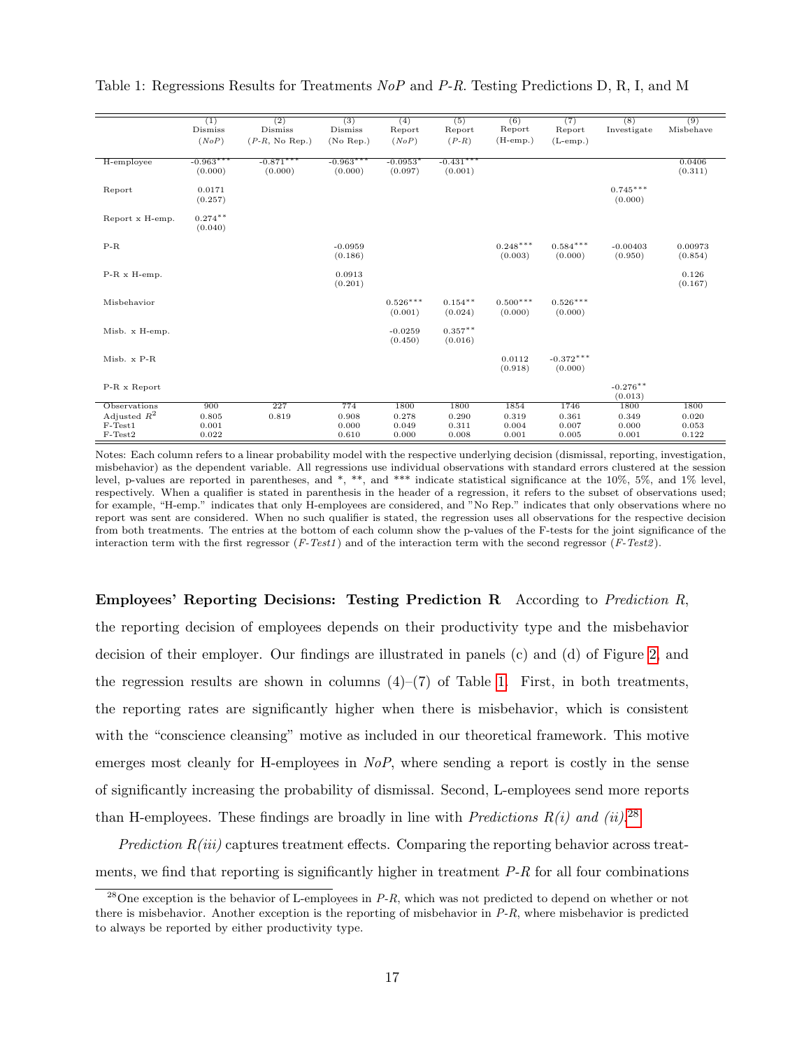Table 1: Regressions Results for Treatments *NoP* and *P-R*. Testing Predictions D, R, I, and M

| | (1) Dismiss (*NoP*) | (2) Dismiss (*P-R*, No Rep.) | (3) Dismiss (No Rep.) | (4) Report (*NoP*) | (5) Report (*P-R*) | (6) Report (H-emp.) | (7) Report (L-emp.) | (8) Investigate | (9) Misbehave |
|---|---|---|---|---|---|---|---|---|---|
| H-employee | -0.963*** (0.000) | -0.871*** (0.000) | -0.963*** (0.000) | -0.0953* (0.097) | -0.431*** (0.001) | | | | 0.0406 (0.311) |
| Report | 0.0171 (0.257) | | | | | | | 0.745*** (0.000) | |
| Report x H-emp. | 0.274** (0.040) | | | | | | | | |
| P-R | | | -0.0959 (0.186) | | | 0.248*** (0.003) | 0.584*** (0.000) | -0.00403 (0.950) | 0.00973 (0.854) |
| P-R x H-emp. | | | 0.0913 (0.201) | | | | | | 0.126 (0.167) |
| Misbehavior | | | | 0.526*** (0.001) | 0.154** (0.024) | 0.500*** (0.000) | 0.526*** (0.000) | | |
| Misb. x H-emp. | | | | -0.0259 (0.450) | 0.357** (0.016) | | | | |
| Misb. x P-R | | | | | | 0.0112 (0.918) | -0.372*** (0.000) | | |
| P-R x Report | | | | | | | | -0.276** (0.013) | |
| Observations | 900 | 227 | 774 | 1800 | 1800 | 1854 | 1746 | 1800 | 1800 |
| Adjusted $R^2$ | 0.805 | 0.819 | 0.908 | 0.278 | 0.290 | 0.319 | 0.361 | 0.349 | 0.020 |
| F-Test1 | 0.001 | | 0.000 | 0.049 | 0.311 | 0.004 | 0.007 | 0.000 | 0.053 |
| F-Test2 | 0.022 | | 0.610 | 0.000 | 0.008 | 0.001 | 0.005 | 0.001 | 0.122 |

Notes: Each column refers to a linear probability model with the respective underlying decision (dismissal, reporting, investigation, misbehavior) as the dependent variable. All regressions use individual observations with standard errors clustered at the session level, p-values are reported in parentheses, and *, **, and *** indicate statistical significance at the 10%, 5%, and 1% level, respectively. When a qualifier is stated in parenthesis in the header of a regression, it refers to the subset of observations used; for example, "H-emp." indicates that only H-employees are considered, and "No Rep." indicates that only observations where no report was sent are considered. When no such qualifier is stated, the regression uses all observations for the respective decision from both treatments. The entries at the bottom of each column show the p-values of the F-tests for the joint significance of the interaction term with the first regressor (*F-Test1*) and of the interaction term with the second regressor (*F-Test2*).

**Employees' Reporting Decisions: Testing Prediction R** According to *Prediction R*, the reporting decision of employees depends on their productivity type and the misbehavior decision of their employer. Our findings are illustrated in panels (c) and (d) of Figure 2, and the regression results are shown in columns (4)–(7) of Table 1. First, in both treatments, the reporting rates are significantly higher when there is misbehavior, which is consistent with the "conscience cleansing" motive as included in our theoretical framework. This motive emerges most cleanly for H-employees in *NoP*, where sending a report is costly in the sense of significantly increasing the probability of dismissal. Second, L-employees send more reports than H-employees. These findings are broadly in line with *Predictions R(i) and (ii)*.[28]

*Prediction R(iii)* captures treatment effects. Comparing the reporting behavior across treatments, we find that reporting is significantly higher in treatment *P-R* for all four combinations

[28]One exception is the behavior of L-employees in *P-R*, which was not predicted to depend on whether or not there is misbehavior. Another exception is the reporting of misbehavior in *P-R*, where misbehavior is predicted to always be reported by either productivity type.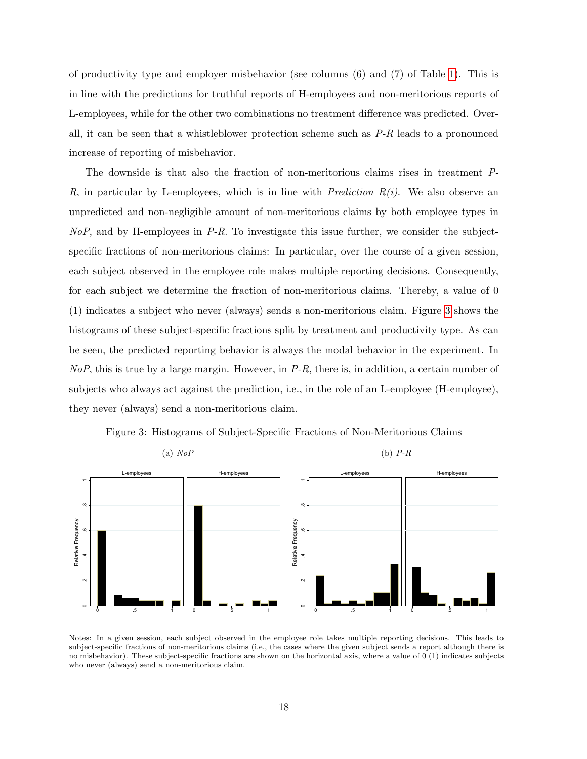of productivity type and employer misbehavior (see columns (6) and (7) of Table 1). This is in line with the predictions for truthful reports of H-employees and non-meritorious reports of L-employees, while for the other two combinations no treatment difference was predicted. Overall, it can be seen that a whistleblower protection scheme such as *P-R* leads to a pronounced increase of reporting of misbehavior.

The downside is that also the fraction of non-meritorious claims rises in treatment *P-R*, in particular by L-employees, which is in line with *Prediction R(i)*. We also observe an unpredicted and non-negligible amount of non-meritorious claims by both employee types in *NoP*, and by H-employees in *P-R*. To investigate this issue further, we consider the subject-specific fractions of non-meritorious claims: In particular, over the course of a given session, each subject observed in the employee role makes multiple reporting decisions. Consequently, for each subject we determine the fraction of non-meritorious claims. Thereby, a value of 0 (1) indicates a subject who never (always) sends a non-meritorious claim. Figure 3 shows the histograms of these subject-specific fractions split by treatment and productivity type. As can be seen, the predicted reporting behavior is always the modal behavior in the experiment. In *NoP*, this is true by a large margin. However, in *P-R*, there is, in addition, a certain number of subjects who always act against the prediction, i.e., in the role of an L-employee (H-employee), they never (always) send a non-meritorious claim.

Figure 3: Histograms of Subject-Specific Fractions of Non-Meritorious Claims

(a) *NoP*

(b) *P-R*

Notes: In a given session, each subject observed in the employee role takes multiple reporting decisions. This leads to subject-specific fractions of non-meritorious claims (i.e., the cases where the given subject sends a report although there is no misbehavior). These subject-specific fractions are shown on the horizontal axis, where a value of 0 (1) indicates subjects who never (always) send a non-meritorious claim.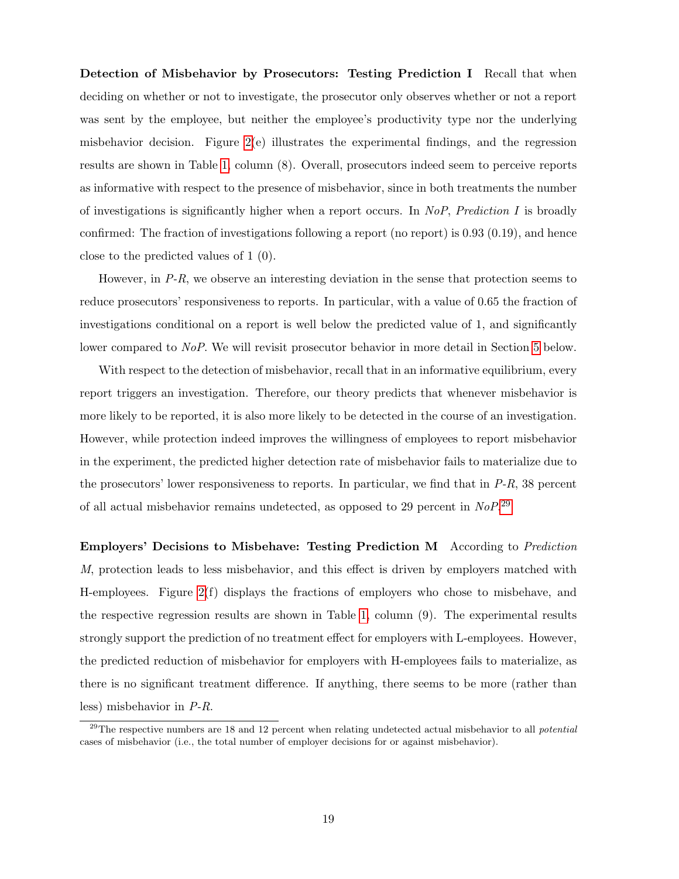**Detection of Misbehavior by Prosecutors: Testing Prediction I** Recall that when deciding on whether or not to investigate, the prosecutor only observes whether or not a report was sent by the employee, but neither the employee's productivity type nor the underlying misbehavior decision. Figure 2(e) illustrates the experimental findings, and the regression results are shown in Table 1, column (8). Overall, prosecutors indeed seem to perceive reports as informative with respect to the presence of misbehavior, since in both treatments the number of investigations is significantly higher when a report occurs. In *NoP*, *Prediction I* is broadly confirmed: The fraction of investigations following a report (no report) is 0.93 (0.19), and hence close to the predicted values of 1 (0).

However, in *P-R*, we observe an interesting deviation in the sense that protection seems to reduce prosecutors' responsiveness to reports. In particular, with a value of 0.65 the fraction of investigations conditional on a report is well below the predicted value of 1, and significantly lower compared to *NoP*. We will revisit prosecutor behavior in more detail in Section 5 below.

With respect to the detection of misbehavior, recall that in an informative equilibrium, every report triggers an investigation. Therefore, our theory predicts that whenever misbehavior is more likely to be reported, it is also more likely to be detected in the course of an investigation. However, while protection indeed improves the willingness of employees to report misbehavior in the experiment, the predicted higher detection rate of misbehavior fails to materialize due to the prosecutors' lower responsiveness to reports. In particular, we find that in *P-R*, 38 percent of all actual misbehavior remains undetected, as opposed to 29 percent in *NoP*.[29]

**Employers' Decisions to Misbehave: Testing Prediction M** According to *Prediction M*, protection leads to less misbehavior, and this effect is driven by employers matched with H-employees. Figure 2(f) displays the fractions of employers who chose to misbehave, and the respective regression results are shown in Table 1, column (9). The experimental results strongly support the prediction of no treatment effect for employers with L-employees. However, the predicted reduction of misbehavior for employers with H-employees fails to materialize, as there is no significant treatment difference. If anything, there seems to be more (rather than less) misbehavior in *P-R*.

[29] The respective numbers are 18 and 12 percent when relating undetected actual misbehavior to all *potential* cases of misbehavior (i.e., the total number of employer decisions for or against misbehavior).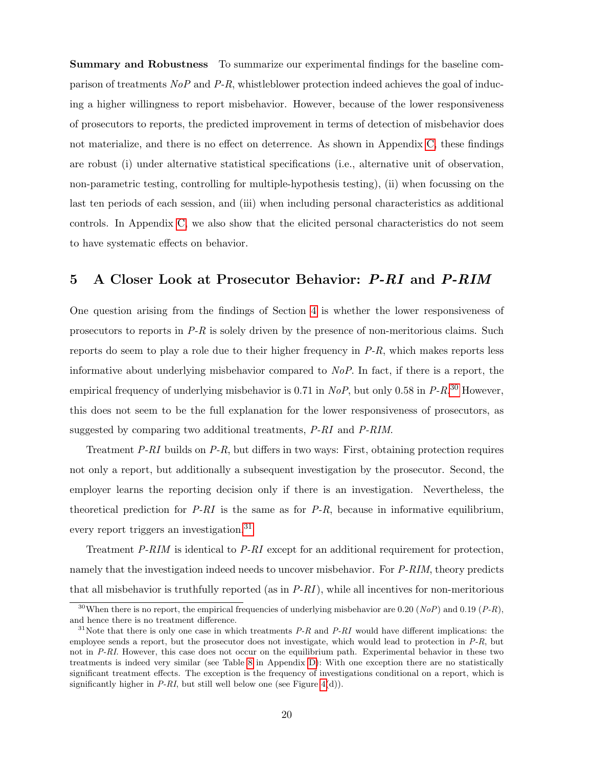**Summary and Robustness** To summarize our experimental findings for the baseline comparison of treatments *NoP* and *P-R*, whistleblower protection indeed achieves the goal of inducing a higher willingness to report misbehavior. However, because of the lower responsiveness of prosecutors to reports, the predicted improvement in terms of detection of misbehavior does not materialize, and there is no effect on deterrence. As shown in Appendix C, these findings are robust (i) under alternative statistical specifications (i.e., alternative unit of observation, non-parametric testing, controlling for multiple-hypothesis testing), (ii) when focussing on the last ten periods of each session, and (iii) when including personal characteristics as additional controls. In Appendix C, we also show that the elicited personal characteristics do not seem to have systematic effects on behavior.

## 5 A Closer Look at Prosecutor Behavior: *P-RI* and *P-RIM*

One question arising from the findings of Section 4 is whether the lower responsiveness of prosecutors to reports in *P-R* is solely driven by the presence of non-meritorious claims. Such reports do seem to play a role due to their higher frequency in *P-R*, which makes reports less informative about underlying misbehavior compared to *NoP*. In fact, if there is a report, the empirical frequency of underlying misbehavior is 0.71 in *NoP*, but only 0.58 in *P-R*.[30] However, this does not seem to be the full explanation for the lower responsiveness of prosecutors, as suggested by comparing two additional treatments, *P-RI* and *P-RIM*.

Treatment *P-RI* builds on *P-R*, but differs in two ways: First, obtaining protection requires not only a report, but additionally a subsequent investigation by the prosecutor. Second, the employer learns the reporting decision only if there is an investigation. Nevertheless, the theoretical prediction for *P-RI* is the same as for *P-R*, because in informative equilibrium, every report triggers an investigation.[31]

Treatment *P-RIM* is identical to *P-RI* except for an additional requirement for protection, namely that the investigation indeed needs to uncover misbehavior. For *P-RIM*, theory predicts that all misbehavior is truthfully reported (as in *P-RI*), while all incentives for non-meritorious

[30] When there is no report, the empirical frequencies of underlying misbehavior are 0.20 (*NoP*) and 0.19 (*P-R*), and hence there is no treatment difference.

[31] Note that there is only one case in which treatments *P-R* and *P-RI* would have different implications: the employee sends a report, but the prosecutor does not investigate, which would lead to protection in *P-R*, but not in *P-RI*. However, this case does not occur on the equilibrium path. Experimental behavior in these two treatments is indeed very similar (see Table 8 in Appendix D): With one exception there are no statistically significant treatment effects. The exception is the frequency of investigations conditional on a report, which is significantly higher in *P-RI*, but still well below one (see Figure 4(d)).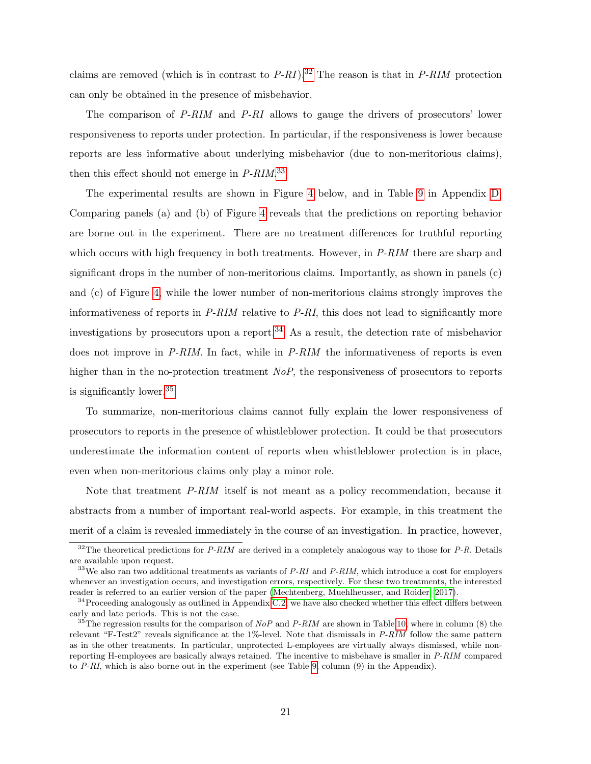claims are removed (which is in contrast to *P-RI*).[32] The reason is that in *P-RIM* protection can only be obtained in the presence of misbehavior.

The comparison of *P-RIM* and *P-RI* allows to gauge the drivers of prosecutors' lower responsiveness to reports under protection. In particular, if the responsiveness is lower because reports are less informative about underlying misbehavior (due to non-meritorious claims), then this effect should not emerge in *P-RIM*.[33]

The experimental results are shown in Figure 4 below, and in Table 9 in Appendix D. Comparing panels (a) and (b) of Figure 4 reveals that the predictions on reporting behavior are borne out in the experiment. There are no treatment differences for truthful reporting which occurs with high frequency in both treatments. However, in *P-RIM* there are sharp and significant drops in the number of non-meritorious claims. Importantly, as shown in panels (c) and (c) of Figure 4, while the lower number of non-meritorious claims strongly improves the informativeness of reports in *P-RIM* relative to *P-RI*, this does not lead to significantly more investigations by prosecutors upon a report.[34] As a result, the detection rate of misbehavior does not improve in *P-RIM*. In fact, while in *P-RIM* the informativeness of reports is even higher than in the no-protection treatment *NoP*, the responsiveness of prosecutors to reports is significantly lower.[35]

To summarize, non-meritorious claims cannot fully explain the lower responsiveness of prosecutors to reports in the presence of whistleblower protection. It could be that prosecutors underestimate the information content of reports when whistleblower protection is in place, even when non-meritorious claims only play a minor role.

Note that treatment *P-RIM* itself is not meant as a policy recommendation, because it abstracts from a number of important real-world aspects. For example, in this treatment the merit of a claim is revealed immediately in the course of an investigation. In practice, however,

---

[32] The theoretical predictions for *P-RIM* are derived in a completely analogous way to those for *P-R*. Details are available upon request.

[33] We also ran two additional treatments as variants of *P-RI* and *P-RIM*, which introduce a cost for employers whenever an investigation occurs, and investigation errors, respectively. For these two treatments, the interested reader is referred to an earlier version of the paper (Mechtenberg, Muehlheusser, and Roider, 2017).

[34] Proceeding analogously as outlined in Appendix C.2, we have also checked whether this effect differs between early and late periods. This is not the case.

[35] The regression results for the comparison of *NoP* and *P-RIM* are shown in Table 10, where in column (8) the relevant "F-Test2" reveals significance at the 1%-level. Note that dismissals in *P-RIM* follow the same pattern as in the other treatments. In particular, unprotected L-employees are virtually always dismissed, while non-reporting H-employees are basically always retained. The incentive to misbehave is smaller in *P-RIM* compared to *P-RI*, which is also borne out in the experiment (see Table 9, column (9) in the Appendix).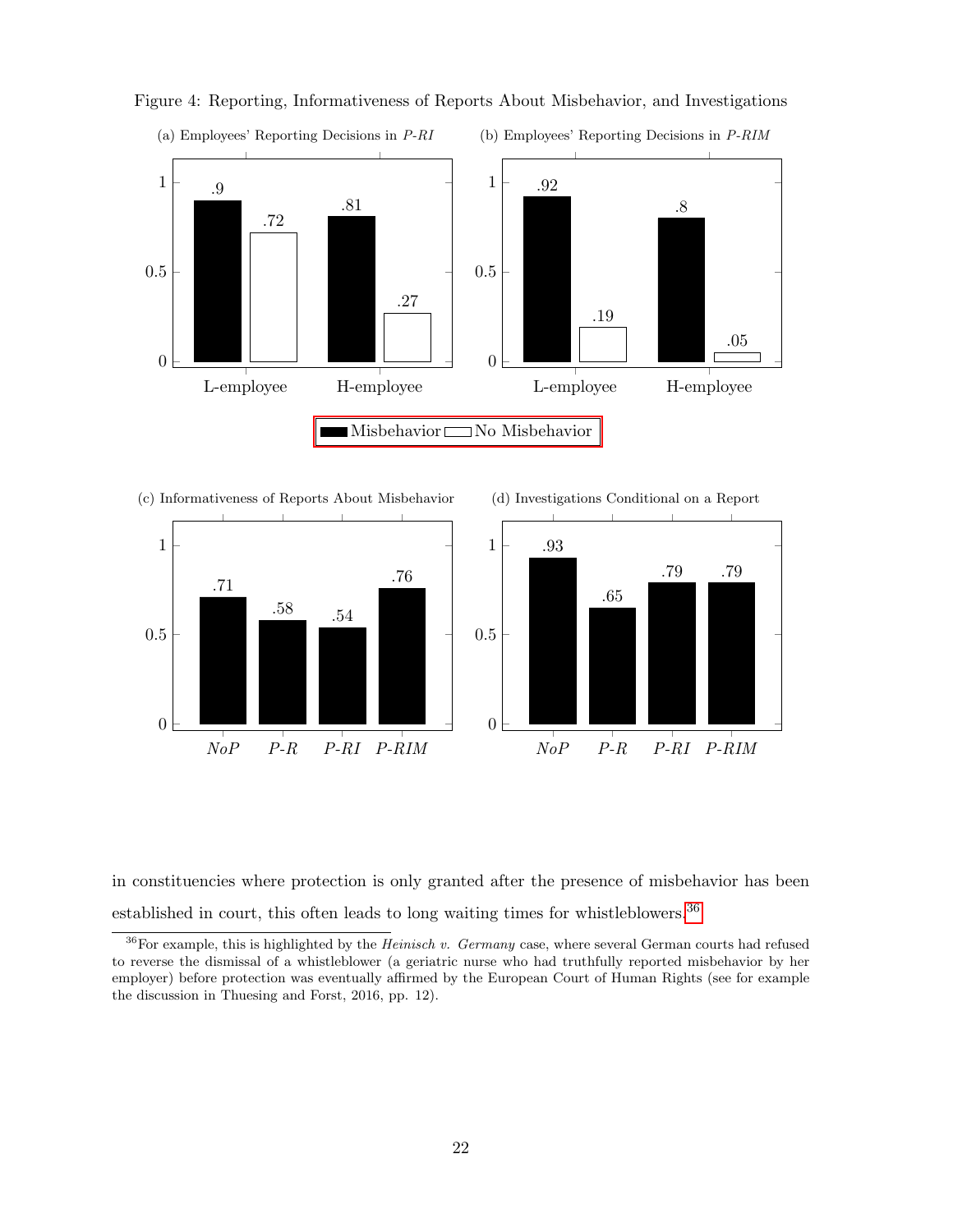Figure 4: Reporting, Informativeness of Reports About Misbehavior, and Investigations

(a) Employees' Reporting Decisions in *P-RI*

| | Misbehavior | No Misbehavior |
|---|---|---|
| L-employee | .9 | .72 |
| H-employee | .81 | .27 |

(b) Employees' Reporting Decisions in *P-RIM*

| | Misbehavior | No Misbehavior |
|---|---|---|
| L-employee | .92 | .19 |
| H-employee | .8 | .05 |

(c) Informativeness of Reports About Misbehavior

| *NoP* | *P-R* | *P-RI* | *P-RIM* |
|---|---|---|---|
| .71 | .58 | .54 | .76 |

(d) Investigations Conditional on a Report

| *NoP* | *P-R* | *P-RI* | *P-RIM* |
|---|---|---|---|
| .93 | .65 | .79 | .79 |

in constituencies where protection is only granted after the presence of misbehavior has been established in court, this often leads to long waiting times for whistleblowers.[36]

[36] For example, this is highlighted by the *Heinisch v. Germany* case, where several German courts had refused to reverse the dismissal of a whistleblower (a geriatric nurse who had truthfully reported misbehavior by her employer) before protection was eventually affirmed by the European Court of Human Rights (see for example the discussion in Thuesing and Forst, 2016, pp. 12).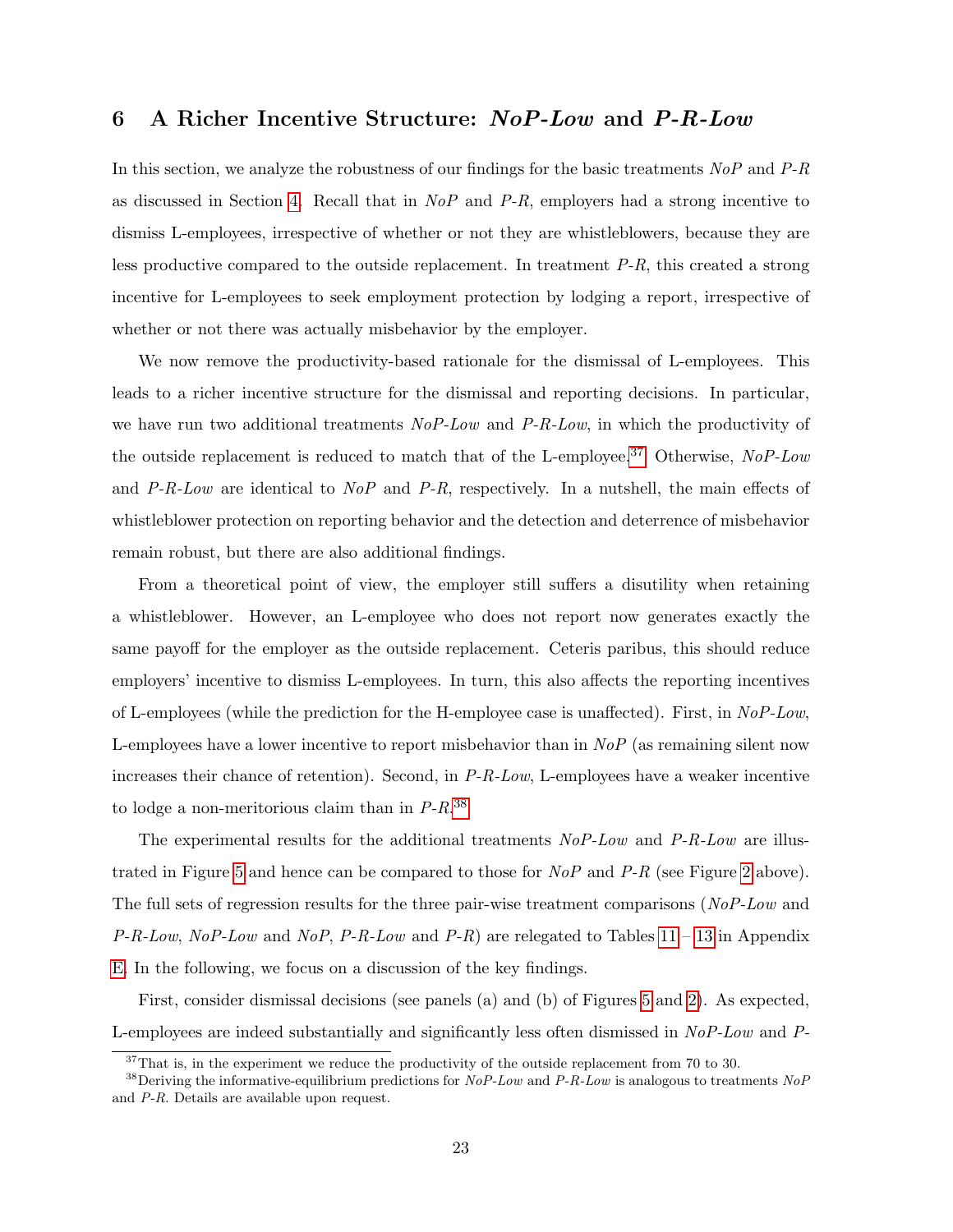## 6 A Richer Incentive Structure: *NoP-Low* and *P-R-Low*

In this section, we analyze the robustness of our findings for the basic treatments *NoP* and *P-R* as discussed in Section 4. Recall that in *NoP* and *P-R*, employers had a strong incentive to dismiss L-employees, irrespective of whether or not they are whistleblowers, because they are less productive compared to the outside replacement. In treatment *P-R*, this created a strong incentive for L-employees to seek employment protection by lodging a report, irrespective of whether or not there was actually misbehavior by the employer.

We now remove the productivity-based rationale for the dismissal of L-employees. This leads to a richer incentive structure for the dismissal and reporting decisions. In particular, we have run two additional treatments *NoP-Low* and *P-R-Low*, in which the productivity of the outside replacement is reduced to match that of the L-employee.[37] Otherwise, *NoP-Low* and *P-R-Low* are identical to *NoP* and *P-R*, respectively. In a nutshell, the main effects of whistleblower protection on reporting behavior and the detection and deterrence of misbehavior remain robust, but there are also additional findings.

From a theoretical point of view, the employer still suffers a disutility when retaining a whistleblower. However, an L-employee who does not report now generates exactly the same payoff for the employer as the outside replacement. Ceteris paribus, this should reduce employers' incentive to dismiss L-employees. In turn, this also affects the reporting incentives of L-employees (while the prediction for the H-employee case is unaffected). First, in *NoP-Low*, L-employees have a lower incentive to report misbehavior than in *NoP* (as remaining silent now increases their chance of retention). Second, in *P-R-Low*, L-employees have a weaker incentive to lodge a non-meritorious claim than in *P-R*.[38]

The experimental results for the additional treatments *NoP-Low* and *P-R-Low* are illustrated in Figure 5 and hence can be compared to those for *NoP* and *P-R* (see Figure 2 above). The full sets of regression results for the three pair-wise treatment comparisons (*NoP-Low* and *P-R-Low*, *NoP-Low* and *NoP*, *P-R-Low* and *P-R*) are relegated to Tables 11 – 13 in Appendix E. In the following, we focus on a discussion of the key findings.

First, consider dismissal decisions (see panels (a) and (b) of Figures 5 and 2). As expected, L-employees are indeed substantially and significantly less often dismissed in *NoP-Low* and *P-*

[37] That is, in the experiment we reduce the productivity of the outside replacement from 70 to 30.

[38] Deriving the informative-equilibrium predictions for *NoP-Low* and *P-R-Low* is analogous to treatments *NoP* and *P-R*. Details are available upon request.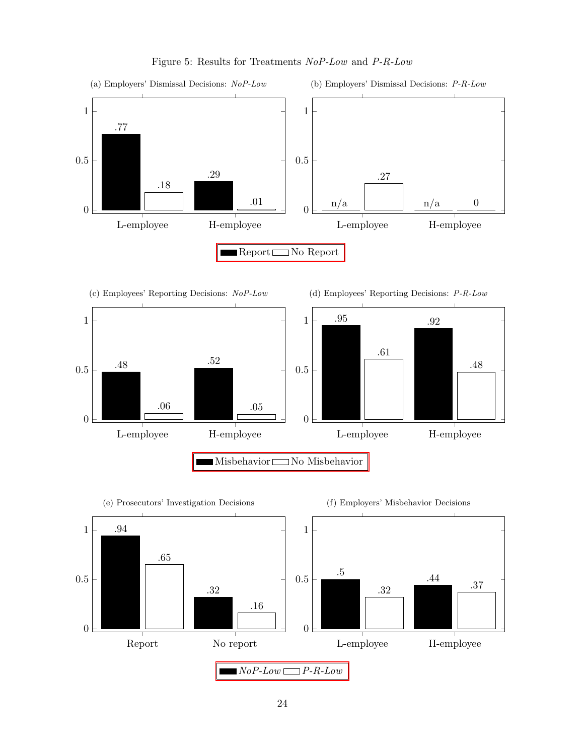Figure 5: Results for Treatments *NoP-Low* and *P-R-Low*

(a) Employers' Dismissal Decisions: *NoP-Low*

| | Report | No Report |
|---|---|---|
| L-employee | .77 | .18 |
| H-employee | .29 | .01 |

(b) Employers' Dismissal Decisions: *P-R-Low*

| | Report | No Report |
|---|---|---|
| L-employee | n/a | .27 |
| H-employee | n/a | 0 |

(c) Employees' Reporting Decisions: *NoP-Low*

| | Misbehavior | No Misbehavior |
|---|---|---|
| L-employee | .48 | .06 |
| H-employee | .52 | .05 |

(d) Employees' Reporting Decisions: *P-R-Low*

| | Misbehavior | No Misbehavior |
|---|---|---|
| L-employee | .95 | .61 |
| H-employee | .92 | .48 |

(e) Prosecutors' Investigation Decisions

| | *NoP-Low* | *P-R-Low* |
|---|---|---|
| Report | .94 | .65 |
| No report | .32 | .16 |

(f) Employers' Misbehavior Decisions

| | *NoP-Low* | *P-R-Low* |
|---|---|---|
| L-employee | .5 | .32 |
| H-employee | .44 | .37 |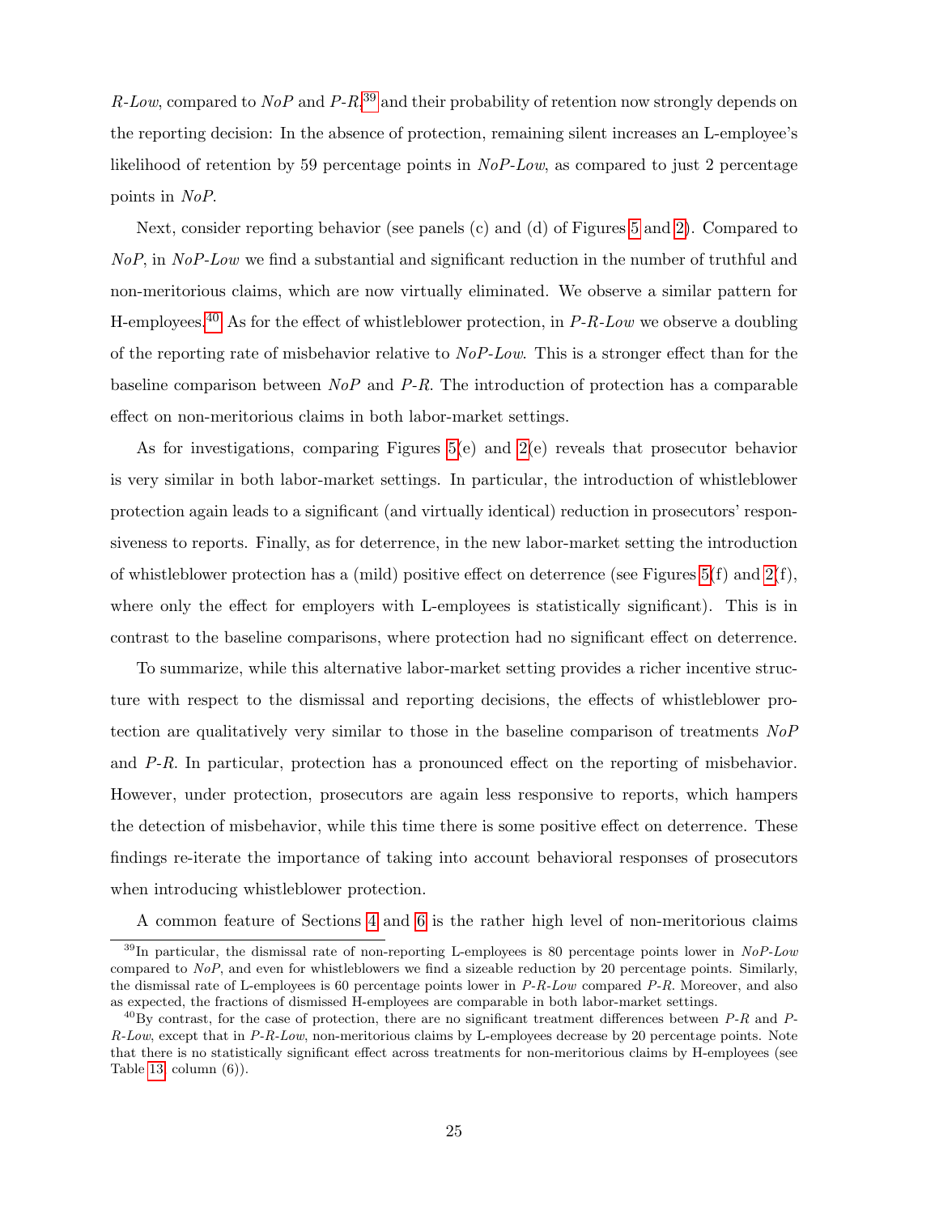*R-Low*, compared to *NoP* and *P-R*,[39] and their probability of retention now strongly depends on the reporting decision: In the absence of protection, remaining silent increases an L-employee's likelihood of retention by 59 percentage points in *NoP-Low*, as compared to just 2 percentage points in *NoP*.

Next, consider reporting behavior (see panels (c) and (d) of Figures 5 and 2). Compared to *NoP*, in *NoP-Low* we find a substantial and significant reduction in the number of truthful and non-meritorious claims, which are now virtually eliminated. We observe a similar pattern for H-employees.[40] As for the effect of whistleblower protection, in *P-R-Low* we observe a doubling of the reporting rate of misbehavior relative to *NoP-Low*. This is a stronger effect than for the baseline comparison between *NoP* and *P-R*. The introduction of protection has a comparable effect on non-meritorious claims in both labor-market settings.

As for investigations, comparing Figures 5(e) and 2(e) reveals that prosecutor behavior is very similar in both labor-market settings. In particular, the introduction of whistleblower protection again leads to a significant (and virtually identical) reduction in prosecutors' responsiveness to reports. Finally, as for deterrence, in the new labor-market setting the introduction of whistleblower protection has a (mild) positive effect on deterrence (see Figures 5(f) and 2(f), where only the effect for employers with L-employees is statistically significant). This is in contrast to the baseline comparisons, where protection had no significant effect on deterrence.

To summarize, while this alternative labor-market setting provides a richer incentive structure with respect to the dismissal and reporting decisions, the effects of whistleblower protection are qualitatively very similar to those in the baseline comparison of treatments *NoP* and *P-R*. In particular, protection has a pronounced effect on the reporting of misbehavior. However, under protection, prosecutors are again less responsive to reports, which hampers the detection of misbehavior, while this time there is some positive effect on deterrence. These findings re-iterate the importance of taking into account behavioral responses of prosecutors when introducing whistleblower protection.

A common feature of Sections 4 and 6 is the rather high level of non-meritorious claims

[39] In particular, the dismissal rate of non-reporting L-employees is 80 percentage points lower in *NoP-Low* compared to *NoP*, and even for whistleblowers we find a sizeable reduction by 20 percentage points. Similarly, the dismissal rate of L-employees is 60 percentage points lower in *P-R-Low* compared *P-R*. Moreover, and also as expected, the fractions of dismissed H-employees are comparable in both labor-market settings.

[40] By contrast, for the case of protection, there are no significant treatment differences between *P-R* and *P-R-Low*, except that in *P-R-Low*, non-meritorious claims by L-employees decrease by 20 percentage points. Note that there is no statistically significant effect across treatments for non-meritorious claims by H-employees (see Table 13, column (6)).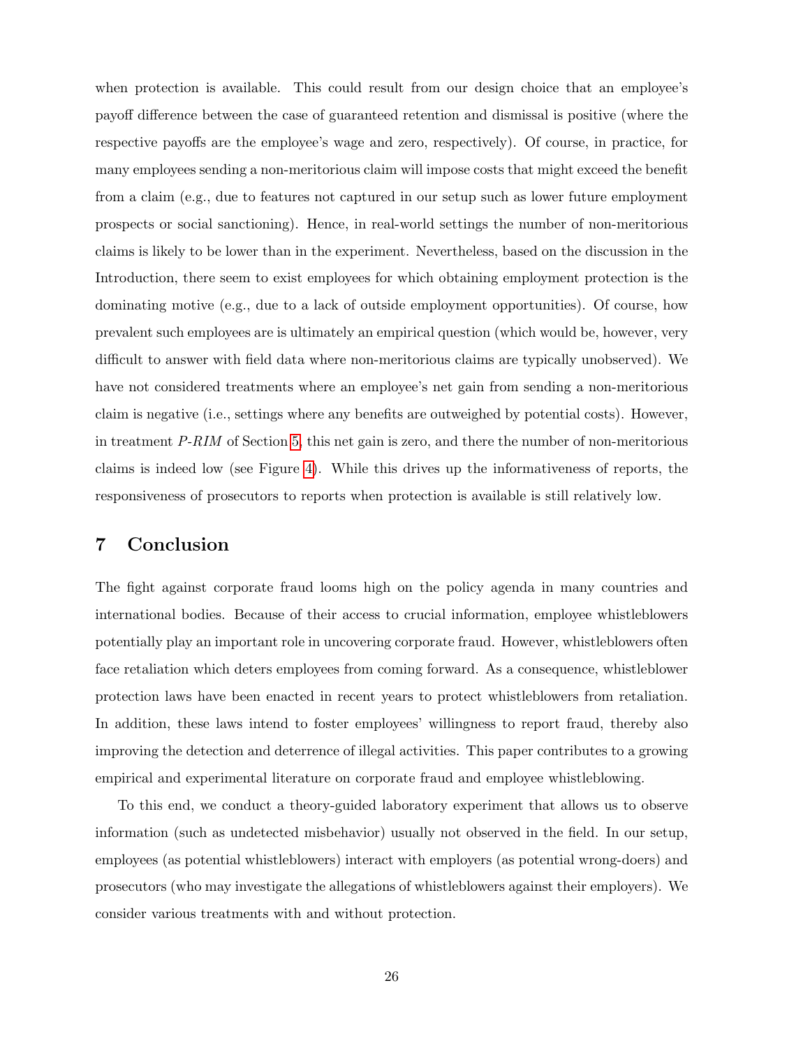when protection is available. This could result from our design choice that an employee's payoff difference between the case of guaranteed retention and dismissal is positive (where the respective payoffs are the employee's wage and zero, respectively). Of course, in practice, for many employees sending a non-meritorious claim will impose costs that might exceed the benefit from a claim (e.g., due to features not captured in our setup such as lower future employment prospects or social sanctioning). Hence, in real-world settings the number of non-meritorious claims is likely to be lower than in the experiment. Nevertheless, based on the discussion in the Introduction, there seem to exist employees for which obtaining employment protection is the dominating motive (e.g., due to a lack of outside employment opportunities). Of course, how prevalent such employees are is ultimately an empirical question (which would be, however, very difficult to answer with field data where non-meritorious claims are typically unobserved). We have not considered treatments where an employee's net gain from sending a non-meritorious claim is negative (i.e., settings where any benefits are outweighed by potential costs). However, in treatment *P-RIM* of Section 5, this net gain is zero, and there the number of non-meritorious claims is indeed low (see Figure 4). While this drives up the informativeness of reports, the responsiveness of prosecutors to reports when protection is available is still relatively low.

# 7 Conclusion

The fight against corporate fraud looms high on the policy agenda in many countries and international bodies. Because of their access to crucial information, employee whistleblowers potentially play an important role in uncovering corporate fraud. However, whistleblowers often face retaliation which deters employees from coming forward. As a consequence, whistleblower protection laws have been enacted in recent years to protect whistleblowers from retaliation. In addition, these laws intend to foster employees' willingness to report fraud, thereby also improving the detection and deterrence of illegal activities. This paper contributes to a growing empirical and experimental literature on corporate fraud and employee whistleblowing.

To this end, we conduct a theory-guided laboratory experiment that allows us to observe information (such as undetected misbehavior) usually not observed in the field. In our setup, employees (as potential whistleblowers) interact with employers (as potential wrong-doers) and prosecutors (who may investigate the allegations of whistleblowers against their employers). We consider various treatments with and without protection.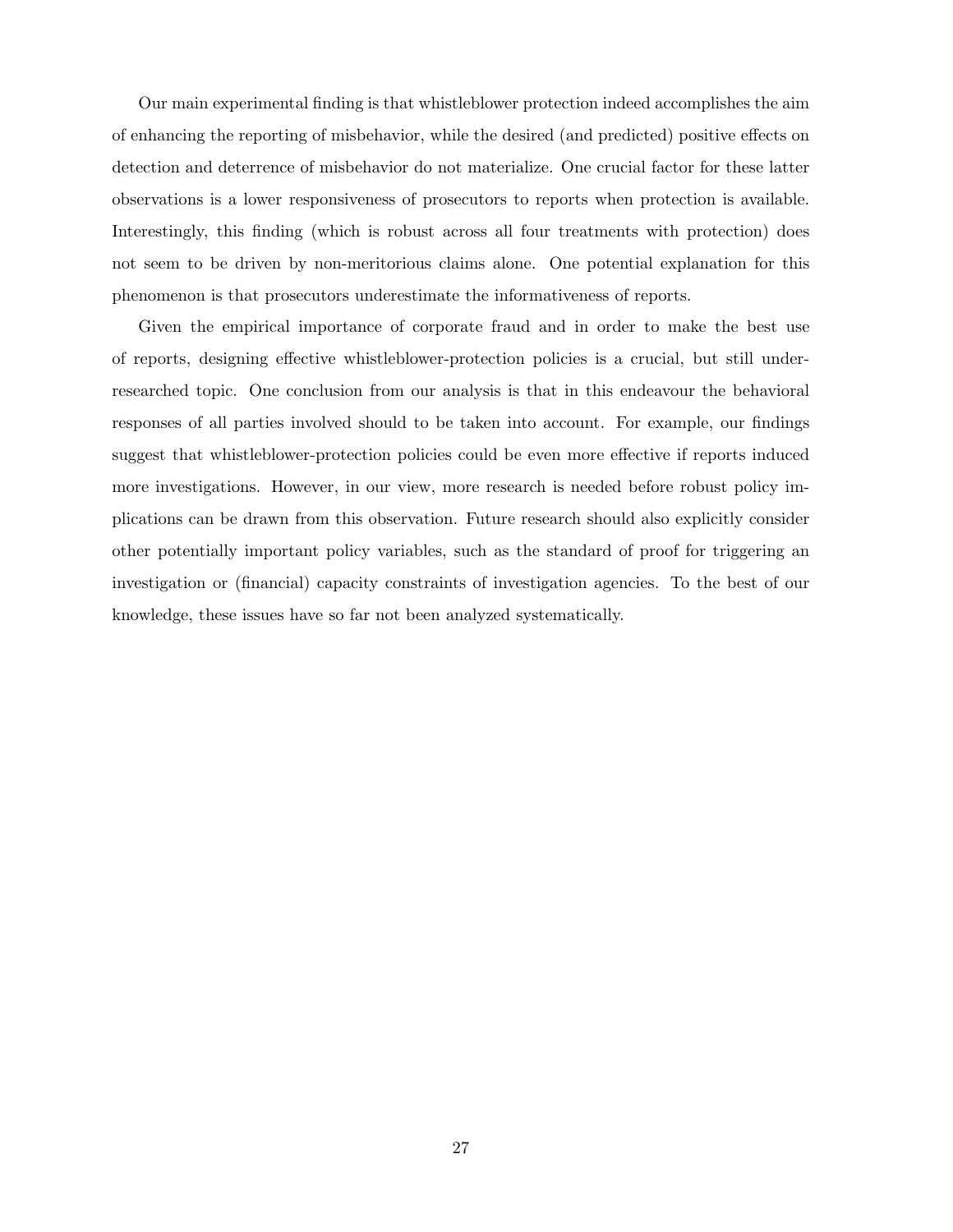Our main experimental finding is that whistleblower protection indeed accomplishes the aim of enhancing the reporting of misbehavior, while the desired (and predicted) positive effects on detection and deterrence of misbehavior do not materialize. One crucial factor for these latter observations is a lower responsiveness of prosecutors to reports when protection is available. Interestingly, this finding (which is robust across all four treatments with protection) does not seem to be driven by non-meritorious claims alone. One potential explanation for this phenomenon is that prosecutors underestimate the informativeness of reports.

Given the empirical importance of corporate fraud and in order to make the best use of reports, designing effective whistleblower-protection policies is a crucial, but still under-researched topic. One conclusion from our analysis is that in this endeavour the behavioral responses of all parties involved should to be taken into account. For example, our findings suggest that whistleblower-protection policies could be even more effective if reports induced more investigations. However, in our view, more research is needed before robust policy implications can be drawn from this observation. Future research should also explicitly consider other potentially important policy variables, such as the standard of proof for triggering an investigation or (financial) capacity constraints of investigation agencies. To the best of our knowledge, these issues have so far not been analyzed systematically.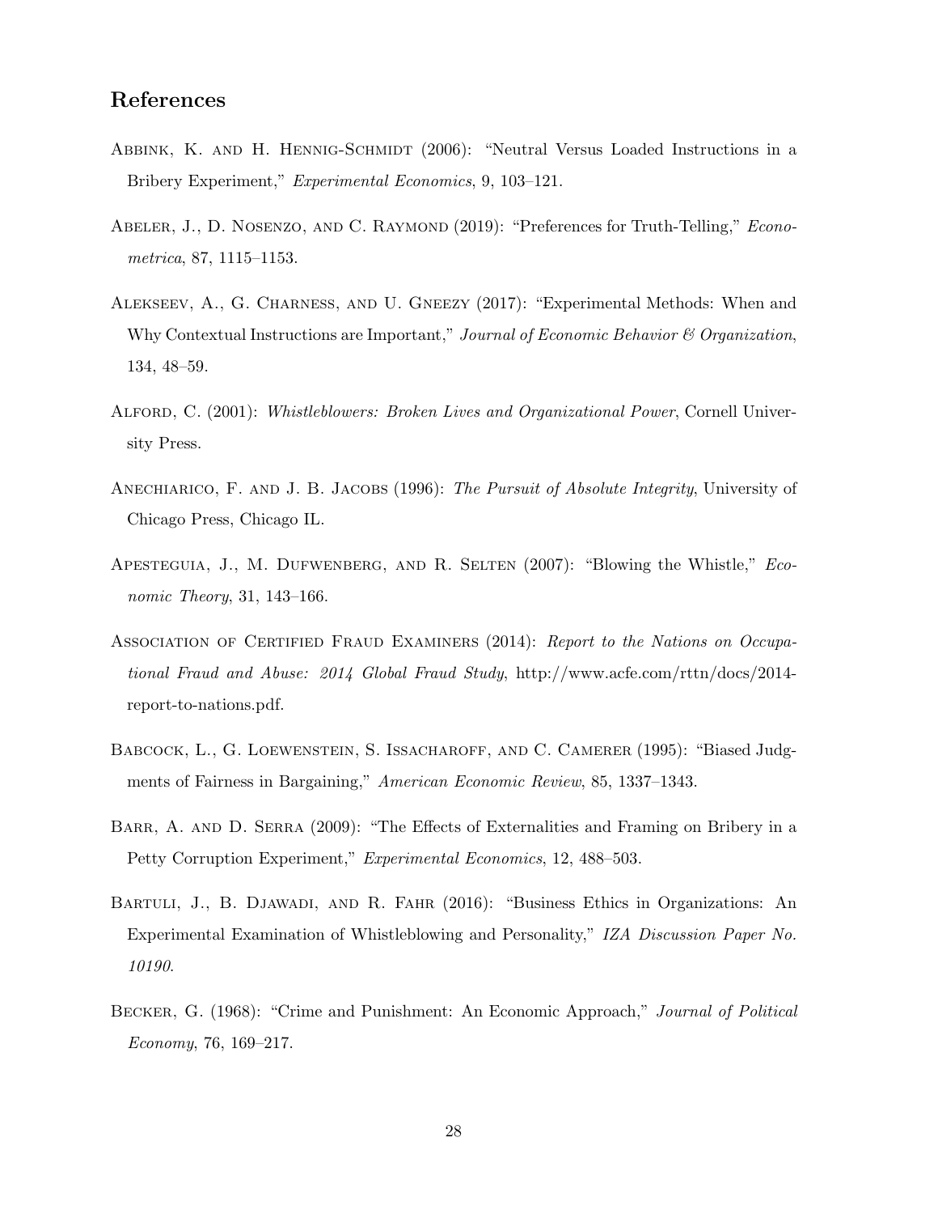## References

Abbink, K. and H. Hennig-Schmidt (2006): "Neutral Versus Loaded Instructions in a Bribery Experiment," *Experimental Economics*, 9, 103–121.

Abeler, J., D. Nosenzo, and C. Raymond (2019): "Preferences for Truth-Telling," *Econometrica*, 87, 1115–1153.

Alekseev, A., G. Charness, and U. Gneezy (2017): "Experimental Methods: When and Why Contextual Instructions are Important," *Journal of Economic Behavior & Organization*, 134, 48–59.

Alford, C. (2001): *Whistleblowers: Broken Lives and Organizational Power*, Cornell University Press.

Anechiarico, F. and J. B. Jacobs (1996): *The Pursuit of Absolute Integrity*, University of Chicago Press, Chicago IL.

Apesteguia, J., M. Dufwenberg, and R. Selten (2007): "Blowing the Whistle," *Economic Theory*, 31, 143–166.

Association of Certified Fraud Examiners (2014): *Report to the Nations on Occupational Fraud and Abuse: 2014 Global Fraud Study*, http://www.acfe.com/rttn/docs/2014-report-to-nations.pdf.

Babcock, L., G. Loewenstein, S. Issacharoff, and C. Camerer (1995): "Biased Judgments of Fairness in Bargaining," *American Economic Review*, 85, 1337–1343.

Barr, A. and D. Serra (2009): "The Effects of Externalities and Framing on Bribery in a Petty Corruption Experiment," *Experimental Economics*, 12, 488–503.

Bartuli, J., B. Djawadi, and R. Fahr (2016): "Business Ethics in Organizations: An Experimental Examination of Whistleblowing and Personality," *IZA Discussion Paper No. 10190*.

Becker, G. (1968): "Crime and Punishment: An Economic Approach," *Journal of Political Economy*, 76, 169–217.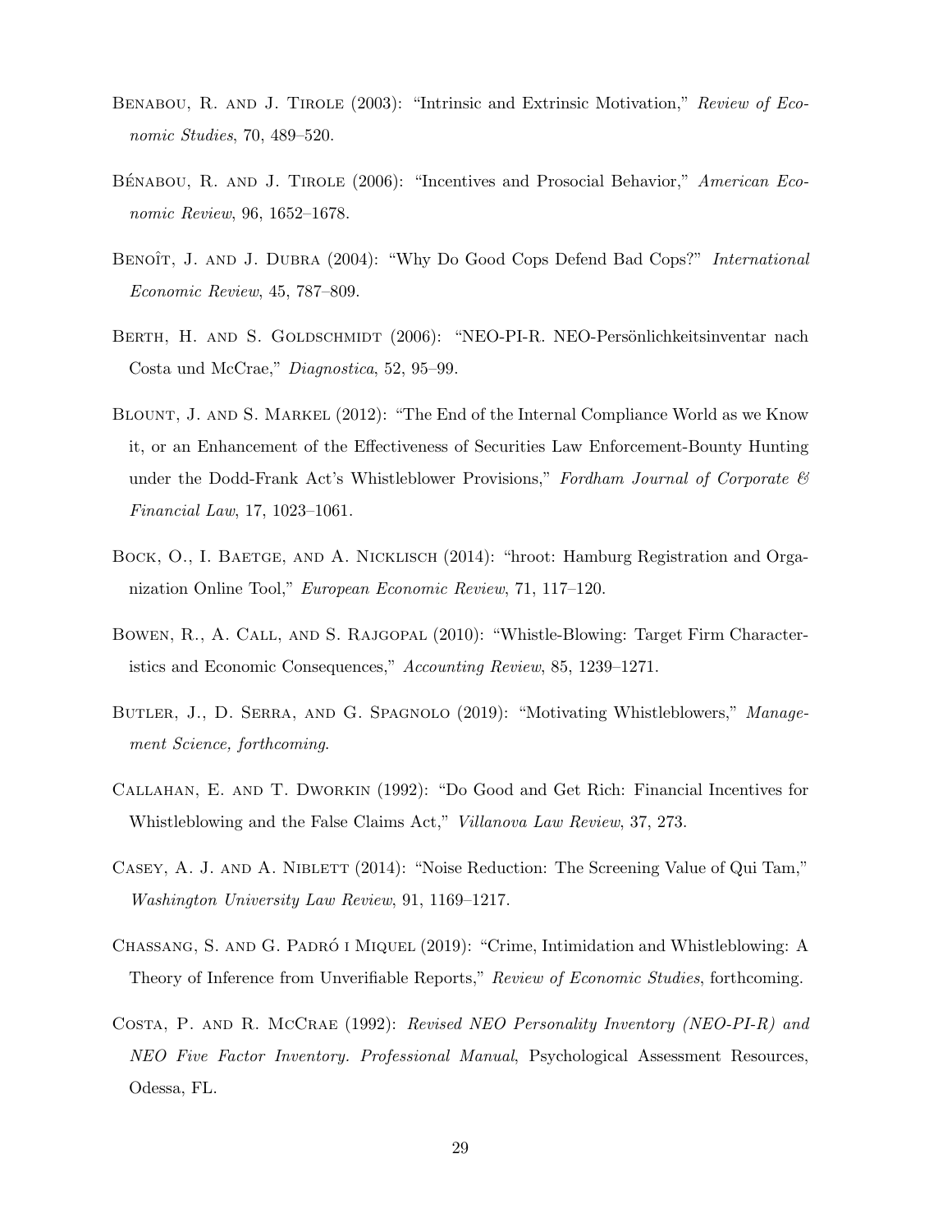Benabou, R. and J. Tirole (2003): "Intrinsic and Extrinsic Motivation," *Review of Economic Studies*, 70, 489–520.

Bénabou, R. and J. Tirole (2006): "Incentives and Prosocial Behavior," *American Economic Review*, 96, 1652–1678.

Benoît, J. and J. Dubra (2004): "Why Do Good Cops Defend Bad Cops?" *International Economic Review*, 45, 787–809.

Berth, H. and S. Goldschmidt (2006): "NEO-PI-R. NEO-Persönlichkeitsinventar nach Costa und McCrae," *Diagnostica*, 52, 95–99.

Blount, J. and S. Markel (2012): "The End of the Internal Compliance World as we Know it, or an Enhancement of the Effectiveness of Securities Law Enforcement-Bounty Hunting under the Dodd-Frank Act's Whistleblower Provisions," *Fordham Journal of Corporate & Financial Law*, 17, 1023–1061.

Bock, O., I. Baetge, and A. Nicklisch (2014): "hroot: Hamburg Registration and Organization Online Tool," *European Economic Review*, 71, 117–120.

Bowen, R., A. Call, and S. Rajgopal (2010): "Whistle-Blowing: Target Firm Characteristics and Economic Consequences," *Accounting Review*, 85, 1239–1271.

Butler, J., D. Serra, and G. Spagnolo (2019): "Motivating Whistleblowers," *Management Science, forthcoming*.

Callahan, E. and T. Dworkin (1992): "Do Good and Get Rich: Financial Incentives for Whistleblowing and the False Claims Act," *Villanova Law Review*, 37, 273.

Casey, A. J. and A. Niblett (2014): "Noise Reduction: The Screening Value of Qui Tam," *Washington University Law Review*, 91, 1169–1217.

Chassang, S. and G. Padró i Miquel (2019): "Crime, Intimidation and Whistleblowing: A Theory of Inference from Unverifiable Reports," *Review of Economic Studies*, forthcoming.

Costa, P. and R. McCrae (1992): *Revised NEO Personality Inventory (NEO-PI-R) and NEO Five Factor Inventory. Professional Manual*, Psychological Assessment Resources, Odessa, FL.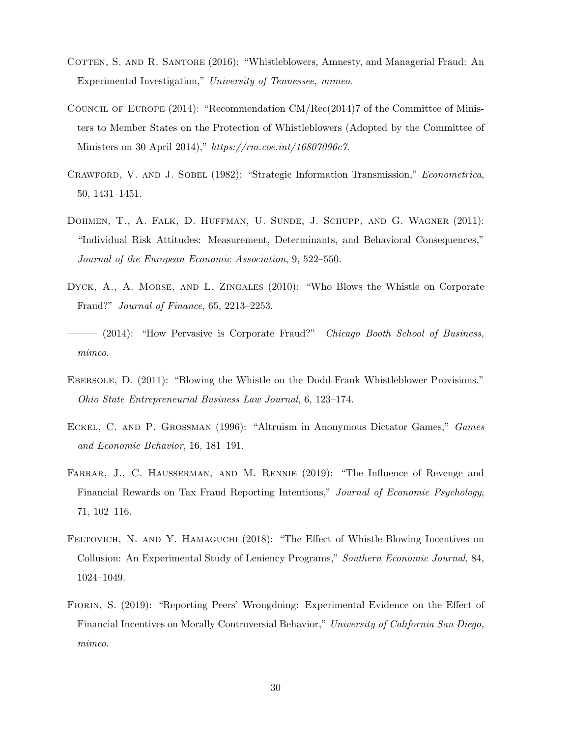Cotten, S. and R. Santore (2016): "Whistleblowers, Amnesty, and Managerial Fraud: An Experimental Investigation," *University of Tennessee, mimeo.*

Council of Europe (2014): "Recommendation CM/Rec(2014)7 of the Committee of Ministers to Member States on the Protection of Whistleblowers (Adopted by the Committee of Ministers on 30 April 2014)," *https://rm.coe.int/16807096c7.*

Crawford, V. and J. Sobel (1982): "Strategic Information Transmission," *Econometrica*, 50, 1431–1451.

Dohmen, T., A. Falk, D. Huffman, U. Sunde, J. Schupp, and G. Wagner (2011): "Individual Risk Attitudes: Measurement, Determinants, and Behavioral Consequences," *Journal of the European Economic Association*, 9, 522–550.

Dyck, A., A. Morse, and L. Zingales (2010): "Who Blows the Whistle on Corporate Fraud?" *Journal of Finance*, 65, 2213–2253.

——— (2014): "How Pervasive is Corporate Fraud?" *Chicago Booth School of Business, mimeo.*

Ebersole, D. (2011): "Blowing the Whistle on the Dodd-Frank Whistleblower Provisions," *Ohio State Entrepreneurial Business Law Journal*, 6, 123–174.

Eckel, C. and P. Grossman (1996): "Altruism in Anonymous Dictator Games," *Games and Economic Behavior*, 16, 181–191.

Farrar, J., C. Hausserman, and M. Rennie (2019): "The Influence of Revenge and Financial Rewards on Tax Fraud Reporting Intentions," *Journal of Economic Psychology*, 71, 102–116.

Feltovich, N. and Y. Hamaguchi (2018): "The Effect of Whistle-Blowing Incentives on Collusion: An Experimental Study of Leniency Programs," *Southern Economic Journal*, 84, 1024–1049.

Fiorin, S. (2019): "Reporting Peers' Wrongdoing: Experimental Evidence on the Effect of Financial Incentives on Morally Controversial Behavior," *University of California San Diego, mimeo.*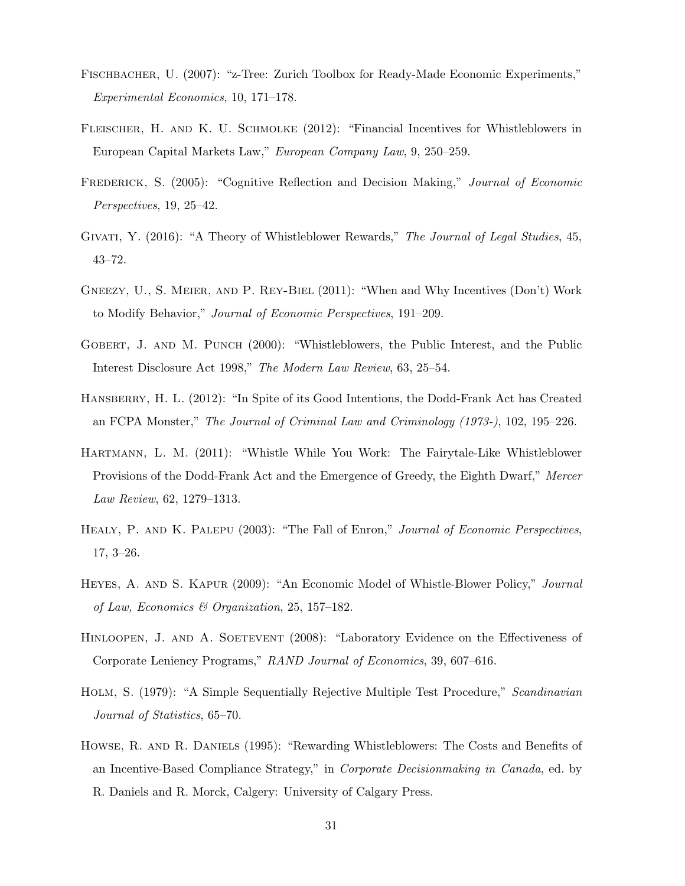Fischbacher, U. (2007): "z-Tree: Zurich Toolbox for Ready-Made Economic Experiments," *Experimental Economics*, 10, 171–178.

Fleischer, H. and K. U. Schmolke (2012): "Financial Incentives for Whistleblowers in European Capital Markets Law," *European Company Law*, 9, 250–259.

Frederick, S. (2005): "Cognitive Reflection and Decision Making," *Journal of Economic Perspectives*, 19, 25–42.

Givati, Y. (2016): "A Theory of Whistleblower Rewards," *The Journal of Legal Studies*, 45, 43–72.

Gneezy, U., S. Meier, and P. Rey-Biel (2011): "When and Why Incentives (Don't) Work to Modify Behavior," *Journal of Economic Perspectives*, 191–209.

Gobert, J. and M. Punch (2000): "Whistleblowers, the Public Interest, and the Public Interest Disclosure Act 1998," *The Modern Law Review*, 63, 25–54.

Hansberry, H. L. (2012): "In Spite of its Good Intentions, the Dodd-Frank Act has Created an FCPA Monster," *The Journal of Criminal Law and Criminology (1973-)*, 102, 195–226.

Hartmann, L. M. (2011): "Whistle While You Work: The Fairytale-Like Whistleblower Provisions of the Dodd-Frank Act and the Emergence of Greedy, the Eighth Dwarf," *Mercer Law Review*, 62, 1279–1313.

Healy, P. and K. Palepu (2003): "The Fall of Enron," *Journal of Economic Perspectives*, 17, 3–26.

Heyes, A. and S. Kapur (2009): "An Economic Model of Whistle-Blower Policy," *Journal of Law, Economics & Organization*, 25, 157–182.

Hinloopen, J. and A. Soetevent (2008): "Laboratory Evidence on the Effectiveness of Corporate Leniency Programs," *RAND Journal of Economics*, 39, 607–616.

Holm, S. (1979): "A Simple Sequentially Rejective Multiple Test Procedure," *Scandinavian Journal of Statistics*, 65–70.

Howse, R. and R. Daniels (1995): "Rewarding Whistleblowers: The Costs and Benefits of an Incentive-Based Compliance Strategy," in *Corporate Decisionmaking in Canada*, ed. by R. Daniels and R. Morck, Calgery: University of Calgary Press.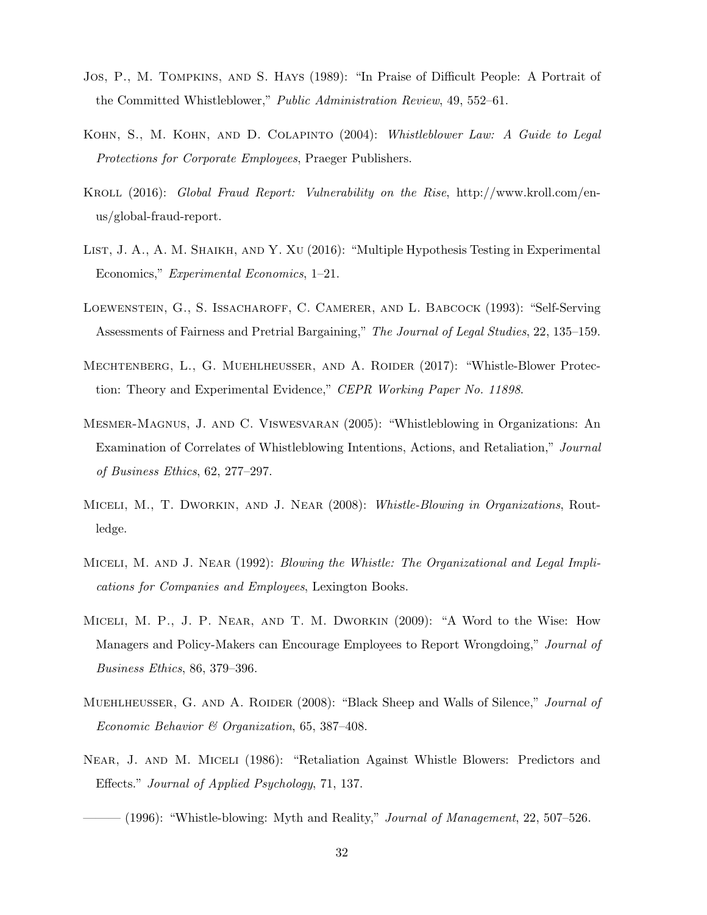Jos, P., M. Tompkins, and S. Hays (1989): "In Praise of Difficult People: A Portrait of the Committed Whistleblower," *Public Administration Review*, 49, 552–61.

Kohn, S., M. Kohn, and D. Colapinto (2004): *Whistleblower Law: A Guide to Legal Protections for Corporate Employees*, Praeger Publishers.

Kroll (2016): *Global Fraud Report: Vulnerability on the Rise*, http://www.kroll.com/en-us/global-fraud-report.

List, J. A., A. M. Shaikh, and Y. Xu (2016): "Multiple Hypothesis Testing in Experimental Economics," *Experimental Economics*, 1–21.

Loewenstein, G., S. Issacharoff, C. Camerer, and L. Babcock (1993): "Self-Serving Assessments of Fairness and Pretrial Bargaining," *The Journal of Legal Studies*, 22, 135–159.

Mechtenberg, L., G. Muehlheusser, and A. Roider (2017): "Whistle-Blower Protection: Theory and Experimental Evidence," *CEPR Working Paper No. 11898*.

Mesmer-Magnus, J. and C. Viswesvaran (2005): "Whistleblowing in Organizations: An Examination of Correlates of Whistleblowing Intentions, Actions, and Retaliation," *Journal of Business Ethics*, 62, 277–297.

Miceli, M., T. Dworkin, and J. Near (2008): *Whistle-Blowing in Organizations*, Routledge.

Miceli, M. and J. Near (1992): *Blowing the Whistle: The Organizational and Legal Implications for Companies and Employees*, Lexington Books.

Miceli, M. P., J. P. Near, and T. M. Dworkin (2009): "A Word to the Wise: How Managers and Policy-Makers can Encourage Employees to Report Wrongdoing," *Journal of Business Ethics*, 86, 379–396.

Muehlheusser, G. and A. Roider (2008): "Black Sheep and Walls of Silence," *Journal of Economic Behavior & Organization*, 65, 387–408.

Near, J. and M. Miceli (1986): "Retaliation Against Whistle Blowers: Predictors and Effects." *Journal of Applied Psychology*, 71, 137.

——— (1996): "Whistle-blowing: Myth and Reality," *Journal of Management*, 22, 507–526.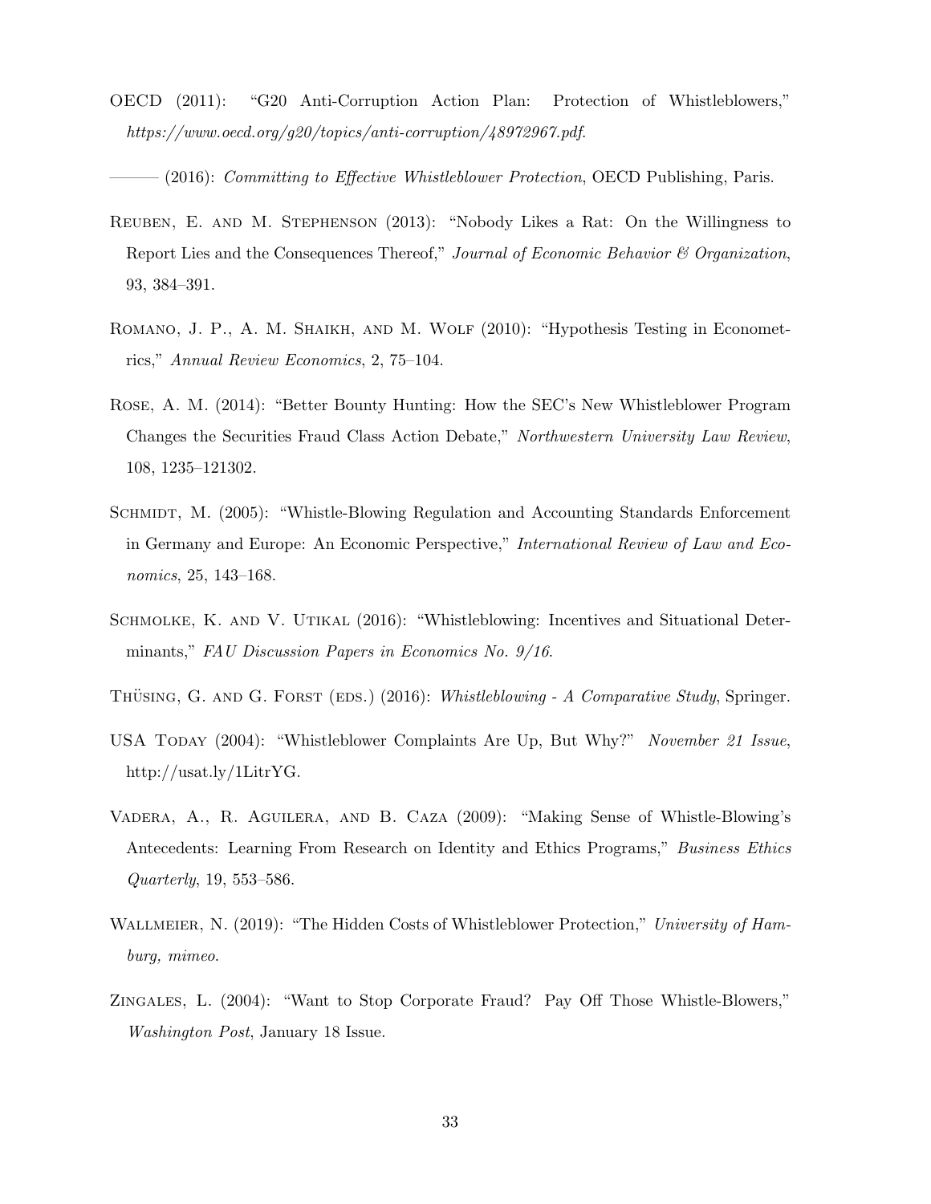OECD (2011): "G20 Anti-Corruption Action Plan: Protection of Whistleblowers," *https://www.oecd.org/g20/topics/anti-corruption/48972967.pdf*.

——— (2016): *Committing to Effective Whistleblower Protection*, OECD Publishing, Paris.

Reuben, E. and M. Stephenson (2013): "Nobody Likes a Rat: On the Willingness to Report Lies and the Consequences Thereof," *Journal of Economic Behavior & Organization*, 93, 384–391.

Romano, J. P., A. M. Shaikh, and M. Wolf (2010): "Hypothesis Testing in Econometrics," *Annual Review Economics*, 2, 75–104.

Rose, A. M. (2014): "Better Bounty Hunting: How the SEC's New Whistleblower Program Changes the Securities Fraud Class Action Debate," *Northwestern University Law Review*, 108, 1235–121302.

Schmidt, M. (2005): "Whistle-Blowing Regulation and Accounting Standards Enforcement in Germany and Europe: An Economic Perspective," *International Review of Law and Economics*, 25, 143–168.

Schmolke, K. and V. Utikal (2016): "Whistleblowing: Incentives and Situational Determinants," *FAU Discussion Papers in Economics No. 9/16*.

Thüsing, G. and G. Forst (eds.) (2016): *Whistleblowing - A Comparative Study*, Springer.

USA Today (2004): "Whistleblower Complaints Are Up, But Why?" *November 21 Issue*, http://usat.ly/1LitrYG.

Vadera, A., R. Aguilera, and B. Caza (2009): "Making Sense of Whistle-Blowing's Antecedents: Learning From Research on Identity and Ethics Programs," *Business Ethics Quarterly*, 19, 553–586.

Wallmeier, N. (2019): "The Hidden Costs of Whistleblower Protection," *University of Hamburg, mimeo*.

Zingales, L. (2004): "Want to Stop Corporate Fraud? Pay Off Those Whistle-Blowers," *Washington Post*, January 18 Issue.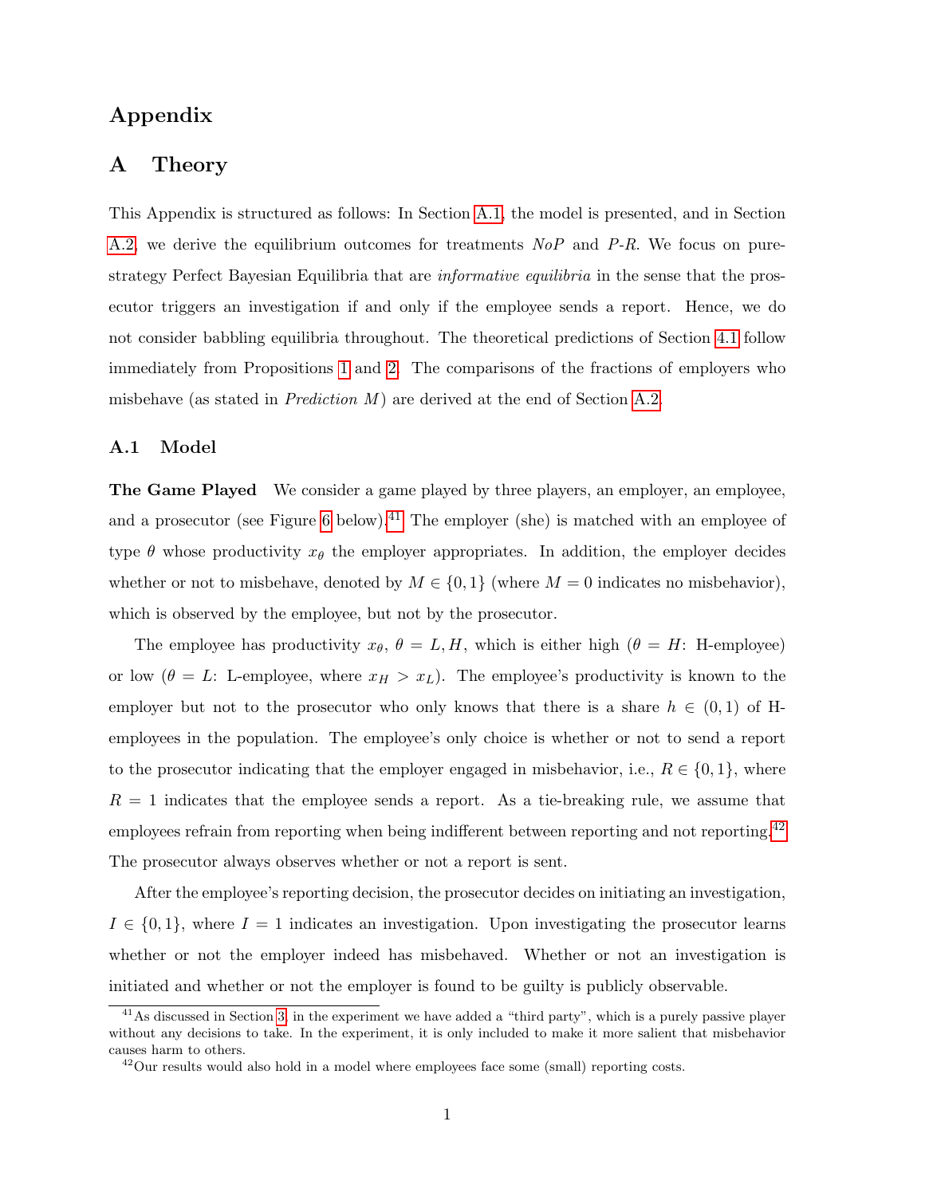# Appendix

## A Theory

This Appendix is structured as follows: In Section A.1, the model is presented, and in Section A.2, we derive the equilibrium outcomes for treatments *NoP* and *P-R*. We focus on pure-strategy Perfect Bayesian Equilibria that are *informative equilibria* in the sense that the prosecutor triggers an investigation if and only if the employee sends a report. Hence, we do not consider babbling equilibria throughout. The theoretical predictions of Section 4.1 follow immediately from Propositions 1 and 2. The comparisons of the fractions of employers who misbehave (as stated in *Prediction M*) are derived at the end of Section A.2.

### A.1 Model

**The Game Played** We consider a game played by three players, an employer, an employee, and a prosecutor (see Figure 6 below).[41] The employer (she) is matched with an employee of type $\theta$ whose productivity $x_\theta$ the employer appropriates. In addition, the employer decides whether or not to misbehave, denoted by $M \in \{0, 1\}$ (where $M = 0$ indicates no misbehavior), which is observed by the employee, but not by the prosecutor.

The employee has productivity $x_\theta$, $\theta = L, H$, which is either high ($\theta = H$: H-employee) or low ($\theta = L$: L-employee, where $x_H > x_L$). The employee's productivity is known to the employer but not to the prosecutor who only knows that there is a share $h \in (0, 1)$ of H-employees in the population. The employee's only choice is whether or not to send a report to the prosecutor indicating that the employer engaged in misbehavior, i.e., $R \in \{0, 1\}$, where $R = 1$ indicates that the employee sends a report. As a tie-breaking rule, we assume that employees refrain from reporting when being indifferent between reporting and not reporting.[42] The prosecutor always observes whether or not a report is sent.

After the employee's reporting decision, the prosecutor decides on initiating an investigation, $I \in \{0, 1\}$, where $I = 1$ indicates an investigation. Upon investigating the prosecutor learns whether or not the employer indeed has misbehaved. Whether or not an investigation is initiated and whether or not the employer is found to be guilty is publicly observable.

[41] As discussed in Section 3, in the experiment we have added a "third party", which is a purely passive player without any decisions to take. In the experiment, it is only included to make it more salient that misbehavior causes harm to others.

[42] Our results would also hold in a model where employees face some (small) reporting costs.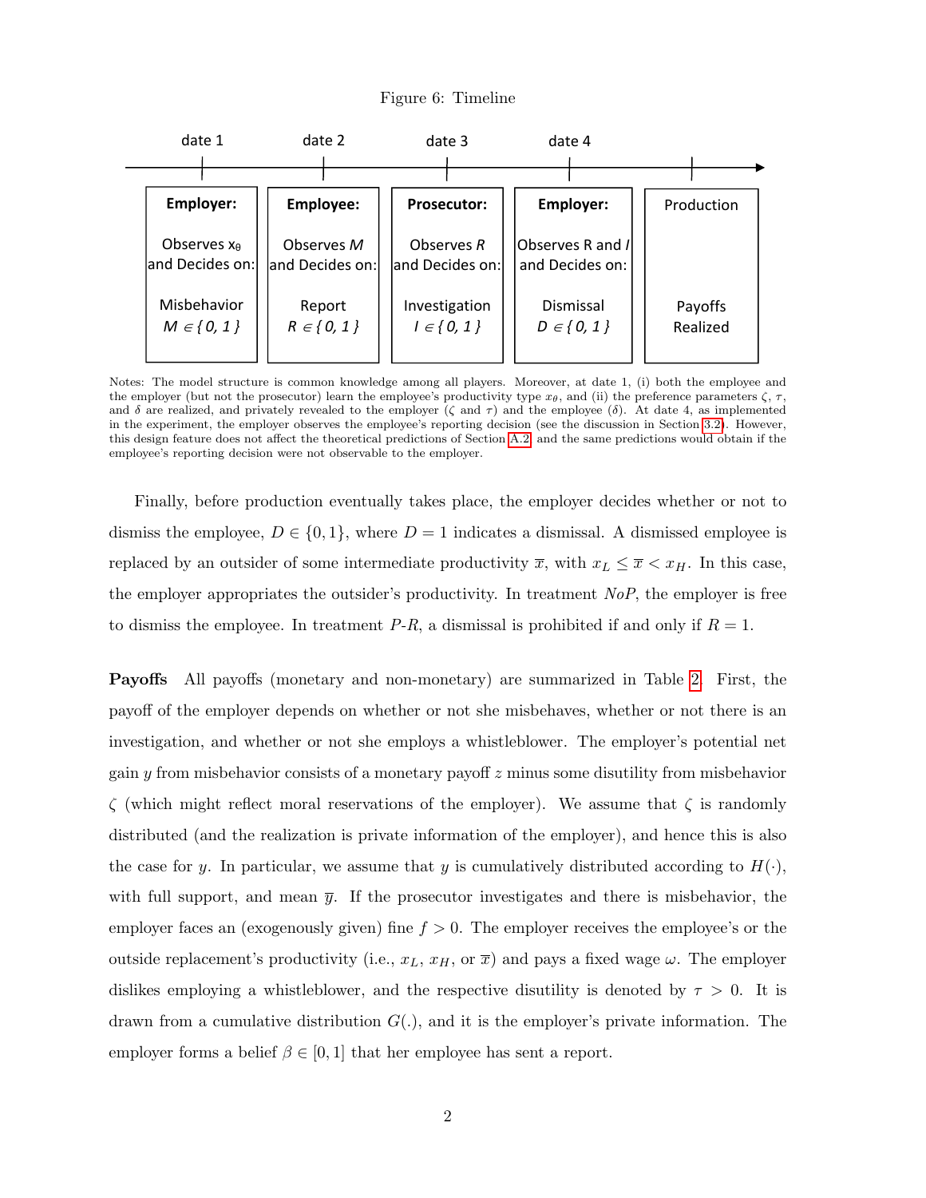Figure 6: Timeline

| date 1 | date 2 | date 3 | date 4 | |
|---|---|---|---|---|
| **Employer:** | **Employee:** | **Prosecutor:** | **Employer:** | Production |
| Observes $x_\theta$ and Decides on: | Observes $M$ and Decides on: | Observes $R$ and Decides on: | Observes R and $I$ and Decides on: | |
| Misbehavior $M \in \{0, 1\}$ | Report $R \in \{0, 1\}$ | Investigation $I \in \{0, 1\}$ | Dismissal $D \in \{0, 1\}$ | Payoffs Realized |

Notes: The model structure is common knowledge among all players. Moreover, at date 1, (i) both the employee and the employer (but not the prosecutor) learn the employee's productivity type $x_\theta$, and (ii) the preference parameters $\zeta$, $\tau$, and $\delta$ are realized, and privately revealed to the employer ($\zeta$ and $\tau$) and the employee ($\delta$). At date 4, as implemented in the experiment, the employer observes the employee's reporting decision (see the discussion in Section 3.2). However, this design feature does not affect the theoretical predictions of Section A.2 and the same predictions would obtain if the employee's reporting decision were not observable to the employer.

Finally, before production eventually takes place, the employer decides whether or not to dismiss the employee, $D \in \{0, 1\}$, where $D = 1$ indicates a dismissal. A dismissed employee is replaced by an outsider of some intermediate productivity $\overline{x}$, with $x_L \leq \overline{x} < x_H$. In this case, the employer appropriates the outsider's productivity. In treatment *NoP*, the employer is free to dismiss the employee. In treatment *P-R*, a dismissal is prohibited if and only if $R = 1$.

**Payoffs** All payoffs (monetary and non-monetary) are summarized in Table 2. First, the payoff of the employer depends on whether or not she misbehaves, whether or not there is an investigation, and whether or not she employs a whistleblower. The employer's potential net gain $y$ from misbehavior consists of a monetary payoff $z$ minus some disutility from misbehavior $\zeta$ (which might reflect moral reservations of the employer). We assume that $\zeta$ is randomly distributed (and the realization is private information of the employer), and hence this is also the case for $y$. In particular, we assume that $y$ is cumulatively distributed according to $H(\cdot)$, with full support, and mean $\overline{y}$. If the prosecutor investigates and there is misbehavior, the employer faces an (exogenously given) fine $f > 0$. The employer receives the employee's or the outside replacement's productivity (i.e., $x_L$, $x_H$, or $\overline{x}$) and pays a fixed wage $\omega$. The employer dislikes employing a whistleblower, and the respective disutility is denoted by $\tau > 0$. It is drawn from a cumulative distribution $G(.)$, and it is the employer's private information. The employer forms a belief $\beta \in [0, 1]$ that her employee has sent a report.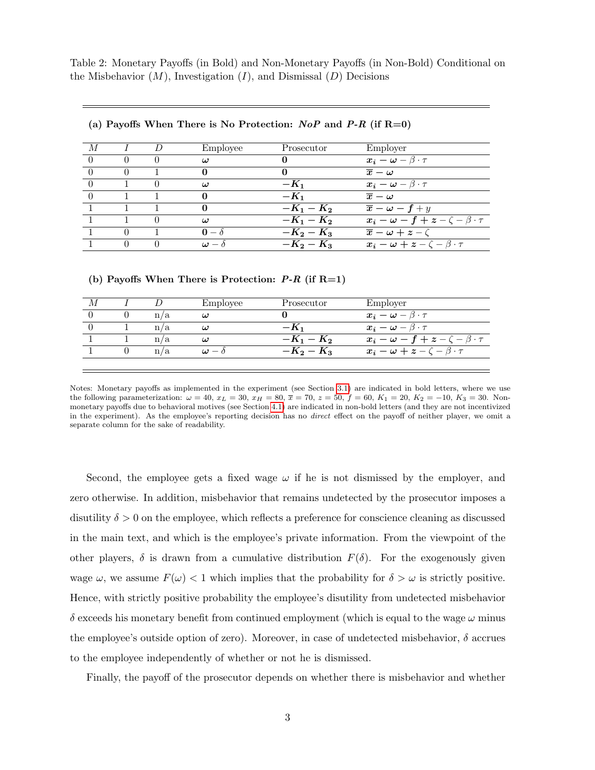Table 2: Monetary Payoffs (in Bold) and Non-Monetary Payoffs (in Non-Bold) Conditional on the Misbehavior ($M$), Investigation ($I$), and Dismissal ($D$) Decisions

**(a) Payoffs When There is No Protection: *NoP* and *P-R* (if R=0)**

| $M$ | $I$ | $D$ | Employee | Prosecutor | Employer |
|---|---|---|---|---|---|
| 0 | 0 | 0 | $\boldsymbol{\omega}$ | $\mathbf{0}$ | $\boldsymbol{x_i - \omega} - \beta \cdot \tau$ |
| 0 | 0 | 1 | $\mathbf{0}$ | $\mathbf{0}$ | $\boldsymbol{\overline{x} - \omega}$ |
| 0 | 1 | 0 | $\boldsymbol{\omega}$ | $\boldsymbol{-K_1}$ | $\boldsymbol{x_i - \omega} - \beta \cdot \tau$ |
| 0 | 1 | 1 | $\mathbf{0}$ | $\boldsymbol{-K_1}$ | $\boldsymbol{\overline{x} - \omega}$ |
| 1 | 1 | 1 | $\mathbf{0}$ | $\boldsymbol{-K_1 - K_2}$ | $\boldsymbol{\overline{x} - \omega - f} + y$ |
| 1 | 1 | 0 | $\boldsymbol{\omega}$ | $\boldsymbol{-K_1 - K_2}$ | $\boldsymbol{x_i - \omega - f + z} - \zeta - \beta \cdot \tau$ |
| 1 | 0 | 1 | $\mathbf{0} - \delta$ | $\boldsymbol{-K_2 - K_3}$ | $\boldsymbol{\overline{x} - \omega + z} - \zeta$ |
| 1 | 0 | 0 | $\boldsymbol{\omega} - \delta$ | $\boldsymbol{-K_2 - K_3}$ | $\boldsymbol{x_i - \omega + z} - \zeta - \beta \cdot \tau$ |

**(b) Payoffs When There is Protection: *P-R* (if R=1)**

| $M$ | $I$ | $D$ | Employee | Prosecutor | Employer |
|---|---|---|---|---|---|
| 0 | 0 | n/a | $\boldsymbol{\omega}$ | $\mathbf{0}$ | $\boldsymbol{x_i - \omega} - \beta \cdot \tau$ |
| 0 | 1 | n/a | $\boldsymbol{\omega}$ | $\boldsymbol{-K_1}$ | $\boldsymbol{x_i - \omega} - \beta \cdot \tau$ |
| 1 | 1 | n/a | $\boldsymbol{\omega}$ | $\boldsymbol{-K_1 - K_2}$ | $\boldsymbol{x_i - \omega - f + z} - \zeta - \beta \cdot \tau$ |
| 1 | 0 | n/a | $\boldsymbol{\omega} - \delta$ | $\boldsymbol{-K_2 - K_3}$ | $\boldsymbol{x_i - \omega + z} - \zeta - \beta \cdot \tau$ |

Notes: Monetary payoffs as implemented in the experiment (see Section 3.1) are indicated in bold letters, where we use the following parameterization: $\omega = 40$, $x_L = 30$, $x_H = 80$, $\overline{x} = 70$, $z = 50$, $f = 60$, $K_1 = 20$, $K_2 = -10$, $K_3 = 30$. Non-monetary payoffs due to behavioral motives (see Section 4.1) are indicated in non-bold letters (and they are not incentivized in the experiment). As the employee's reporting decision has no *direct* effect on the payoff of neither player, we omit a separate column for the sake of readability.

Second, the employee gets a fixed wage $\omega$ if he is not dismissed by the employer, and zero otherwise. In addition, misbehavior that remains undetected by the prosecutor imposes a disutility $\delta > 0$ on the employee, which reflects a preference for conscience cleaning as discussed in the main text, and which is the employee's private information. From the viewpoint of the other players, $\delta$ is drawn from a cumulative distribution $F(\delta)$. For the exogenously given wage $\omega$, we assume $F(\omega) < 1$ which implies that the probability for $\delta > \omega$ is strictly positive. Hence, with strictly positive probability the employee's disutility from undetected misbehavior $\delta$ exceeds his monetary benefit from continued employment (which is equal to the wage $\omega$ minus the employee's outside option of zero). Moreover, in case of undetected misbehavior, $\delta$ accrues to the employee independently of whether or not he is dismissed.

Finally, the payoff of the prosecutor depends on whether there is misbehavior and whether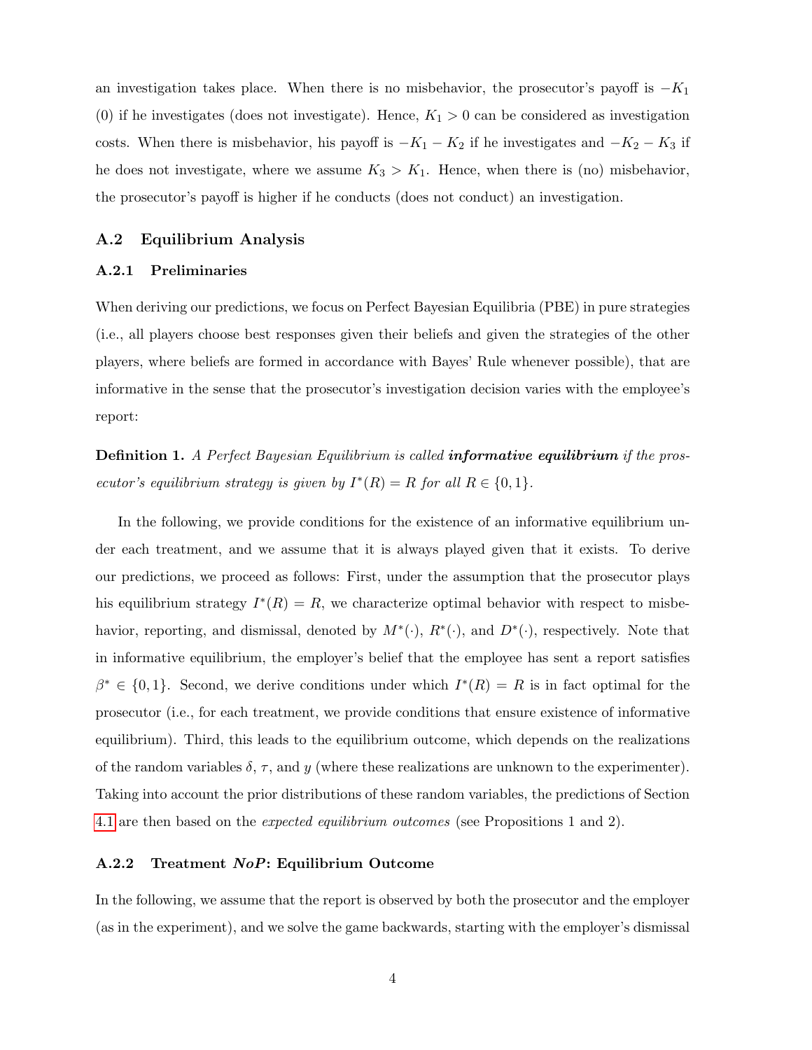an investigation takes place. When there is no misbehavior, the prosecutor's payoff is $-K_1$ (0) if he investigates (does not investigate). Hence, $K_1 > 0$ can be considered as investigation costs. When there is misbehavior, his payoff is $-K_1 - K_2$ if he investigates and $-K_2 - K_3$ if he does not investigate, where we assume $K_3 > K_1$. Hence, when there is (no) misbehavior, the prosecutor's payoff is higher if he conducts (does not conduct) an investigation.

## A.2 Equilibrium Analysis

### A.2.1 Preliminaries

When deriving our predictions, we focus on Perfect Bayesian Equilibria (PBE) in pure strategies (i.e., all players choose best responses given their beliefs and given the strategies of the other players, where beliefs are formed in accordance with Bayes' Rule whenever possible), that are informative in the sense that the prosecutor's investigation decision varies with the employee's report:

**Definition 1.** *A Perfect Bayesian Equilibrium is called* ***informative equilibrium*** *if the prosecutor's equilibrium strategy is given by* $I^*(R) = R$ *for all* $R \in \{0, 1\}$.

In the following, we provide conditions for the existence of an informative equilibrium under each treatment, and we assume that it is always played given that it exists. To derive our predictions, we proceed as follows: First, under the assumption that the prosecutor plays his equilibrium strategy $I^*(R) = R$, we characterize optimal behavior with respect to misbehavior, reporting, and dismissal, denoted by $M^*(\cdot)$, $R^*(\cdot)$, and $D^*(\cdot)$, respectively. Note that in informative equilibrium, the employer's belief that the employee has sent a report satisfies $\beta^* \in \{0, 1\}$. Second, we derive conditions under which $I^*(R) = R$ is in fact optimal for the prosecutor (i.e., for each treatment, we provide conditions that ensure existence of informative equilibrium). Third, this leads to the equilibrium outcome, which depends on the realizations of the random variables $\delta$, $\tau$, and $y$ (where these realizations are unknown to the experimenter). Taking into account the prior distributions of these random variables, the predictions of Section 4.1 are then based on the *expected equilibrium outcomes* (see Propositions 1 and 2).

### A.2.2 Treatment *NoP*: Equilibrium Outcome

In the following, we assume that the report is observed by both the prosecutor and the employer (as in the experiment), and we solve the game backwards, starting with the employer's dismissal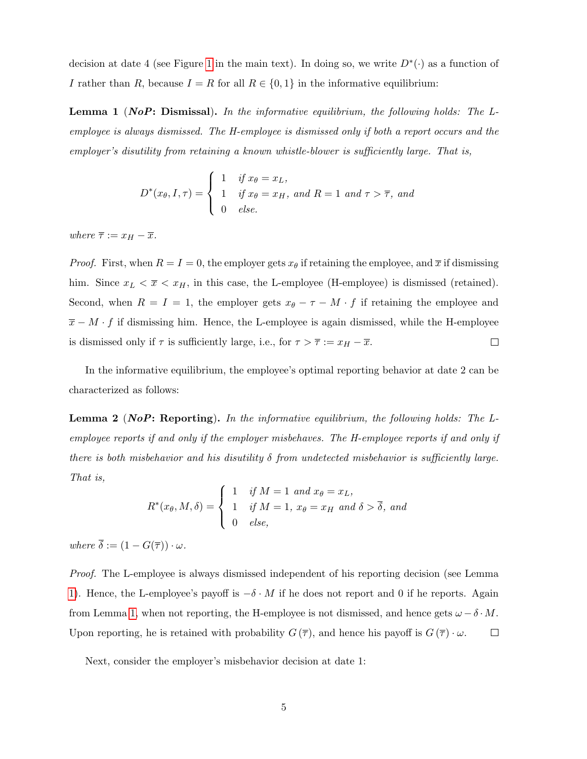decision at date 4 (see Figure 1 in the main text). In doing so, we write $D^*(\cdot)$ as a function of $I$ rather than $R$, because $I = R$ for all $R \in \{0, 1\}$ in the informative equilibrium:

**Lemma 1** (***NoP*: Dismissal**). *In the informative equilibrium, the following holds: The L-employee is always dismissed. The H-employee is dismissed only if both a report occurs and the employer's disutility from retaining a known whistle-blower is sufficiently large. That is,*

$$D^*(x_\theta, I, \tau) = \begin{cases} 1 & \text{if } x_\theta = x_L, \\ 1 & \text{if } x_\theta = x_H, \text{ and } R = 1 \text{ and } \tau > \overline{\tau}, \text{ and} \\ 0 & \text{else.} \end{cases}$$

*where* $\overline{\tau} := x_H - \overline{x}$.

*Proof.* First, when $R = I = 0$, the employer gets $x_\theta$ if retaining the employee, and $\overline{x}$ if dismissing him. Since $x_L < \overline{x} < x_H$, in this case, the L-employee (H-employee) is dismissed (retained). Second, when $R = I = 1$, the employer gets $x_\theta - \tau - M \cdot f$ if retaining the employee and $\overline{x} - M \cdot f$ if dismissing him. Hence, the L-employee is again dismissed, while the H-employee is dismissed only if $\tau$ is sufficiently large, i.e., for $\tau > \overline{\tau} := x_H - \overline{x}$. □

In the informative equilibrium, the employee's optimal reporting behavior at date 2 can be characterized as follows:

**Lemma 2** (***NoP*: Reporting**). *In the informative equilibrium, the following holds: The L-employee reports if and only if the employer misbehaves. The H-employee reports if and only if there is both misbehavior and his disutility $\delta$ from undetected misbehavior is sufficiently large. That is,*

$$R^*(x_\theta, M, \delta) = \begin{cases} 1 & \text{if } M = 1 \text{ and } x_\theta = x_L, \\ 1 & \text{if } M = 1,\ x_\theta = x_H \text{ and } \delta > \overline{\delta}, \text{ and} \\ 0 & \text{else,} \end{cases}$$

*where* $\overline{\delta} := (1 - G(\overline{\tau})) \cdot \omega$.

*Proof.* The L-employee is always dismissed independent of his reporting decision (see Lemma 1). Hence, the L-employee's payoff is $-\delta \cdot M$ if he does not report and 0 if he reports. Again from Lemma 1, when not reporting, the H-employee is not dismissed, and hence gets $\omega - \delta \cdot M$. Upon reporting, he is retained with probability $G(\overline{\tau})$, and hence his payoff is $G(\overline{\tau}) \cdot \omega$. □

Next, consider the employer's misbehavior decision at date 1: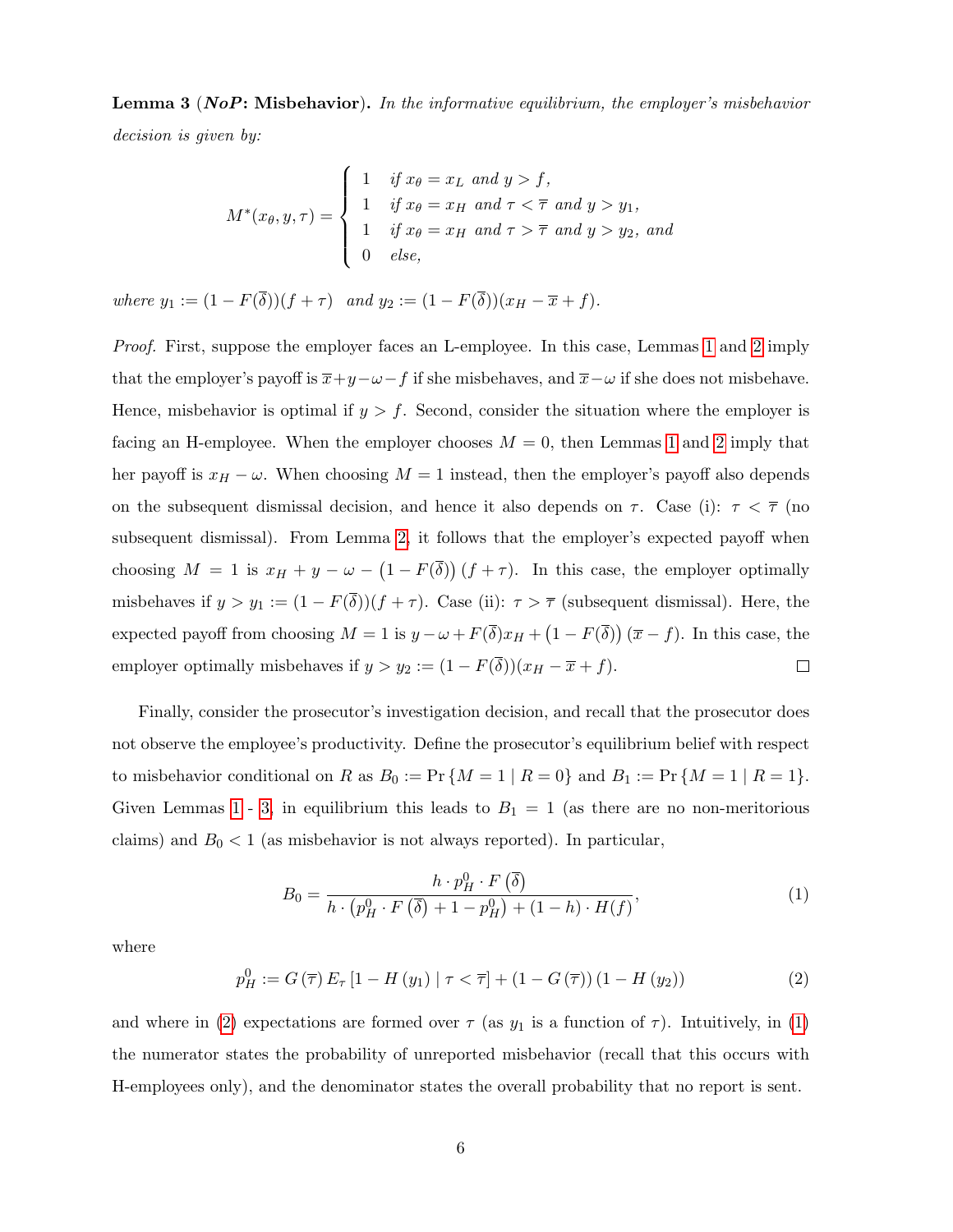**Lemma 3** (***NoP*: Misbehavior**)**.** *In the informative equilibrium, the employer's misbehavior decision is given by:*

$$M^*(x_\theta, y, \tau) = \begin{cases} 1 & \text{if } x_\theta = x_L \text{ and } y > f, \\ 1 & \text{if } x_\theta = x_H \text{ and } \tau < \overline{\tau} \text{ and } y > y_1, \\ 1 & \text{if } x_\theta = x_H \text{ and } \tau > \overline{\tau} \text{ and } y > y_2, \text{ and} \\ 0 & \text{else,} \end{cases}$$

*where* $y_1 := (1 - F(\overline{\delta}))(f + \tau)$ *and* $y_2 := (1 - F(\overline{\delta}))(x_H - \overline{x} + f)$.

*Proof.* First, suppose the employer faces an L-employee. In this case, Lemmas 1 and 2 imply that the employer's payoff is $\overline{x} + y - \omega - f$ if she misbehaves, and $\overline{x} - \omega$ if she does not misbehave. Hence, misbehavior is optimal if $y > f$. Second, consider the situation where the employer is facing an H-employee. When the employer chooses $M = 0$, then Lemmas 1 and 2 imply that her payoff is $x_H - \omega$. When choosing $M = 1$ instead, then the employer's payoff also depends on the subsequent dismissal decision, and hence it also depends on $\tau$. Case (i): $\tau < \overline{\tau}$ (no subsequent dismissal). From Lemma 2, it follows that the employer's expected payoff when choosing $M = 1$ is $x_H + y - \omega - \left(1 - F(\overline{\delta})\right)(f + \tau)$. In this case, the employer optimally misbehaves if $y > y_1 := (1 - F(\overline{\delta}))(f + \tau)$. Case (ii): $\tau > \overline{\tau}$ (subsequent dismissal). Here, the expected payoff from choosing $M = 1$ is $y - \omega + F(\overline{\delta}) x_H + \left(1 - F(\overline{\delta})\right)(\overline{x} - f)$. In this case, the employer optimally misbehaves if $y > y_2 := (1 - F(\overline{\delta}))(x_H - \overline{x} + f)$. □

Finally, consider the prosecutor's investigation decision, and recall that the prosecutor does not observe the employee's productivity. Define the prosecutor's equilibrium belief with respect to misbehavior conditional on $R$ as $B_0 := \Pr\{M = 1 \mid R = 0\}$ and $B_1 := \Pr\{M = 1 \mid R = 1\}$. Given Lemmas 1 - 3, in equilibrium this leads to $B_1 = 1$ (as there are no non-meritorious claims) and $B_0 < 1$ (as misbehavior is not always reported). In particular,

$$B_0 = \frac{h \cdot p_H^0 \cdot F\left(\overline{\delta}\right)}{h \cdot \left(p_H^0 \cdot F\left(\overline{\delta}\right) + 1 - p_H^0\right) + (1 - h) \cdot H(f)}, \tag{1}$$

where

$$p_H^0 := G\left(\overline{\tau}\right) E_\tau\left[1 - H\left(y_1\right) \mid \tau < \overline{\tau}\right] + \left(1 - G\left(\overline{\tau}\right)\right)\left(1 - H\left(y_2\right)\right) \tag{2}$$

and where in (2) expectations are formed over $\tau$ (as $y_1$ is a function of $\tau$). Intuitively, in (1) the numerator states the probability of unreported misbehavior (recall that this occurs with H-employees only), and the denominator states the overall probability that no report is sent.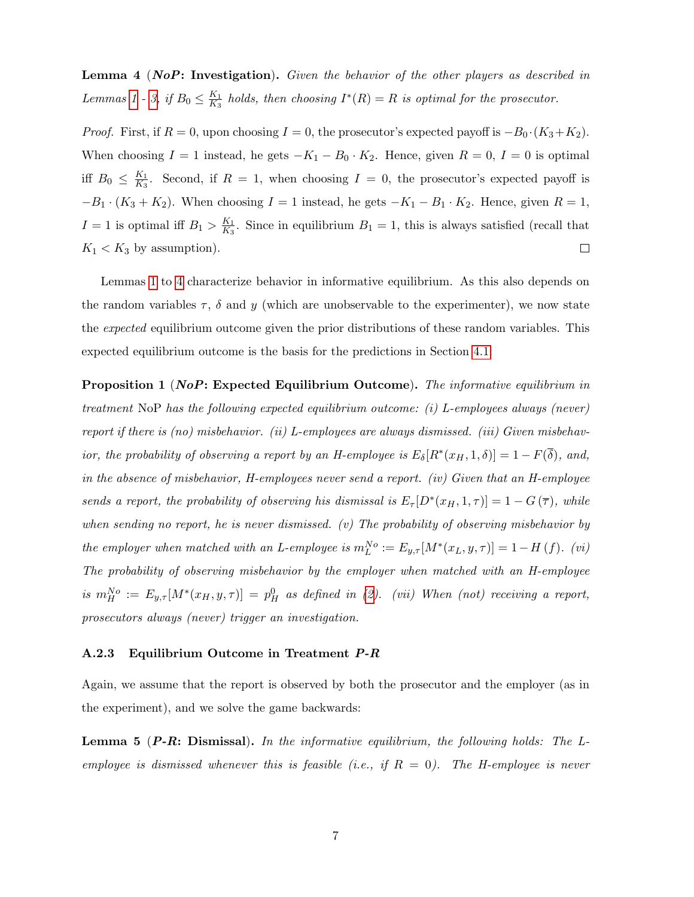**Lemma 4** (***NoP*: Investigation**)**.** *Given the behavior of the other players as described in Lemmas 1 - 3, if $B_0 \leq \frac{K_1}{K_3}$ holds, then choosing $I^*(R) = R$ is optimal for the prosecutor.*

*Proof.* First, if $R = 0$, upon choosing $I = 0$, the prosecutor's expected payoff is $-B_0 \cdot (K_3 + K_2)$. When choosing $I = 1$ instead, he gets $-K_1 - B_0 \cdot K_2$. Hence, given $R = 0$, $I = 0$ is optimal iff $B_0 \leq \frac{K_1}{K_3}$. Second, if $R = 1$, when choosing $I = 0$, the prosecutor's expected payoff is $-B_1 \cdot (K_3 + K_2)$. When choosing $I = 1$ instead, he gets $-K_1 - B_1 \cdot K_2$. Hence, given $R = 1$, $I = 1$ is optimal iff $B_1 > \frac{K_1}{K_3}$. Since in equilibrium $B_1 = 1$, this is always satisfied (recall that $K_1 < K_3$ by assumption). □

Lemmas 1 to 4 characterize behavior in informative equilibrium. As this also depends on the random variables $\tau$, $\delta$ and $y$ (which are unobservable to the experimenter), we now state the *expected* equilibrium outcome given the prior distributions of these random variables. This expected equilibrium outcome is the basis for the predictions in Section 4.1.

**Proposition 1** (***NoP*: Expected Equilibrium Outcome**)**.** *The informative equilibrium in treatment* NoP *has the following expected equilibrium outcome: (i) L-employees always (never) report if there is (no) misbehavior. (ii) L-employees are always dismissed. (iii) Given misbehavior, the probability of observing a report by an H-employee is $E_\delta[R^*(x_H, 1, \delta)] = 1 - F(\overline{\delta})$, and, in the absence of misbehavior, H-employees never send a report. (iv) Given that an H-employee sends a report, the probability of observing his dismissal is $E_\tau[D^*(x_H, 1, \tau)] = 1 - G(\overline{\tau})$, while when sending no report, he is never dismissed. (v) The probability of observing misbehavior by the employer when matched with an L-employee is $m_L^{No} := E_{y,\tau}[M^*(x_L, y, \tau)] = 1 - H(f)$. (vi) The probability of observing misbehavior by the employer when matched with an H-employee is $m_H^{No} := E_{y,\tau}[M^*(x_H, y, \tau)] = p_H^0$ as defined in (2). (vii) When (not) receiving a report, prosecutors always (never) trigger an investigation.*

### A.2.3 Equilibrium Outcome in Treatment *P-R*

Again, we assume that the report is observed by both the prosecutor and the employer (as in the experiment), and we solve the game backwards:

**Lemma 5** (***P-R*: Dismissal**)**.** *In the informative equilibrium, the following holds: The L-employee is dismissed whenever this is feasible (i.e., if $R = 0$). The H-employee is never*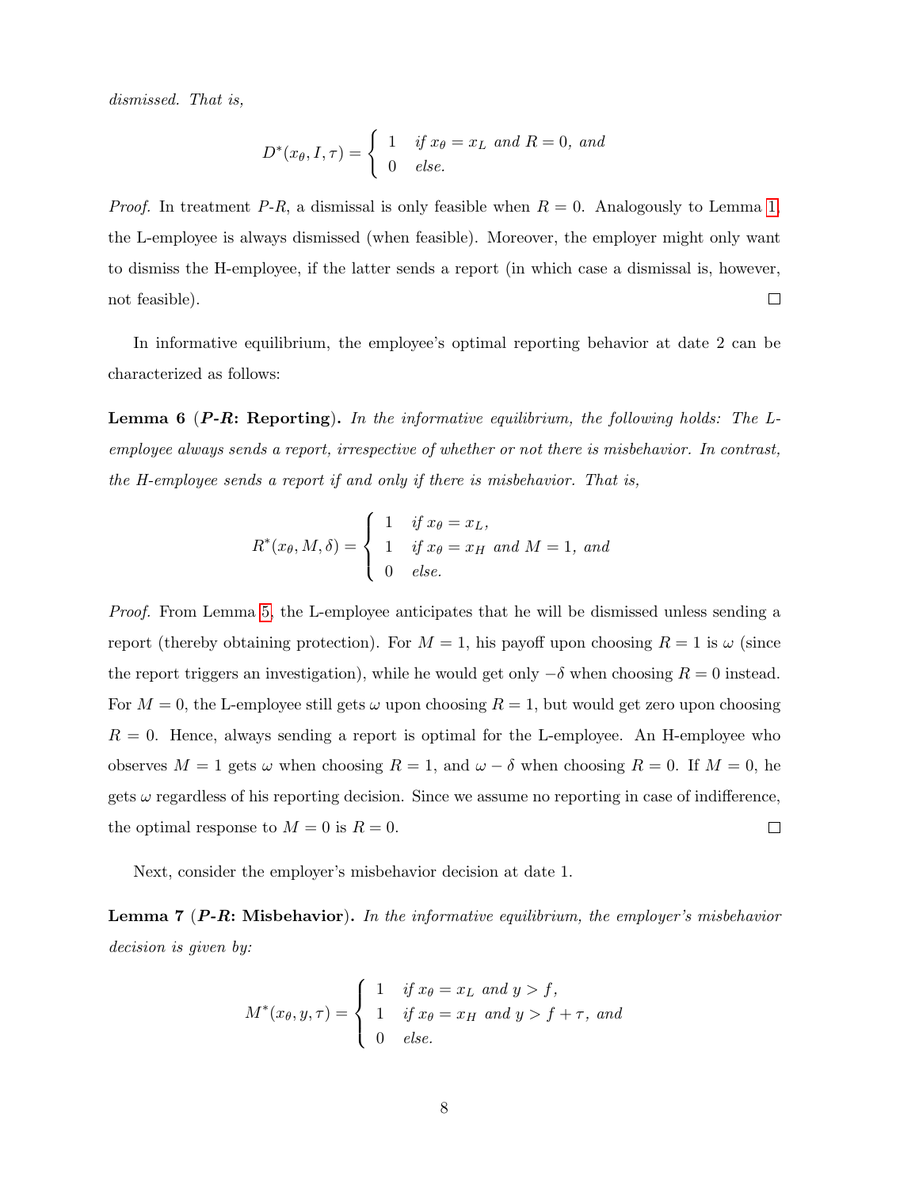*dismissed. That is,*

$$D^*(x_\theta, I, \tau) = \begin{cases} 1 & \text{if } x_\theta = x_L \text{ and } R = 0, \text{ and} \\ 0 & \text{else.} \end{cases}$$

*Proof.* In treatment *P-R*, a dismissal is only feasible when $R = 0$. Analogously to Lemma 1, the L-employee is always dismissed (when feasible). Moreover, the employer might only want to dismiss the H-employee, if the latter sends a report (in which case a dismissal is, however, not feasible). □

In informative equilibrium, the employee's optimal reporting behavior at date 2 can be characterized as follows:

**Lemma 6 (*P-R*: Reporting).** *In the informative equilibrium, the following holds: The L-employee always sends a report, irrespective of whether or not there is misbehavior. In contrast, the H-employee sends a report if and only if there is misbehavior. That is,*

$$R^*(x_\theta, M, \delta) = \begin{cases} 1 & \text{if } x_\theta = x_L, \\ 1 & \text{if } x_\theta = x_H \text{ and } M = 1, \text{ and} \\ 0 & \text{else.} \end{cases}$$

*Proof.* From Lemma 5, the L-employee anticipates that he will be dismissed unless sending a report (thereby obtaining protection). For $M = 1$, his payoff upon choosing $R = 1$ is $\omega$ (since the report triggers an investigation), while he would get only $-\delta$ when choosing $R = 0$ instead. For $M = 0$, the L-employee still gets $\omega$ upon choosing $R = 1$, but would get zero upon choosing $R = 0$. Hence, always sending a report is optimal for the L-employee. An H-employee who observes $M = 1$ gets $\omega$ when choosing $R = 1$, and $\omega - \delta$ when choosing $R = 0$. If $M = 0$, he gets $\omega$ regardless of his reporting decision. Since we assume no reporting in case of indifference, the optimal response to $M = 0$ is $R = 0$. □

Next, consider the employer's misbehavior decision at date 1.

**Lemma 7 (*P-R*: Misbehavior).** *In the informative equilibrium, the employer's misbehavior decision is given by:*

$$M^*(x_\theta, y, \tau) = \begin{cases} 1 & \text{if } x_\theta = x_L \text{ and } y > f, \\ 1 & \text{if } x_\theta = x_H \text{ and } y > f + \tau, \text{ and} \\ 0 & \text{else.} \end{cases}$$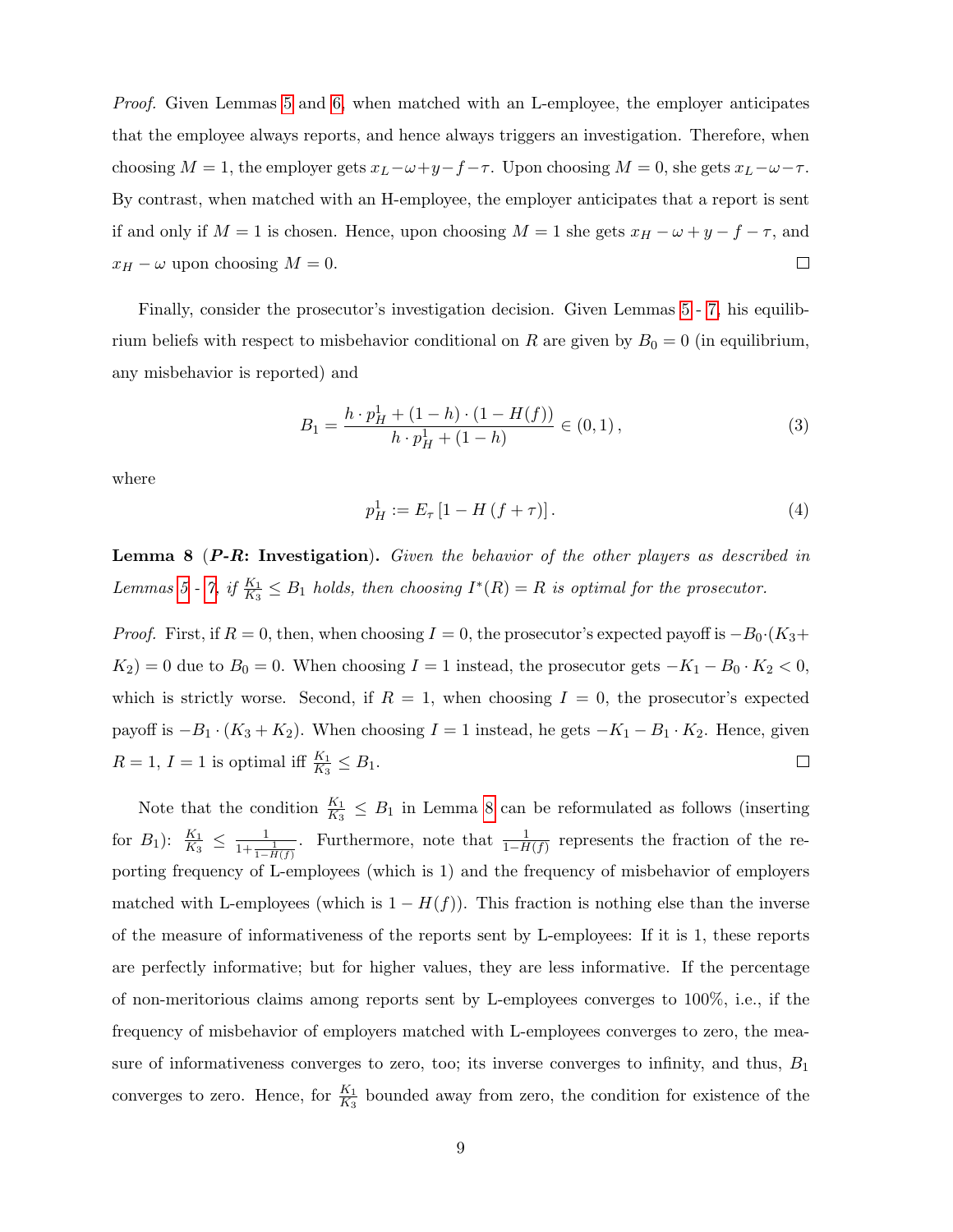*Proof.* Given Lemmas 5 and 6, when matched with an L-employee, the employer anticipates that the employee always reports, and hence always triggers an investigation. Therefore, when choosing $M = 1$, the employer gets $x_L - \omega + y - f - \tau$. Upon choosing $M = 0$, she gets $x_L - \omega - \tau$. By contrast, when matched with an H-employee, the employer anticipates that a report is sent if and only if $M = 1$ is chosen. Hence, upon choosing $M = 1$ she gets $x_H - \omega + y - f - \tau$, and $x_H - \omega$ upon choosing $M = 0$. □

Finally, consider the prosecutor's investigation decision. Given Lemmas 5 - 7, his equilibrium beliefs with respect to misbehavior conditional on $R$ are given by $B_0 = 0$ (in equilibrium, any misbehavior is reported) and

$$B_1 = \frac{h \cdot p_H^1 + (1-h) \cdot (1 - H(f))}{h \cdot p_H^1 + (1-h)} \in (0,1)\,, \tag{3}$$

where

$$p_H^1 := E_\tau \left[1 - H\left(f + \tau\right)\right]. \tag{4}$$

**Lemma 8** (***P-R*: Investigation**). *Given the behavior of the other players as described in Lemmas 5 - 7, if $\frac{K_1}{K_3} \leq B_1$ holds, then choosing $I^*(R) = R$ is optimal for the prosecutor.*

*Proof.* First, if $R = 0$, then, when choosing $I = 0$, the prosecutor's expected payoff is $-B_0 \cdot (K_3 + K_2) = 0$ due to $B_0 = 0$. When choosing $I = 1$ instead, the prosecutor gets $-K_1 - B_0 \cdot K_2 < 0$, which is strictly worse. Second, if $R = 1$, when choosing $I = 0$, the prosecutor's expected payoff is $-B_1 \cdot (K_3 + K_2)$. When choosing $I = 1$ instead, he gets $-K_1 - B_1 \cdot K_2$. Hence, given $R = 1$, $I = 1$ is optimal iff $\frac{K_1}{K_3} \leq B_1$. □

Note that the condition $\frac{K_1}{K_3} \leq B_1$ in Lemma 8 can be reformulated as follows (inserting for $B_1$): $\frac{K_1}{K_3} \leq \frac{1}{1+\frac{1}{1-H(f)}}$. Furthermore, note that $\frac{1}{1-H(f)}$ represents the fraction of the reporting frequency of L-employees (which is 1) and the frequency of misbehavior of employers matched with L-employees (which is $1 - H(f)$). This fraction is nothing else than the inverse of the measure of informativeness of the reports sent by L-employees: If it is 1, these reports are perfectly informative; but for higher values, they are less informative. If the percentage of non-meritorious claims among reports sent by L-employees converges to 100%, i.e., if the frequency of misbehavior of employers matched with L-employees converges to zero, the measure of informativeness converges to zero, too; its inverse converges to infinity, and thus, $B_1$ converges to zero. Hence, for $\frac{K_1}{K_3}$ bounded away from zero, the condition for existence of the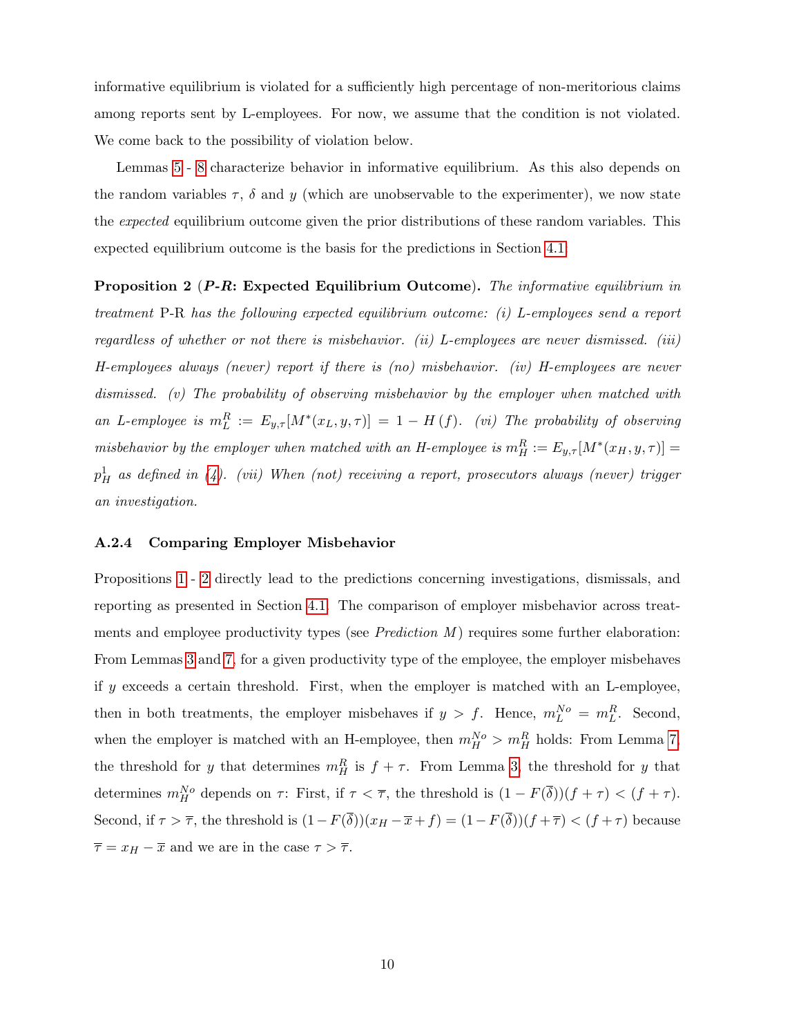informative equilibrium is violated for a sufficiently high percentage of non-meritorious claims among reports sent by L-employees. For now, we assume that the condition is not violated. We come back to the possibility of violation below.

Lemmas 5 - 8 characterize behavior in informative equilibrium. As this also depends on the random variables $\tau$, $\delta$ and $y$ (which are unobservable to the experimenter), we now state the *expected* equilibrium outcome given the prior distributions of these random variables. This expected equilibrium outcome is the basis for the predictions in Section 4.1.

**Proposition 2 (*P-R*: Expected Equilibrium Outcome).** *The informative equilibrium in treatment* P-R *has the following expected equilibrium outcome: (i) L-employees send a report regardless of whether or not there is misbehavior. (ii) L-employees are never dismissed. (iii) H-employees always (never) report if there is (no) misbehavior. (iv) H-employees are never dismissed. (v) The probability of observing misbehavior by the employer when matched with an L-employee is* $m_L^R := E_{y,\tau}[M^*(x_L, y, \tau)] = 1 - H(f)$*. (vi) The probability of observing misbehavior by the employer when matched with an H-employee is* $m_H^R := E_{y,\tau}[M^*(x_H, y, \tau)] = p_H^1$ *as defined in (4). (vii) When (not) receiving a report, prosecutors always (never) trigger an investigation.*

### A.2.4 Comparing Employer Misbehavior

Propositions 1 - 2 directly lead to the predictions concerning investigations, dismissals, and reporting as presented in Section 4.1. The comparison of employer misbehavior across treatments and employee productivity types (see *Prediction M*) requires some further elaboration: From Lemmas 3 and 7, for a given productivity type of the employee, the employer misbehaves if $y$ exceeds a certain threshold. First, when the employer is matched with an L-employee, then in both treatments, the employer misbehaves if $y > f$. Hence, $m_L^{No} = m_L^R$. Second, when the employer is matched with an H-employee, then $m_H^{No} > m_H^R$ holds: From Lemma 7, the threshold for $y$ that determines $m_H^R$ is $f + \tau$. From Lemma 3, the threshold for $y$ that determines $m_H^{No}$ depends on $\tau$: First, if $\tau < \overline{\tau}$, the threshold is $(1 - F(\overline{\delta}))(f + \tau) < (f + \tau)$. Second, if $\tau > \overline{\tau}$, the threshold is $(1 - F(\overline{\delta}))(x_H - \overline{x} + f) = (1 - F(\overline{\delta}))(f + \overline{\tau}) < (f + \tau)$ because $\overline{\tau} = x_H - \overline{x}$ and we are in the case $\tau > \overline{\tau}$.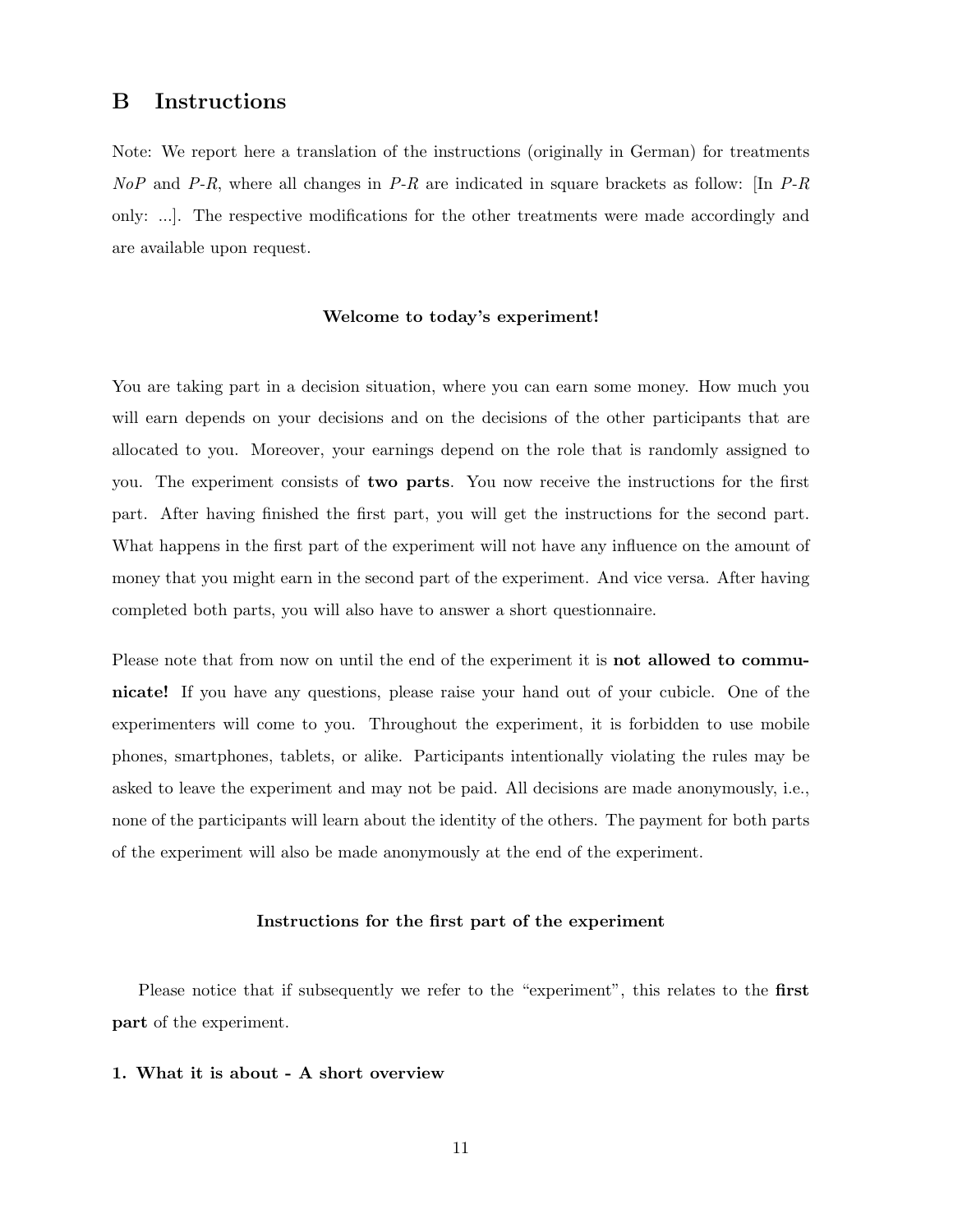## B Instructions

Note: We report here a translation of the instructions (originally in German) for treatments *NoP* and *P-R*, where all changes in *P-R* are indicated in square brackets as follow: [In *P-R* only: ...]. The respective modifications for the other treatments were made accordingly and are available upon request.

**Welcome to today's experiment!**

You are taking part in a decision situation, where you can earn some money. How much you will earn depends on your decisions and on the decisions of the other participants that are allocated to you. Moreover, your earnings depend on the role that is randomly assigned to you. The experiment consists of **two parts**. You now receive the instructions for the first part. After having finished the first part, you will get the instructions for the second part. What happens in the first part of the experiment will not have any influence on the amount of money that you might earn in the second part of the experiment. And vice versa. After having completed both parts, you will also have to answer a short questionnaire.

Please note that from now on until the end of the experiment it is **not allowed to communicate!** If you have any questions, please raise your hand out of your cubicle. One of the experimenters will come to you. Throughout the experiment, it is forbidden to use mobile phones, smartphones, tablets, or alike. Participants intentionally violating the rules may be asked to leave the experiment and may not be paid. All decisions are made anonymously, i.e., none of the participants will learn about the identity of the others. The payment for both parts of the experiment will also be made anonymously at the end of the experiment.

**Instructions for the first part of the experiment**

Please notice that if subsequently we refer to the "experiment", this relates to the **first part** of the experiment.

**1. What it is about - A short overview**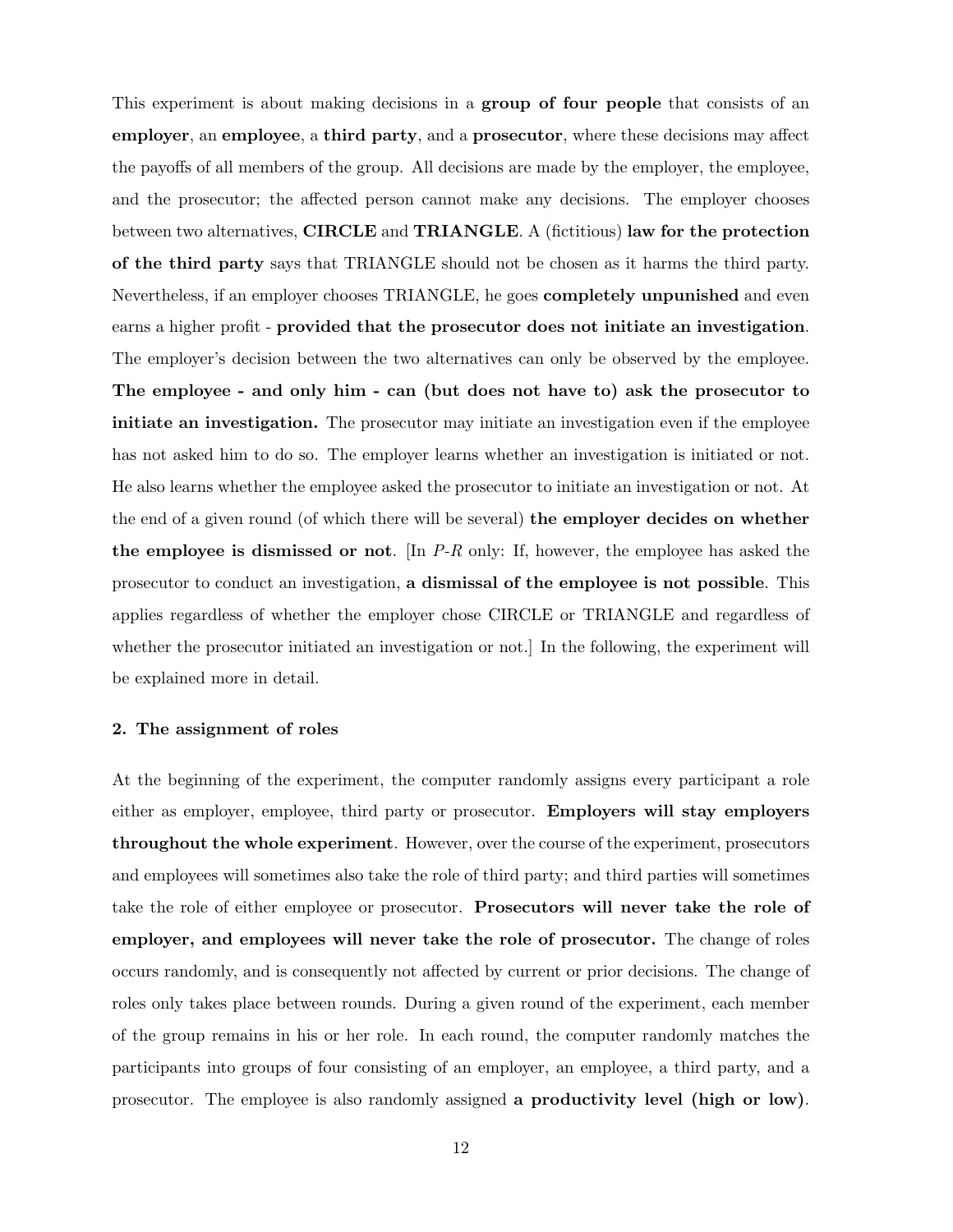This experiment is about making decisions in a **group of four people** that consists of an **employer**, an **employee**, a **third party**, and a **prosecutor**, where these decisions may affect the payoffs of all members of the group. All decisions are made by the employer, the employee, and the prosecutor; the affected person cannot make any decisions. The employer chooses between two alternatives, **CIRCLE** and **TRIANGLE**. A (fictitious) **law for the protection of the third party** says that TRIANGLE should not be chosen as it harms the third party. Nevertheless, if an employer chooses TRIANGLE, he goes **completely unpunished** and even earns a higher profit - **provided that the prosecutor does not initiate an investigation**. The employer's decision between the two alternatives can only be observed by the employee. **The employee - and only him - can (but does not have to) ask the prosecutor to initiate an investigation.** The prosecutor may initiate an investigation even if the employee has not asked him to do so. The employer learns whether an investigation is initiated or not. He also learns whether the employee asked the prosecutor to initiate an investigation or not. At the end of a given round (of which there will be several) **the employer decides on whether the employee is dismissed or not**. [In *P-R* only: If, however, the employee has asked the prosecutor to conduct an investigation, **a dismissal of the employee is not possible**. This applies regardless of whether the employer chose CIRCLE or TRIANGLE and regardless of whether the prosecutor initiated an investigation or not.] In the following, the experiment will be explained more in detail.

### 2. The assignment of roles

At the beginning of the experiment, the computer randomly assigns every participant a role either as employer, employee, third party or prosecutor. **Employers will stay employers throughout the whole experiment**. However, over the course of the experiment, prosecutors and employees will sometimes also take the role of third party; and third parties will sometimes take the role of either employee or prosecutor. **Prosecutors will never take the role of employer, and employees will never take the role of prosecutor.** The change of roles occurs randomly, and is consequently not affected by current or prior decisions. The change of roles only takes place between rounds. During a given round of the experiment, each member of the group remains in his or her role. In each round, the computer randomly matches the participants into groups of four consisting of an employer, an employee, a third party, and a prosecutor. The employee is also randomly assigned **a productivity level (high or low)**.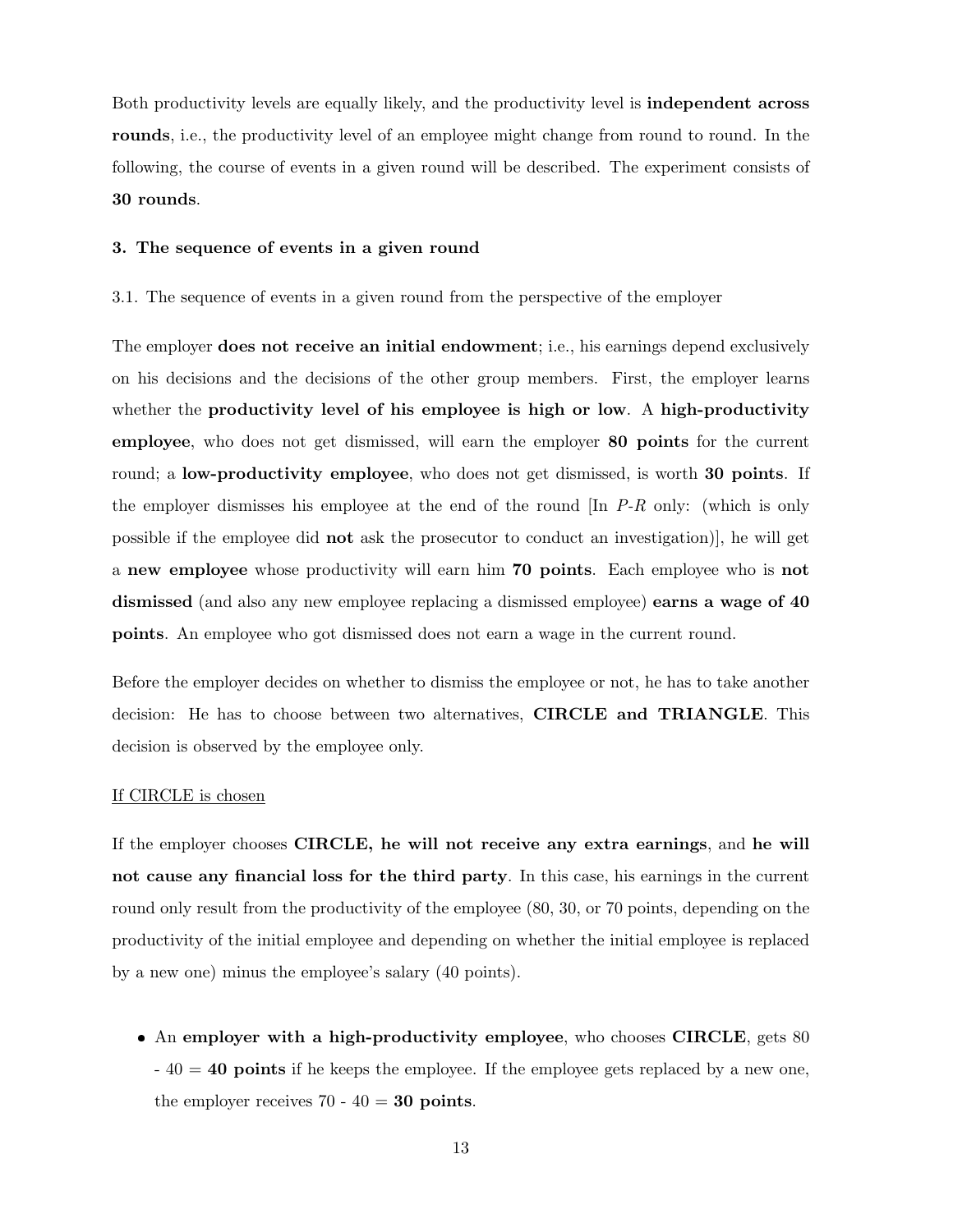Both productivity levels are equally likely, and the productivity level is **independent across rounds**, i.e., the productivity level of an employee might change from round to round. In the following, the course of events in a given round will be described. The experiment consists of **30 rounds**.

### 3. The sequence of events in a given round

3.1. The sequence of events in a given round from the perspective of the employer

The employer **does not receive an initial endowment**; i.e., his earnings depend exclusively on his decisions and the decisions of the other group members. First, the employer learns whether the **productivity level of his employee is high or low**. A **high-productivity employee**, who does not get dismissed, will earn the employer **80 points** for the current round; a **low-productivity employee**, who does not get dismissed, is worth **30 points**. If the employer dismisses his employee at the end of the round [In *P-R* only: (which is only possible if the employee did **not** ask the prosecutor to conduct an investigation)], he will get a **new employee** whose productivity will earn him **70 points**. Each employee who is **not dismissed** (and also any new employee replacing a dismissed employee) **earns a wage of 40 points**. An employee who got dismissed does not earn a wage in the current round.

Before the employer decides on whether to dismiss the employee or not, he has to take another decision: He has to choose between two alternatives, **CIRCLE and TRIANGLE**. This decision is observed by the employee only.

<u>If CIRCLE is chosen</u>

If the employer chooses **CIRCLE, he will not receive any extra earnings**, and **he will not cause any financial loss for the third party**. In this case, his earnings in the current round only result from the productivity of the employee (80, 30, or 70 points, depending on the productivity of the initial employee and depending on whether the initial employee is replaced by a new one) minus the employee's salary (40 points).

- An **employer with a high-productivity employee**, who chooses **CIRCLE**, gets 80 - 40 = **40 points** if he keeps the employee. If the employee gets replaced by a new one, the employer receives 70 - 40 = **30 points**.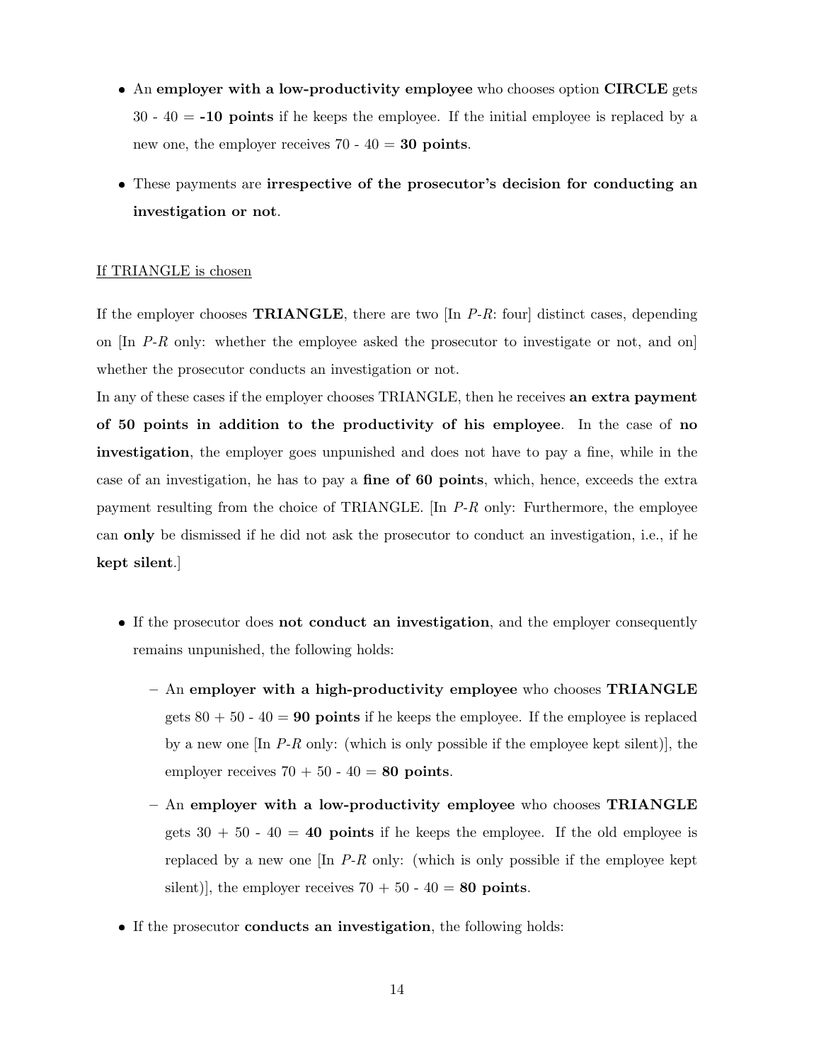- An **employer with a low-productivity employee** who chooses option **CIRCLE** gets 30 - 40 = **-10 points** if he keeps the employee. If the initial employee is replaced by a new one, the employer receives 70 - 40 = **30 points**.
- These payments are **irrespective of the prosecutor's decision for conducting an investigation or not**.

<u>If TRIANGLE is chosen</u>

If the employer chooses **TRIANGLE**, there are two [In *P-R*: four] distinct cases, depending on [In *P-R* only: whether the employee asked the prosecutor to investigate or not, and on] whether the prosecutor conducts an investigation or not.

In any of these cases if the employer chooses TRIANGLE, then he receives **an extra payment of 50 points in addition to the productivity of his employee**. In the case of **no investigation**, the employer goes unpunished and does not have to pay a fine, while in the case of an investigation, he has to pay a **fine of 60 points**, which, hence, exceeds the extra payment resulting from the choice of TRIANGLE. [In *P-R* only: Furthermore, the employee can **only** be dismissed if he did not ask the prosecutor to conduct an investigation, i.e., if he **kept silent**.]

- If the prosecutor does **not conduct an investigation**, and the employer consequently remains unpunished, the following holds:
  - An **employer with a high-productivity employee** who chooses **TRIANGLE** gets 80 + 50 - 40 = **90 points** if he keeps the employee. If the employee is replaced by a new one [In *P-R* only: (which is only possible if the employee kept silent)], the employer receives 70 + 50 - 40 = **80 points**.
  - An **employer with a low-productivity employee** who chooses **TRIANGLE** gets 30 + 50 - 40 = **40 points** if he keeps the employee. If the old employee is replaced by a new one [In *P-R* only: (which is only possible if the employee kept silent)], the employer receives 70 + 50 - 40 = **80 points**.
- If the prosecutor **conducts an investigation**, the following holds: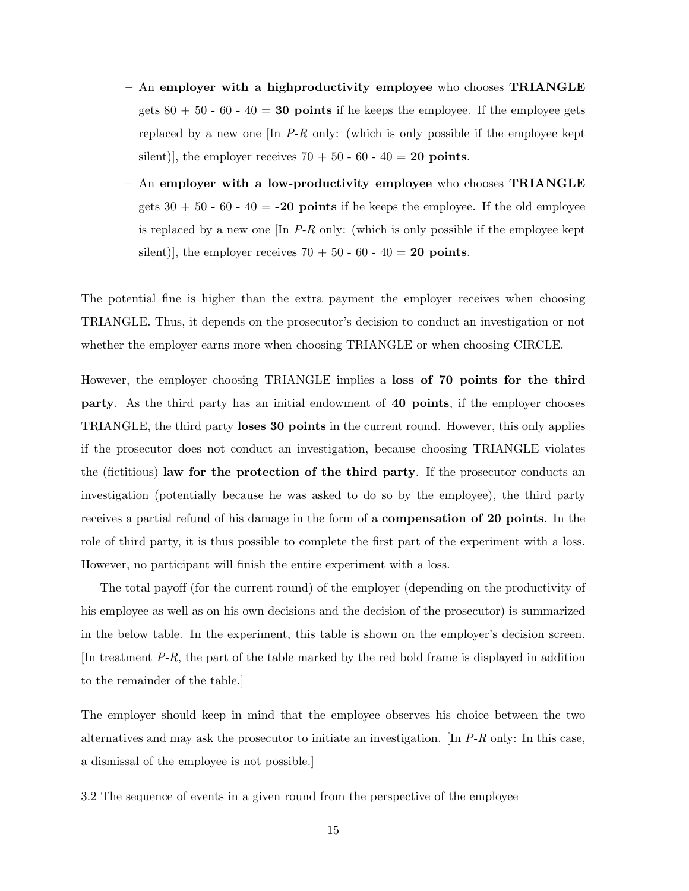- An **employer with a highproductivity employee** who chooses **TRIANGLE** gets 80 + 50 - 60 - 40 = **30 points** if he keeps the employee. If the employee gets replaced by a new one [In *P-R* only: (which is only possible if the employee kept silent)], the employer receives 70 + 50 - 60 - 40 = **20 points**.
- An **employer with a low-productivity employee** who chooses **TRIANGLE** gets 30 + 50 - 60 - 40 = **-20 points** if he keeps the employee. If the old employee is replaced by a new one [In *P-R* only: (which is only possible if the employee kept silent)], the employer receives 70 + 50 - 60 - 40 = **20 points**.

The potential fine is higher than the extra payment the employer receives when choosing TRIANGLE. Thus, it depends on the prosecutor's decision to conduct an investigation or not whether the employer earns more when choosing TRIANGLE or when choosing CIRCLE.

However, the employer choosing TRIANGLE implies a **loss of 70 points for the third party**. As the third party has an initial endowment of **40 points**, if the employer chooses TRIANGLE, the third party **loses 30 points** in the current round. However, this only applies if the prosecutor does not conduct an investigation, because choosing TRIANGLE violates the (fictitious) **law for the protection of the third party**. If the prosecutor conducts an investigation (potentially because he was asked to do so by the employee), the third party receives a partial refund of his damage in the form of a **compensation of 20 points**. In the role of third party, it is thus possible to complete the first part of the experiment with a loss. However, no participant will finish the entire experiment with a loss.

The total payoff (for the current round) of the employer (depending on the productivity of his employee as well as on his own decisions and the decision of the prosecutor) is summarized in the below table. In the experiment, this table is shown on the employer's decision screen. [In treatment *P-R*, the part of the table marked by the red bold frame is displayed in addition to the remainder of the table.]

The employer should keep in mind that the employee observes his choice between the two alternatives and may ask the prosecutor to initiate an investigation. [In *P-R* only: In this case, a dismissal of the employee is not possible.]

3.2 The sequence of events in a given round from the perspective of the employee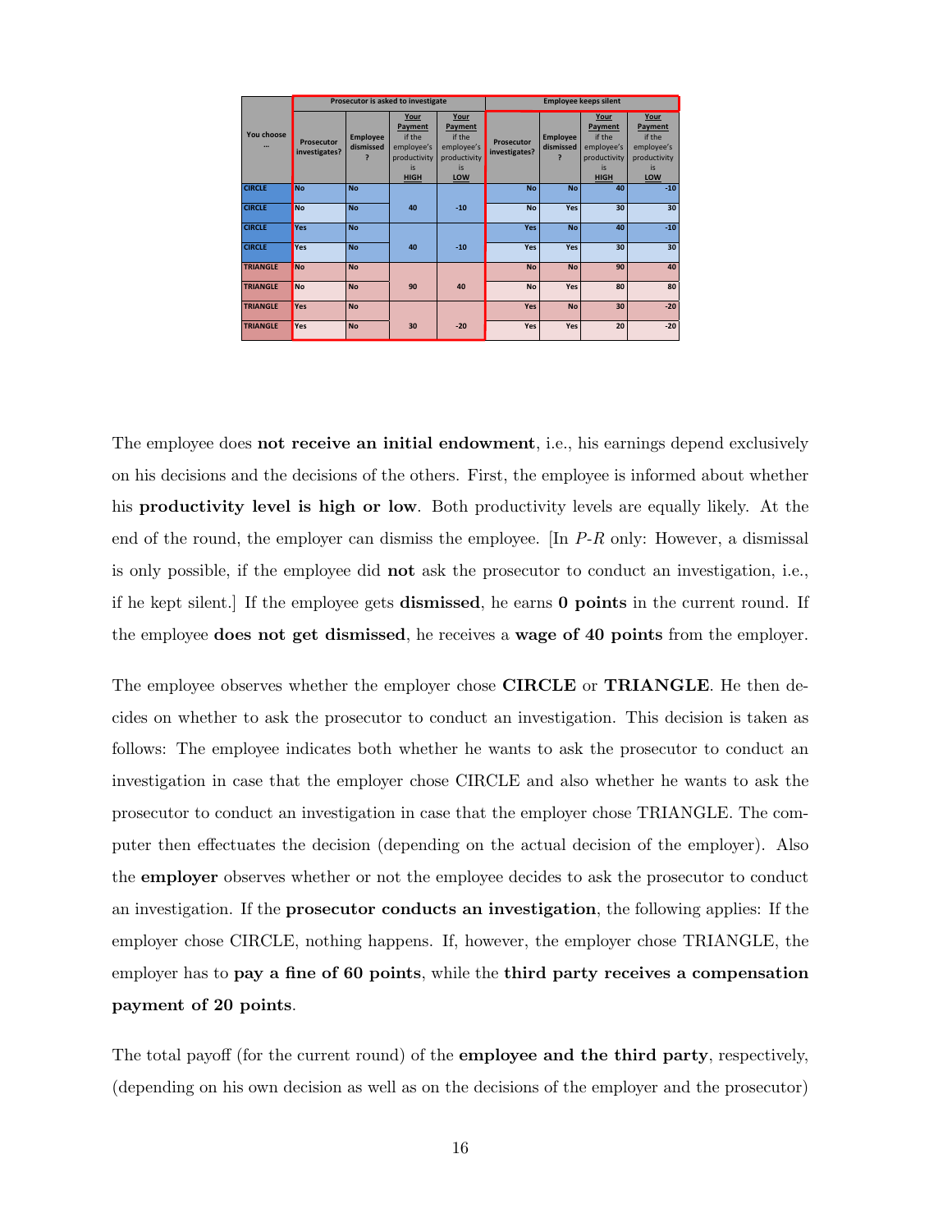| You choose … | Prosecutor is asked to investigate | | | | Employee keeps silent | | | |
|---|---|---|---|---|---|---|---|---|
| | Prosecutor investigates? | Employee dismissed? | Your Payment if the employee's productivity is HIGH | Your Payment if the employee's productivity is LOW | Prosecutor investigates? | Employee dismissed? | Your Payment if the employee's productivity is HIGH | Your Payment if the employee's productivity is LOW |
| CIRCLE | No | No | 40 | -10 | No | No | 40 | -10 |
| CIRCLE | No | No | | | No | Yes | 30 | 30 |
| CIRCLE | Yes | No | 40 | -10 | Yes | No | 40 | -10 |
| CIRCLE | Yes | No | | | Yes | Yes | 30 | 30 |
| TRIANGLE | No | No | 90 | 40 | No | No | 90 | 40 |
| TRIANGLE | No | No | | | No | Yes | 80 | 80 |
| TRIANGLE | Yes | No | 30 | -20 | Yes | No | 30 | -20 |
| TRIANGLE | Yes | No | | | Yes | Yes | 20 | -20 |

The employee does **not receive an initial endowment**, i.e., his earnings depend exclusively on his decisions and the decisions of the others. First, the employee is informed about whether his **productivity level is high or low**. Both productivity levels are equally likely. At the end of the round, the employer can dismiss the employee. [In *P-R* only: However, a dismissal is only possible, if the employee did **not** ask the prosecutor to conduct an investigation, i.e., if he kept silent.] If the employee gets **dismissed**, he earns **0 points** in the current round. If the employee **does not get dismissed**, he receives a **wage of 40 points** from the employer.

The employee observes whether the employer chose **CIRCLE** or **TRIANGLE**. He then decides on whether to ask the prosecutor to conduct an investigation. This decision is taken as follows: The employee indicates both whether he wants to ask the prosecutor to conduct an investigation in case that the employer chose CIRCLE and also whether he wants to ask the prosecutor to conduct an investigation in case that the employer chose TRIANGLE. The computer then effectuates the decision (depending on the actual decision of the employer). Also the **employer** observes whether or not the employee decides to ask the prosecutor to conduct an investigation. If the **prosecutor conducts an investigation**, the following applies: If the employer chose CIRCLE, nothing happens. If, however, the employer chose TRIANGLE, the employer has to **pay a fine of 60 points**, while the **third party receives a compensation payment of 20 points**.

The total payoff (for the current round) of the **employee and the third party**, respectively, (depending on his own decision as well as on the decisions of the employer and the prosecutor)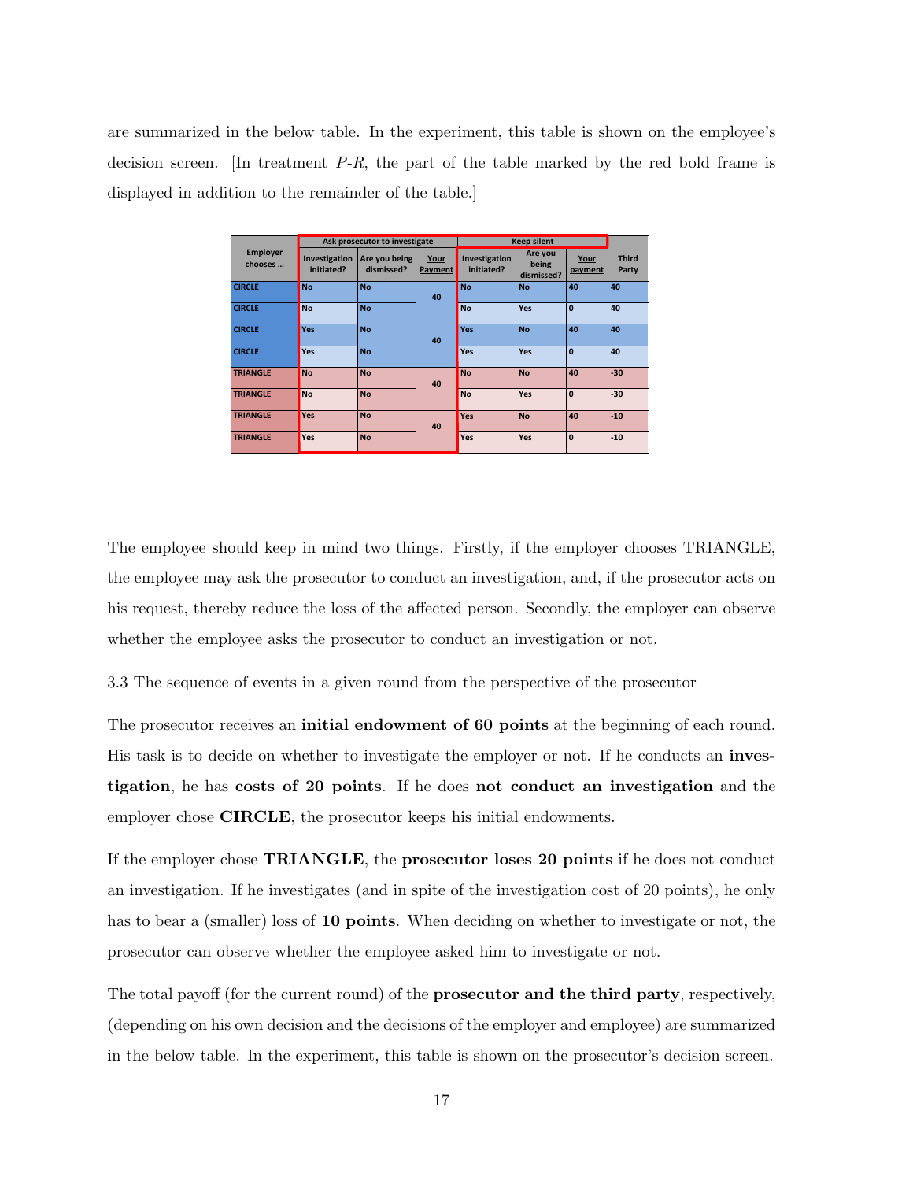are summarized in the below table. In the experiment, this table is shown on the employee's decision screen. [In treatment *P-R*, the part of the table marked by the red bold frame is displayed in addition to the remainder of the table.]

| Employer chooses ... | Ask prosecutor to investigate | | | Keep silent | | | |
|---|---|---|---|---|---|---|---|
| | Investigation initiated? | Are you being dismissed? | Your Payment | Investigation initiated? | Are you being dismissed? | Your payment | Third Party |
| CIRCLE | No | No | 40 | No | No | 40 | 40 |
| CIRCLE | No | No | | No | Yes | 0 | 40 |
| CIRCLE | Yes | No | 40 | Yes | No | 40 | 40 |
| CIRCLE | Yes | No | | Yes | Yes | 0 | 40 |
| TRIANGLE | No | No | 40 | No | No | 40 | -30 |
| TRIANGLE | No | No | | No | Yes | 0 | -30 |
| TRIANGLE | Yes | No | 40 | Yes | No | 40 | -10 |
| TRIANGLE | Yes | No | | Yes | Yes | 0 | -10 |

The employee should keep in mind two things. Firstly, if the employer chooses TRIANGLE, the employee may ask the prosecutor to conduct an investigation, and, if the prosecutor acts on his request, thereby reduce the loss of the affected person. Secondly, the employer can observe whether the employee asks the prosecutor to conduct an investigation or not.

3.3 The sequence of events in a given round from the perspective of the prosecutor

The prosecutor receives an **initial endowment of 60 points** at the beginning of each round. His task is to decide on whether to investigate the employer or not. If he conducts an **investigation**, he has **costs of 20 points**. If he does **not conduct an investigation** and the employer chose **CIRCLE**, the prosecutor keeps his initial endowments.

If the employer chose **TRIANGLE**, the **prosecutor loses 20 points** if he does not conduct an investigation. If he investigates (and in spite of the investigation cost of 20 points), he only has to bear a (smaller) loss of **10 points**. When deciding on whether to investigate or not, the prosecutor can observe whether the employee asked him to investigate or not.

The total payoff (for the current round) of the **prosecutor and the third party**, respectively, (depending on his own decision and the decisions of the employer and employee) are summarized in the below table. In the experiment, this table is shown on the prosecutor's decision screen.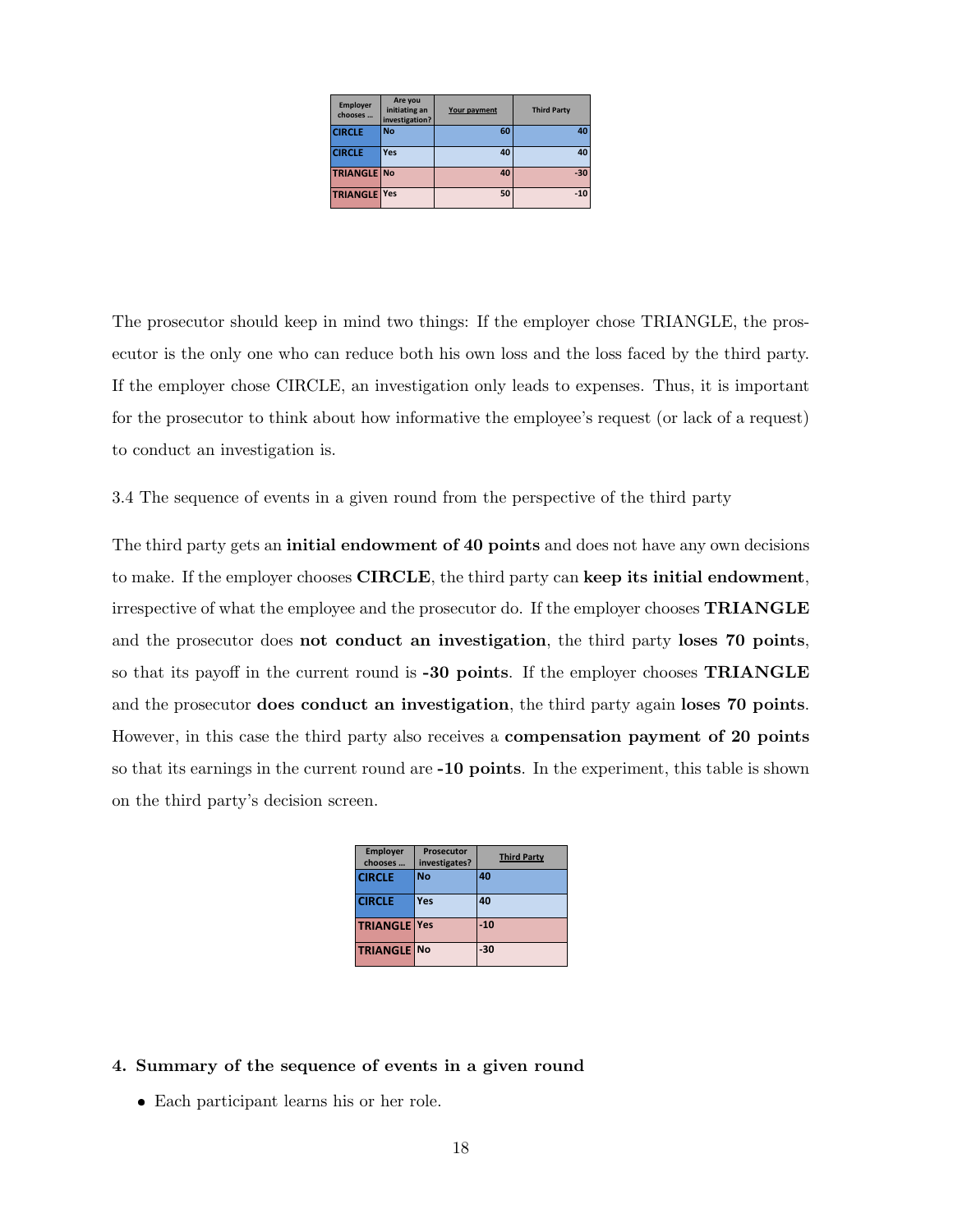| Employer chooses ... | Are you initiating an investigation? | Your payment | Third Party |
|---|---|---|---|
| CIRCLE | No | 60 | 40 |
| CIRCLE | Yes | 40 | 40 |
| TRIANGLE | No | 40 | -30 |
| TRIANGLE | Yes | 50 | -10 |

The prosecutor should keep in mind two things: If the employer chose TRIANGLE, the prosecutor is the only one who can reduce both his own loss and the loss faced by the third party. If the employer chose CIRCLE, an investigation only leads to expenses. Thus, it is important for the prosecutor to think about how informative the employee's request (or lack of a request) to conduct an investigation is.

3.4 The sequence of events in a given round from the perspective of the third party

The third party gets an **initial endowment of 40 points** and does not have any own decisions to make. If the employer chooses **CIRCLE**, the third party can **keep its initial endowment**, irrespective of what the employee and the prosecutor do. If the employer chooses **TRIANGLE** and the prosecutor does **not conduct an investigation**, the third party **loses 70 points**, so that its payoff in the current round is **-30 points**. If the employer chooses **TRIANGLE** and the prosecutor **does conduct an investigation**, the third party again **loses 70 points**. However, in this case the third party also receives a **compensation payment of 20 points** so that its earnings in the current round are **-10 points**. In the experiment, this table is shown on the third party's decision screen.

| Employer chooses ... | Prosecutor investigates? | Third Party |
|---|---|---|
| CIRCLE | No | 40 |
| CIRCLE | Yes | 40 |
| TRIANGLE | Yes | -10 |
| TRIANGLE | No | -30 |

**4. Summary of the sequence of events in a given round**

- Each participant learns his or her role.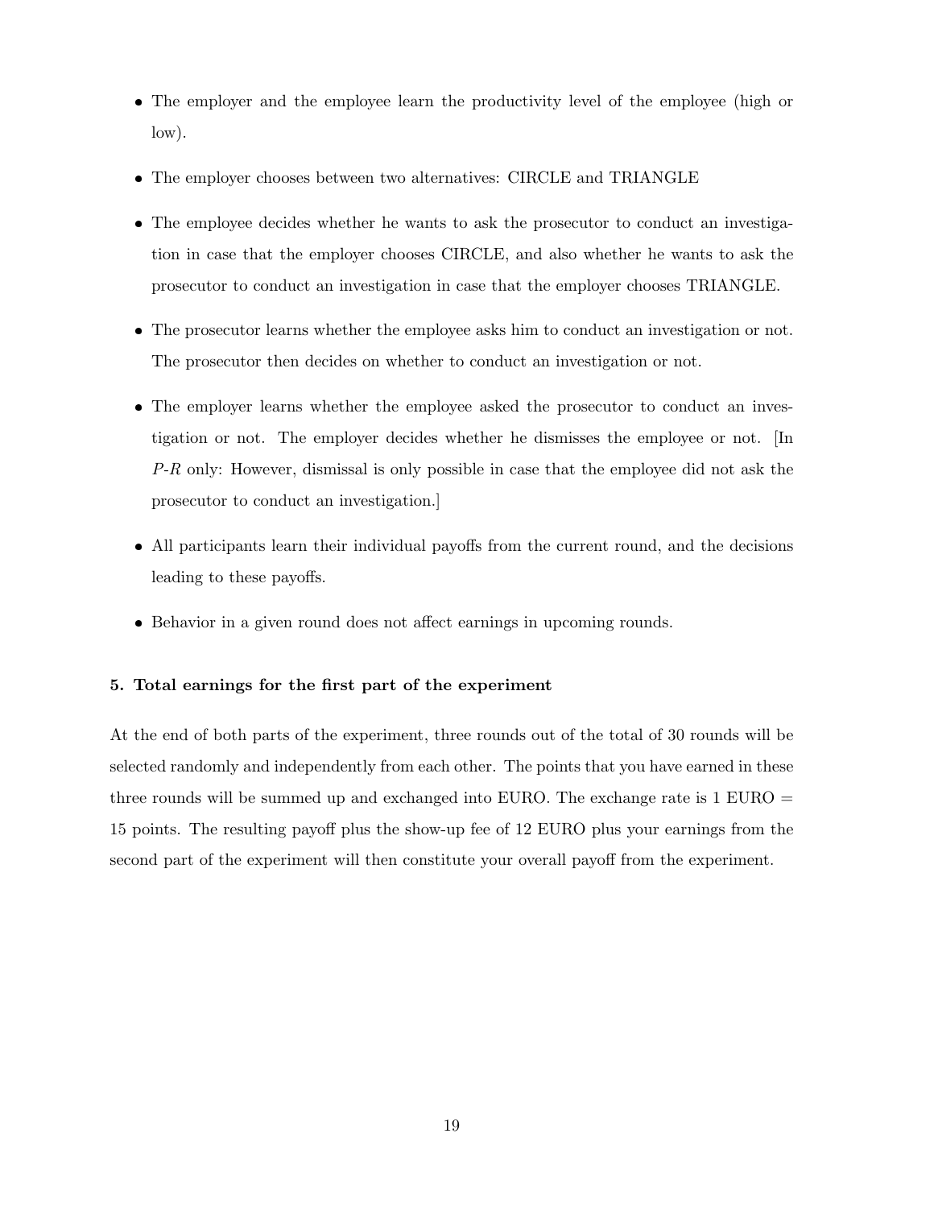- The employer and the employee learn the productivity level of the employee (high or low).
- The employer chooses between two alternatives: CIRCLE and TRIANGLE
- The employee decides whether he wants to ask the prosecutor to conduct an investigation in case that the employer chooses CIRCLE, and also whether he wants to ask the prosecutor to conduct an investigation in case that the employer chooses TRIANGLE.
- The prosecutor learns whether the employee asks him to conduct an investigation or not. The prosecutor then decides on whether to conduct an investigation or not.
- The employer learns whether the employee asked the prosecutor to conduct an investigation or not. The employer decides whether he dismisses the employee or not. [In *P-R* only: However, dismissal is only possible in case that the employee did not ask the prosecutor to conduct an investigation.]
- All participants learn their individual payoffs from the current round, and the decisions leading to these payoffs.
- Behavior in a given round does not affect earnings in upcoming rounds.

**5. Total earnings for the first part of the experiment**

At the end of both parts of the experiment, three rounds out of the total of 30 rounds will be selected randomly and independently from each other. The points that you have earned in these three rounds will be summed up and exchanged into EURO. The exchange rate is 1 EURO = 15 points. The resulting payoff plus the show-up fee of 12 EURO plus your earnings from the second part of the experiment will then constitute your overall payoff from the experiment.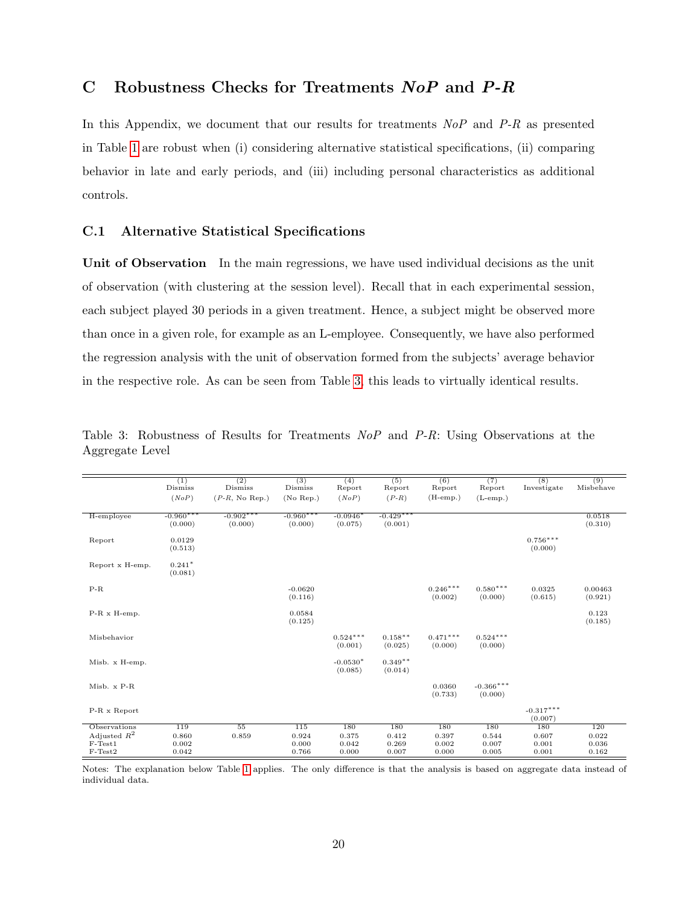## C Robustness Checks for Treatments *NoP* and *P-R*

In this Appendix, we document that our results for treatments *NoP* and *P-R* as presented in Table 1 are robust when (i) considering alternative statistical specifications, (ii) comparing behavior in late and early periods, and (iii) including personal characteristics as additional controls.

### C.1 Alternative Statistical Specifications

**Unit of Observation** In the main regressions, we have used individual decisions as the unit of observation (with clustering at the session level). Recall that in each experimental session, each subject played 30 periods in a given treatment. Hence, a subject might be observed more than once in a given role, for example as an L-employee. Consequently, we have also performed the regression analysis with the unit of observation formed from the subjects' average behavior in the respective role. As can be seen from Table 3, this leads to virtually identical results.

Table 3: Robustness of Results for Treatments *NoP* and *P-R*: Using Observations at the Aggregate Level

| | (1) Dismiss (*NoP*) | (2) Dismiss (*P-R*, No Rep.) | (3) Dismiss (No Rep.) | (4) Report (*NoP*) | (5) Report (*P-R*) | (6) Report (H-emp.) | (7) Report (L-emp.) | (8) Investigate | (9) Misbehave |
|---|---|---|---|---|---|---|---|---|---|
| H-employee | -0.960*** (0.000) | -0.902*** (0.000) | -0.960*** (0.000) | -0.0946* (0.075) | -0.429*** (0.001) | | | | 0.0518 (0.310) |
| Report | 0.0129 (0.513) | | | | | | | 0.756*** (0.000) | |
| Report x H-emp. | 0.241* (0.081) | | | | | | | | |
| P-R | | | -0.0620 (0.116) | | | 0.246*** (0.002) | 0.580*** (0.000) | 0.0325 (0.615) | 0.00463 (0.921) |
| P-R x H-emp. | | | 0.0584 (0.125) | | | | | | 0.123 (0.185) |
| Misbehavior | | | | 0.524*** (0.001) | 0.158** (0.025) | 0.471*** (0.000) | 0.524*** (0.000) | | |
| Misb. x H-emp. | | | | -0.0530* (0.085) | 0.349** (0.014) | | | | |
| Misb. x P-R | | | | | | 0.0360 (0.733) | -0.366*** (0.000) | | |
| P-R x Report | | | | | | | | -0.317*** (0.007) | |
| Observations | 119 | 55 | 115 | 180 | 180 | 180 | 180 | 180 | 120 |
| Adjusted $R^2$ | 0.860 | 0.859 | 0.924 | 0.375 | 0.412 | 0.397 | 0.544 | 0.607 | 0.022 |
| F-Test1 | 0.002 | | 0.000 | 0.042 | 0.269 | 0.002 | 0.007 | 0.001 | 0.036 |
| F-Test2 | 0.042 | | 0.766 | 0.000 | 0.007 | 0.000 | 0.005 | 0.001 | 0.162 |

Notes: The explanation below Table 1 applies. The only difference is that the analysis is based on aggregate data instead of individual data.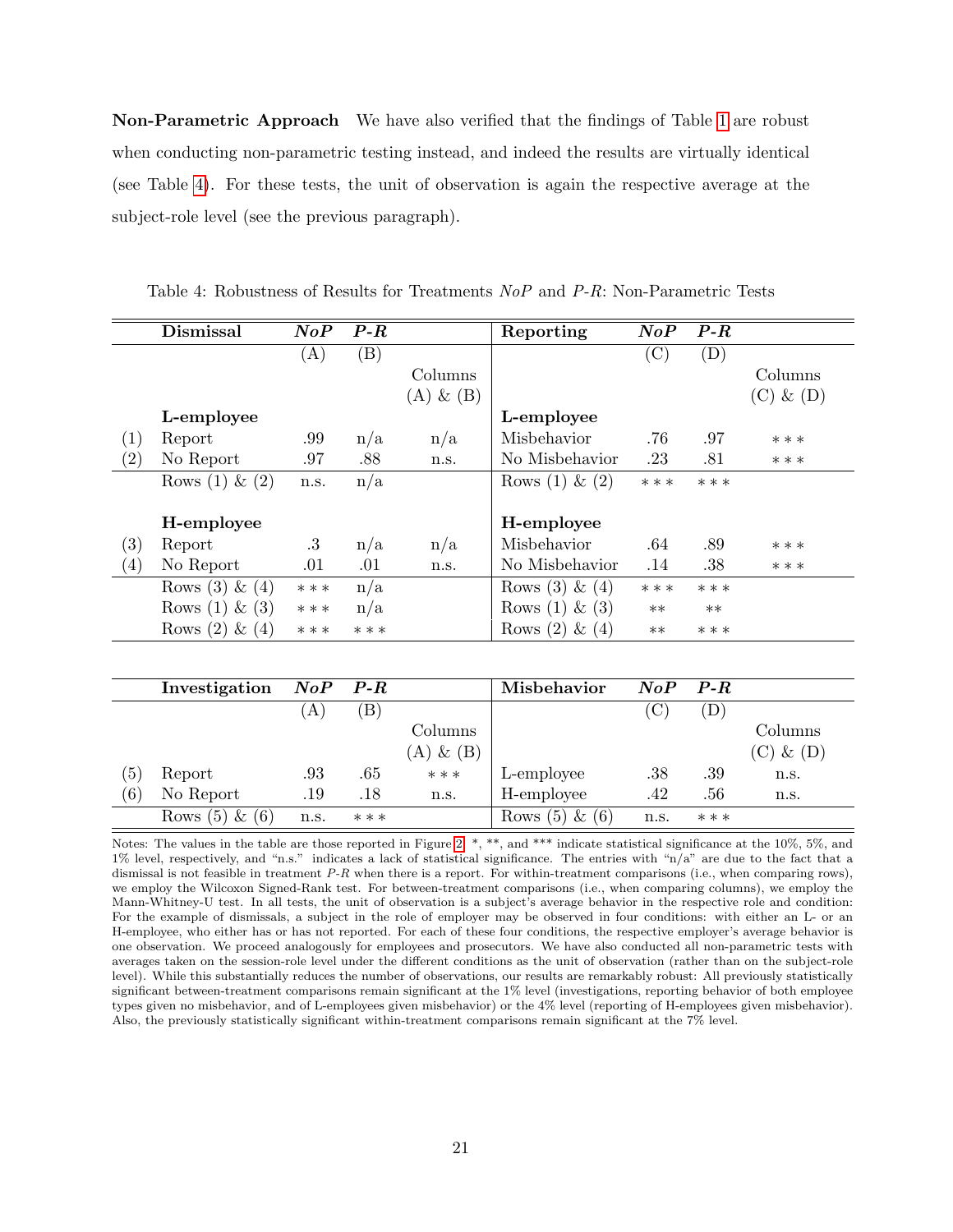**Non-Parametric Approach** We have also verified that the findings of Table 1 are robust when conducting non-parametric testing instead, and indeed the results are virtually identical (see Table 4). For these tests, the unit of observation is again the respective average at the subject-role level (see the previous paragraph).

Table 4: Robustness of Results for Treatments *NoP* and *P-R*: Non-Parametric Tests

| | **Dismissal** | ***NoP*** | ***P-R*** | | **Reporting** | ***NoP*** | ***P-R*** | |
|---|---|---|---|---|---|---|---|---|
| | | (A) | (B) | Columns (A) & (B) | | (C) | (D) | Columns (C) & (D) |
| | **L-employee** | | | | **L-employee** | | | |
| (1) | Report | .99 | n/a | n/a | Misbehavior | .76 | .97 | *** |
| (2) | No Report | .97 | .88 | n.s. | No Misbehavior | .23 | .81 | *** |
| | Rows (1) & (2) | n.s. | n/a | | Rows (1) & (2) | *** | *** | |
| | **H-employee** | | | | **H-employee** | | | |
| (3) | Report | .3 | n/a | n/a | Misbehavior | .64 | .89 | *** |
| (4) | No Report | .01 | .01 | n.s. | No Misbehavior | .14 | .38 | *** |
| | Rows (3) & (4) | *** | n/a | | Rows (3) & (4) | *** | *** | |
| | Rows (1) & (3) | *** | n/a | | Rows (1) & (3) | ** | ** | |
| | Rows (2) & (4) | *** | *** | | Rows (2) & (4) | ** | *** | |

| | **Investigation** | ***NoP*** | ***P-R*** | | **Misbehavior** | ***NoP*** | ***P-R*** | |
|---|---|---|---|---|---|---|---|---|
| | | (A) | (B) | Columns (A) & (B) | | (C) | (D) | Columns (C) & (D) |
| (5) | Report | .93 | .65 | *** | L-employee | .38 | .39 | n.s. |
| (6) | No Report | .19 | .18 | n.s. | H-employee | .42 | .56 | n.s. |
| | Rows (5) & (6) | n.s. | *** | | Rows (5) & (6) | n.s. | *** | |

Notes: The values in the table are those reported in Figure 2. *, **, and *** indicate statistical significance at the 10%, 5%, and 1% level, respectively, and "n.s." indicates a lack of statistical significance. The entries with "n/a" are due to the fact that a dismissal is not feasible in treatment *P-R* when there is a report. For within-treatment comparisons (i.e., when comparing rows), we employ the Wilcoxon Signed-Rank test. For between-treatment comparisons (i.e., when comparing columns), we employ the Mann-Whitney-U test. In all tests, the unit of observation is a subject's average behavior in the respective role and condition: For the example of dismissals, a subject in the role of employer may be observed in four conditions: with either an L- or an H-employee, who either has or has not reported. For each of these four conditions, the respective employer's average behavior is one observation. We proceed analogously for employees and prosecutors. We have also conducted all non-parametric tests with averages taken on the session-role level under the different conditions as the unit of observation (rather than on the subject-role level). While this substantially reduces the number of observations, our results are remarkably robust: All previously statistically significant between-treatment comparisons remain significant at the 1% level (investigations, reporting behavior of both employee types given no misbehavior, and of L-employees given misbehavior) or the 4% level (reporting of H-employees given misbehavior). Also, the previously statistically significant within-treatment comparisons remain significant at the 7% level.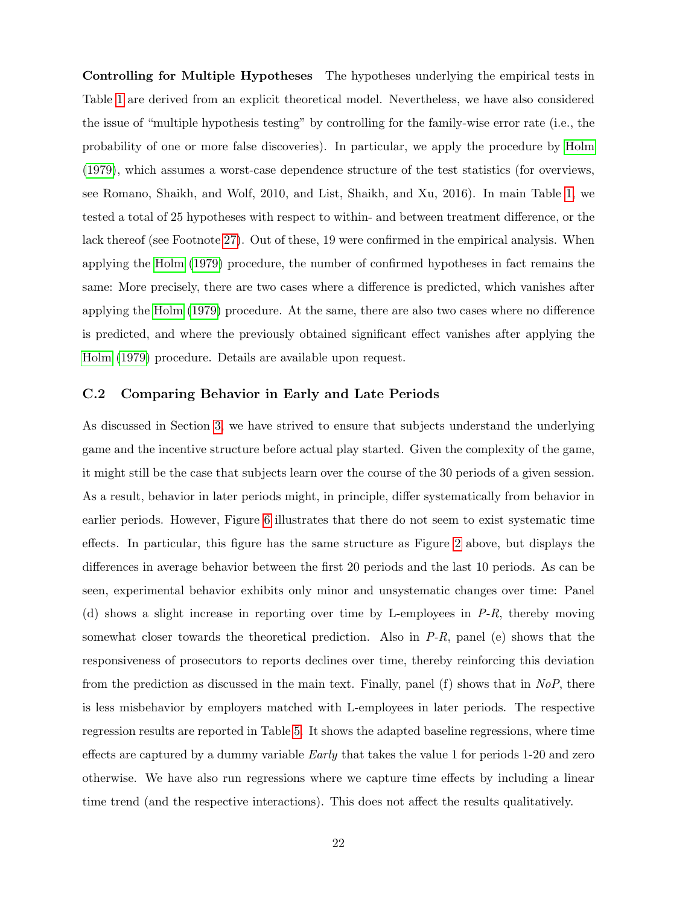**Controlling for Multiple Hypotheses** The hypotheses underlying the empirical tests in Table 1 are derived from an explicit theoretical model. Nevertheless, we have also considered the issue of "multiple hypothesis testing" by controlling for the family-wise error rate (i.e., the probability of one or more false discoveries). In particular, we apply the procedure by Holm (1979), which assumes a worst-case dependence structure of the test statistics (for overviews, see Romano, Shaikh, and Wolf, 2010, and List, Shaikh, and Xu, 2016). In main Table 1, we tested a total of 25 hypotheses with respect to within- and between treatment difference, or the lack thereof (see Footnote 27). Out of these, 19 were confirmed in the empirical analysis. When applying the Holm (1979) procedure, the number of confirmed hypotheses in fact remains the same: More precisely, there are two cases where a difference is predicted, which vanishes after applying the Holm (1979) procedure. At the same, there are also two cases where no difference is predicted, and where the previously obtained significant effect vanishes after applying the Holm (1979) procedure. Details are available upon request.

## C.2 Comparing Behavior in Early and Late Periods

As discussed in Section 3, we have strived to ensure that subjects understand the underlying game and the incentive structure before actual play started. Given the complexity of the game, it might still be the case that subjects learn over the course of the 30 periods of a given session. As a result, behavior in later periods might, in principle, differ systematically from behavior in earlier periods. However, Figure 6 illustrates that there do not seem to exist systematic time effects. In particular, this figure has the same structure as Figure 2 above, but displays the differences in average behavior between the first 20 periods and the last 10 periods. As can be seen, experimental behavior exhibits only minor and unsystematic changes over time: Panel (d) shows a slight increase in reporting over time by L-employees in *P-R*, thereby moving somewhat closer towards the theoretical prediction. Also in *P-R*, panel (e) shows that the responsiveness of prosecutors to reports declines over time, thereby reinforcing this deviation from the prediction as discussed in the main text. Finally, panel (f) shows that in *NoP*, there is less misbehavior by employers matched with L-employees in later periods. The respective regression results are reported in Table 5. It shows the adapted baseline regressions, where time effects are captured by a dummy variable *Early* that takes the value 1 for periods 1-20 and zero otherwise. We have also run regressions where we capture time effects by including a linear time trend (and the respective interactions). This does not affect the results qualitatively.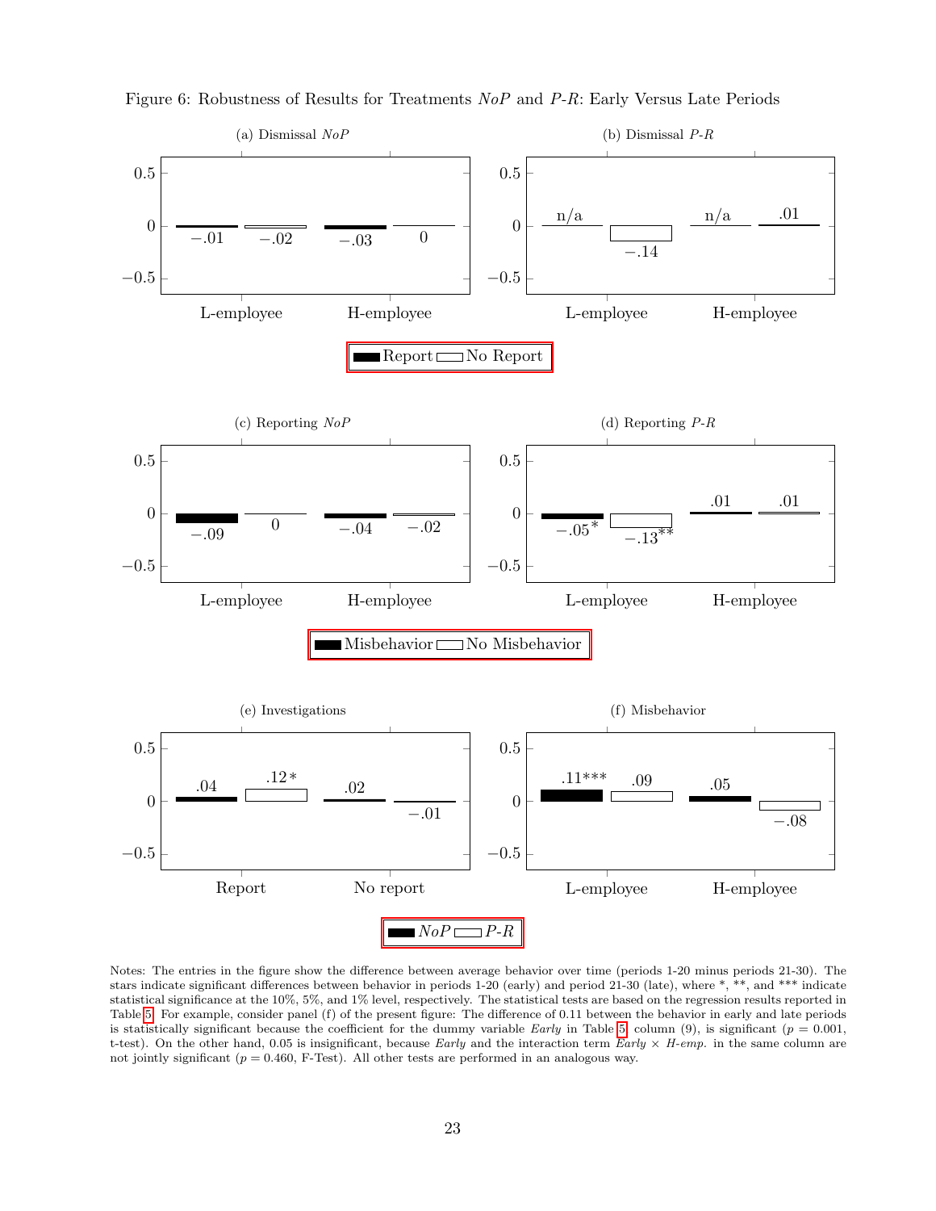Figure 6: Robustness of Results for Treatments *NoP* and *P-R*: Early Versus Late Periods

(a) Dismissal *NoP*

| | Report | No Report |
|---|---|---|
| L-employee | −.01 | −.02 |
| H-employee | −.03 | 0 |

(b) Dismissal *P-R*

| | Report | No Report |
|---|---|---|
| L-employee | n/a | −.14 |
| H-employee | n/a | .01 |

(c) Reporting *NoP*

| | Misbehavior | No Misbehavior |
|---|---|---|
| L-employee | −.09 | 0 |
| H-employee | −.04 | −.02 |

(d) Reporting *P-R*

| | Misbehavior | No Misbehavior |
|---|---|---|
| L-employee | −.05* | −.13** |
| H-employee | .01 | .01 |

(e) Investigations

| | *NoP* | *P-R* |
|---|---|---|
| Report | .04 | .12* |
| No report | .02 | −.01 |

(f) Misbehavior

| | *NoP* | *P-R* |
|---|---|---|
| L-employee | .11*** | .09 |
| H-employee | .05 | −.08 |

Notes: The entries in the figure show the difference between average behavior over time (periods 1-20 minus periods 21-30). The stars indicate significant differences between behavior in periods 1-20 (early) and period 21-30 (late), where *, **, and *** indicate statistical significance at the 10%, 5%, and 1% level, respectively. The statistical tests are based on the regression results reported in Table 5. For example, consider panel (f) of the present figure: The difference of 0.11 between the behavior in early and late periods is statistically significant because the coefficient for the dummy variable *Early* in Table 5, column (9), is significant ($p = 0.001$, t-test). On the other hand, 0.05 is insignificant, because *Early* and the interaction term *Early* × *H-emp.* in the same column are not jointly significant ($p = 0.460$, F-Test). All other tests are performed in an analogous way.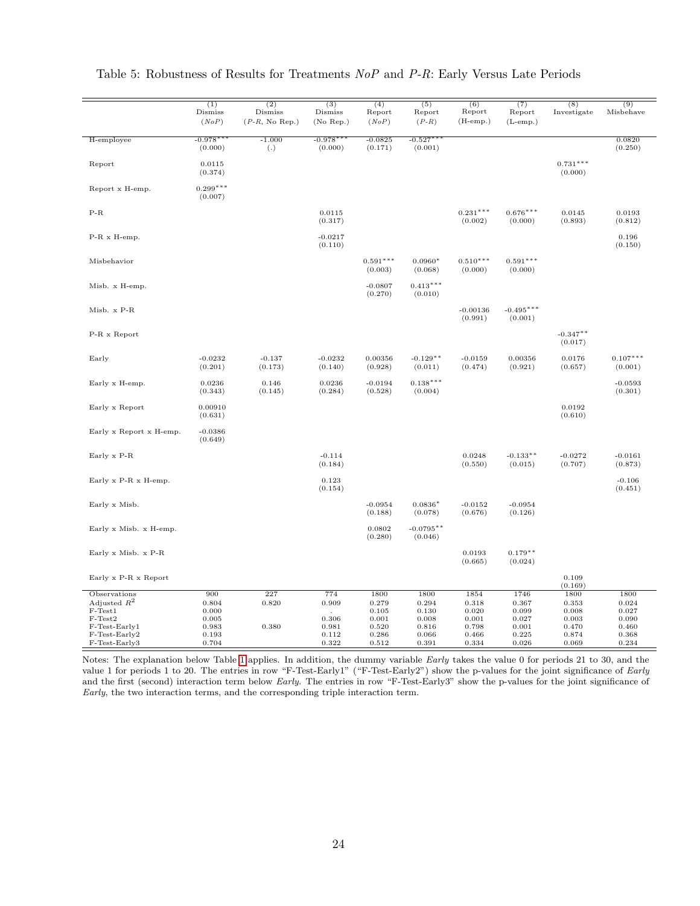Table 5: Robustness of Results for Treatments *NoP* and *P-R*: Early Versus Late Periods

| | (1) Dismiss (*NoP*) | (2) Dismiss (*P-R*, No Rep.) | (3) Dismiss (No Rep.) | (4) Report (*NoP*) | (5) Report (*P-R*) | (6) Report (H-emp.) | (7) Report (L-emp.) | (8) Investigate | (9) Misbehave |
|---|---|---|---|---|---|---|---|---|---|
| H-employee | -0.978*** (0.000) | -1.000 (.) | -0.978*** (0.000) | -0.0825 (0.171) | -0.527*** (0.001) | | | | 0.0820 (0.250) |
| Report | 0.0115 (0.374) | | | | | | | 0.731*** (0.000) | |
| Report x H-emp. | 0.299*** (0.007) | | | | | | | | |
| P-R | | | 0.0115 (0.317) | | | 0.231*** (0.002) | 0.676*** (0.000) | 0.0145 (0.893) | 0.0193 (0.812) |
| P-R x H-emp. | | | -0.0217 (0.110) | | | | | | 0.196 (0.150) |
| Misbehavior | | | | 0.591*** (0.003) | 0.0960* (0.068) | 0.510*** (0.000) | 0.591*** (0.000) | | |
| Misb. x H-emp. | | | | -0.0807 (0.270) | 0.413*** (0.010) | | | | |
| Misb. x P-R | | | | | | -0.00136 (0.991) | -0.495*** (0.001) | | |
| P-R x Report | | | | | | | | -0.347** (0.017) | |
| Early | -0.0232 (0.201) | -0.137 (0.173) | -0.0232 (0.140) | 0.00356 (0.928) | -0.129** (0.011) | -0.0159 (0.474) | 0.00356 (0.921) | 0.0176 (0.657) | 0.107*** (0.001) |
| Early x H-emp. | 0.0236 (0.343) | 0.146 (0.145) | 0.0236 (0.284) | -0.0194 (0.528) | 0.138*** (0.004) | | | | -0.0593 (0.301) |
| Early x Report | 0.00910 (0.631) | | | | | | | 0.0192 (0.610) | |
| Early x Report x H-emp. | -0.0386 (0.649) | | | | | | | | |
| Early x P-R | | | -0.114 (0.184) | | | 0.0248 (0.550) | -0.133** (0.015) | -0.0272 (0.707) | -0.0161 (0.873) |
| Early x P-R x H-emp. | | | 0.123 (0.154) | | | | | | -0.106 (0.451) |
| Early x Misb. | | | | -0.0954 (0.188) | 0.0836* (0.078) | -0.0152 (0.676) | -0.0954 (0.126) | | |
| Early x Misb. x H-emp. | | | | 0.0802 (0.280) | -0.0795** (0.046) | | | | |
| Early x Misb. x P-R | | | | | | 0.0193 (0.665) | 0.179** (0.024) | | |
| Early x P-R x Report | | | | | | | | 0.109 (0.169) | |
| Observations | 900 | 227 | 774 | 1800 | 1800 | 1854 | 1746 | 1800 | 1800 |
| Adjusted $R^2$ | 0.804 | 0.820 | 0.909 | 0.279 | 0.294 | 0.318 | 0.367 | 0.353 | 0.024 |
| F-Test1 | 0.000 | | . | 0.105 | 0.130 | 0.020 | 0.099 | 0.008 | 0.027 |
| F-Test2 | 0.005 | | 0.306 | 0.001 | 0.008 | 0.001 | 0.027 | 0.003 | 0.090 |
| F-Test-Early1 | 0.983 | 0.380 | 0.981 | 0.520 | 0.816 | 0.798 | 0.001 | 0.470 | 0.460 |
| F-Test-Early2 | 0.193 | | 0.112 | 0.286 | 0.066 | 0.466 | 0.225 | 0.874 | 0.368 |
| F-Test-Early3 | 0.704 | | 0.322 | 0.512 | 0.391 | 0.334 | 0.026 | 0.069 | 0.234 |

Notes: The explanation below Table 1 applies. In addition, the dummy variable *Early* takes the value 0 for periods 21 to 30, and the value 1 for periods 1 to 20. The entries in row "F-Test-Early1" ("F-Test-Early2") show the p-values for the joint significance of *Early* and the first (second) interaction term below *Early*. The entries in row "F-Test-Early3" show the p-values for the joint significance of *Early*, the two interaction terms, and the corresponding triple interaction term.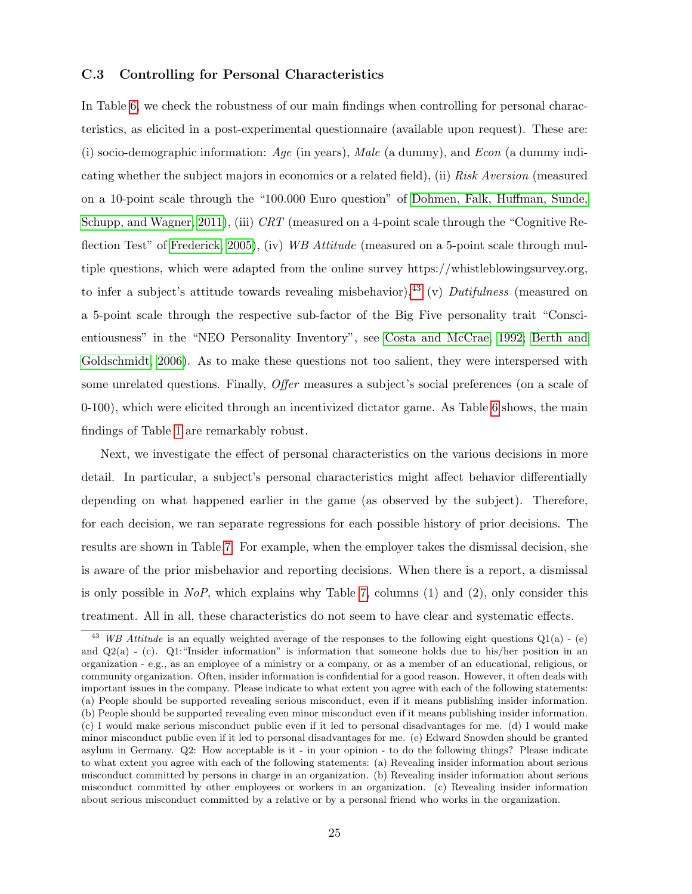### C.3 Controlling for Personal Characteristics

In Table 6, we check the robustness of our main findings when controlling for personal characteristics, as elicited in a post-experimental questionnaire (available upon request). These are: (i) socio-demographic information: *Age* (in years), *Male* (a dummy), and *Econ* (a dummy indicating whether the subject majors in economics or a related field), (ii) *Risk Aversion* (measured on a 10-point scale through the "100.000 Euro question" of Dohmen, Falk, Huffman, Sunde, Schupp, and Wagner, 2011), (iii) *CRT* (measured on a 4-point scale through the "Cognitive Reflection Test" of Frederick, 2005), (iv) *WB Attitude* (measured on a 5-point scale through multiple questions, which were adapted from the online survey https://whistleblowingsurvey.org, to infer a subject's attitude towards revealing misbehavior),[43] (v) *Dutifulness* (measured on a 5-point scale through the respective sub-factor of the Big Five personality trait "Conscientiousness" in the "NEO Personality Inventory", see Costa and McCrae, 1992; Berth and Goldschmidt, 2006). As to make these questions not too salient, they were interspersed with some unrelated questions. Finally, *Offer* measures a subject's social preferences (on a scale of 0-100), which were elicited through an incentivized dictator game. As Table 6 shows, the main findings of Table 1 are remarkably robust.

Next, we investigate the effect of personal characteristics on the various decisions in more detail. In particular, a subject's personal characteristics might affect behavior differentially depending on what happened earlier in the game (as observed by the subject). Therefore, for each decision, we ran separate regressions for each possible history of prior decisions. The results are shown in Table 7. For example, when the employer takes the dismissal decision, she is aware of the prior misbehavior and reporting decisions. When there is a report, a dismissal is only possible in *NoP*, which explains why Table 7, columns (1) and (2), only consider this treatment. All in all, these characteristics do not seem to have clear and systematic effects.

[43] *WB Attitude* is an equally weighted average of the responses to the following eight questions Q1(a) - (e) and Q2(a) - (c). Q1:"Insider information" is information that someone holds due to his/her position in an organization - e.g., as an employee of a ministry or a company, or as a member of an educational, religious, or community organization. Often, insider information is confidential for a good reason. However, it often deals with important issues in the company. Please indicate to what extent you agree with each of the following statements: (a) People should be supported revealing serious misconduct, even if it means publishing insider information. (b) People should be supported revealing even minor misconduct even if it means publishing insider information. (c) I would make serious misconduct public even if it led to personal disadvantages for me. (d) I would make minor misconduct public even if it led to personal disadvantages for me. (e) Edward Snowden should be granted asylum in Germany. Q2: How acceptable is it - in your opinion - to do the following things? Please indicate to what extent you agree with each of the following statements: (a) Revealing insider information about serious misconduct committed by persons in charge in an organization. (b) Revealing insider information about serious misconduct committed by other employees or workers in an organization. (c) Revealing insider information about serious misconduct committed by a relative or by a personal friend who works in the organization.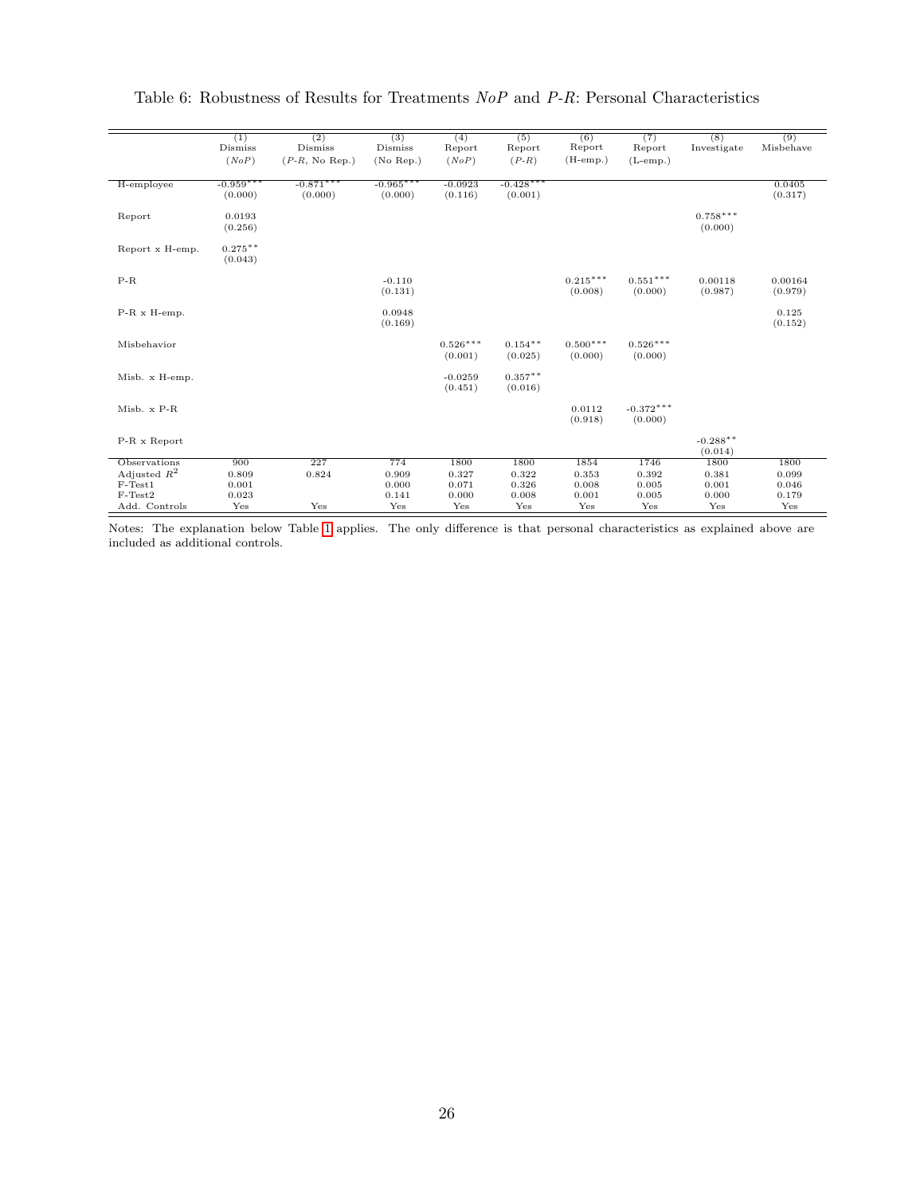Table 6: Robustness of Results for Treatments *NoP* and *P-R*: Personal Characteristics

| | (1) Dismiss (*NoP*) | (2) Dismiss (*P-R*, No Rep.) | (3) Dismiss (No Rep.) | (4) Report (*NoP*) | (5) Report (*P-R*) | (6) Report (H-emp.) | (7) Report (L-emp.) | (8) Investigate | (9) Misbehave |
|---|---|---|---|---|---|---|---|---|---|
| H-employee | -0.959*** (0.000) | -0.871*** (0.000) | -0.965*** (0.000) | -0.0923 (0.116) | -0.428*** (0.001) | | | | 0.0405 (0.317) |
| Report | 0.0193 (0.256) | | | | | | | 0.758*** (0.000) | |
| Report x H-emp. | 0.275** (0.043) | | | | | | | | |
| P-R | | | -0.110 (0.131) | | | 0.215*** (0.008) | 0.551*** (0.000) | 0.00118 (0.987) | 0.00164 (0.979) |
| P-R x H-emp. | | | 0.0948 (0.169) | | | | | | 0.125 (0.152) |
| Misbehavior | | | | 0.526*** (0.001) | 0.154** (0.025) | 0.500*** (0.000) | 0.526*** (0.000) | | |
| Misb. x H-emp. | | | | -0.0259 (0.451) | 0.357** (0.016) | | | | |
| Misb. x P-R | | | | | | 0.0112 (0.918) | -0.372*** (0.000) | | |
| P-R x Report | | | | | | | | -0.288** (0.014) | |
| Observations | 900 | 227 | 774 | 1800 | 1800 | 1854 | 1746 | 1800 | 1800 |
| Adjusted $R^2$ | 0.809 | 0.824 | 0.909 | 0.327 | 0.322 | 0.353 | 0.392 | 0.381 | 0.099 |
| F-Test1 | 0.001 | | 0.000 | 0.071 | 0.326 | 0.008 | 0.005 | 0.001 | 0.046 |
| F-Test2 | 0.023 | | 0.141 | 0.000 | 0.008 | 0.001 | 0.005 | 0.000 | 0.179 |
| Add. Controls | Yes | Yes | Yes | Yes | Yes | Yes | Yes | Yes | Yes |

Notes: The explanation below Table 1 applies. The only difference is that personal characteristics as explained above are included as additional controls.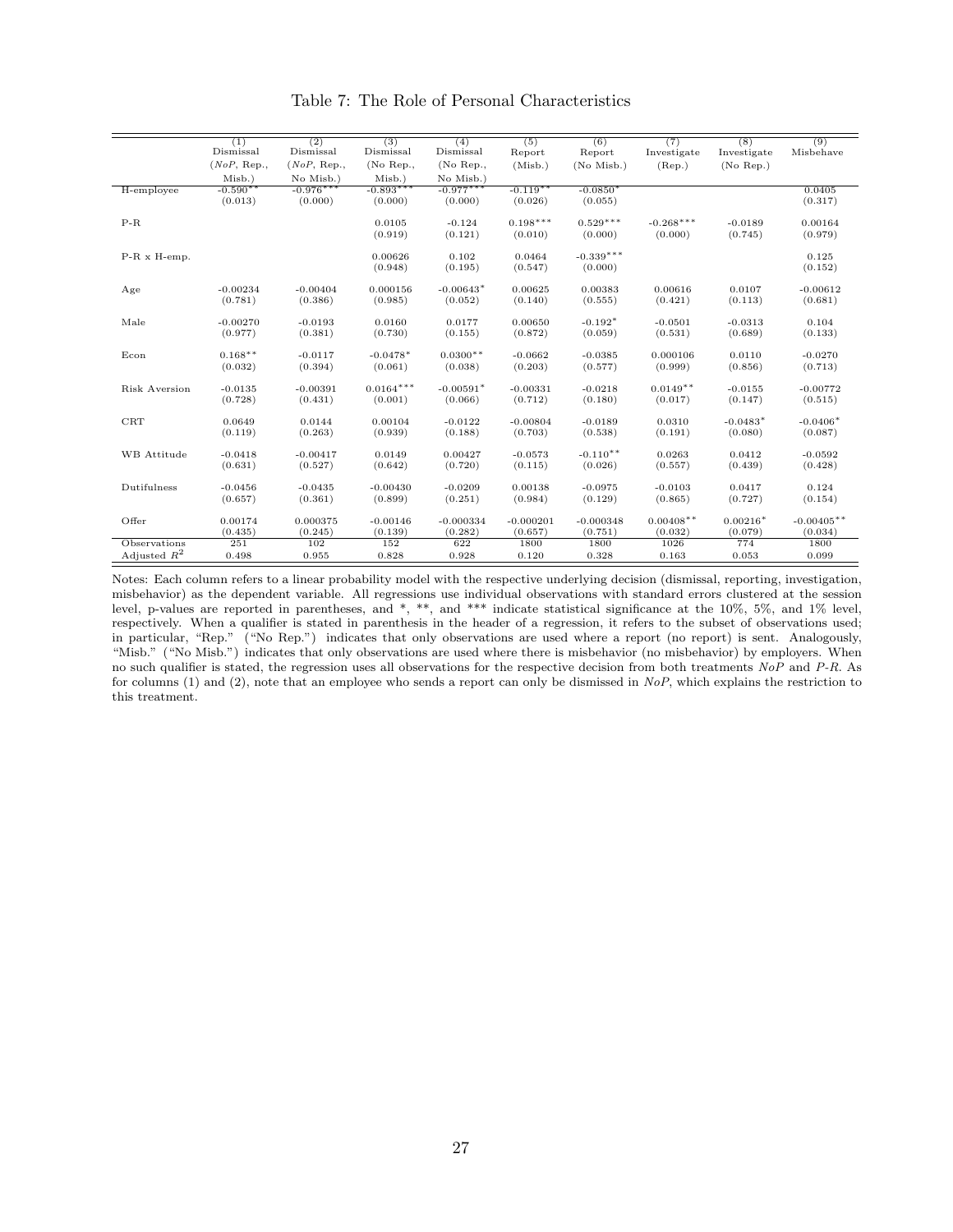# Table 7: The Role of Personal Characteristics

| | (1) Dismissal (*NoP*, Rep., Misb.) | (2) Dismissal (*NoP*, Rep., No Misb.) | (3) Dismissal (No Rep., Misb.) | (4) Dismissal (No Rep., No Misb.) | (5) Report (Misb.) | (6) Report (No Misb.) | (7) Investigate (Rep.) | (8) Investigate (No Rep.) | (9) Misbehave |
|---|---|---|---|---|---|---|---|---|---|
| H-employee | -0.590** | -0.976*** | -0.893*** | -0.977*** | -0.119** | -0.0850* | | | 0.0405 |
| | (0.013) | (0.000) | (0.000) | (0.000) | (0.026) | (0.055) | | | (0.317) |
| P-R | | | 0.0105 | -0.124 | 0.198*** | 0.529*** | -0.268*** | -0.0189 | 0.00164 |
| | | | (0.919) | (0.121) | (0.010) | (0.000) | (0.000) | (0.745) | (0.979) |
| P-R x H-emp. | | | 0.00626 | 0.102 | 0.0464 | -0.339*** | | | 0.125 |
| | | | (0.948) | (0.195) | (0.547) | (0.000) | | | (0.152) |
| Age | -0.00234 | -0.00404 | 0.000156 | -0.00643* | 0.00625 | 0.00383 | 0.00616 | 0.0107 | -0.00612 |
| | (0.781) | (0.386) | (0.985) | (0.052) | (0.140) | (0.555) | (0.421) | (0.113) | (0.681) |
| Male | -0.00270 | -0.0193 | 0.0160 | 0.0177 | 0.00650 | -0.192* | -0.0501 | -0.0313 | 0.104 |
| | (0.977) | (0.381) | (0.730) | (0.155) | (0.872) | (0.059) | (0.531) | (0.689) | (0.133) |
| Econ | 0.168** | -0.0117 | -0.0478* | 0.0300** | -0.0662 | -0.0385 | 0.000106 | 0.0110 | -0.0270 |
| | (0.032) | (0.394) | (0.061) | (0.038) | (0.203) | (0.577) | (0.999) | (0.856) | (0.713) |
| Risk Aversion | -0.0135 | -0.00391 | 0.0164*** | -0.00591* | -0.00331 | -0.0218 | 0.0149** | -0.0155 | -0.00772 |
| | (0.728) | (0.431) | (0.001) | (0.066) | (0.712) | (0.180) | (0.017) | (0.147) | (0.515) |
| CRT | 0.0649 | 0.0144 | 0.00104 | -0.0122 | -0.00804 | -0.0189 | 0.0310 | -0.0483* | -0.0406* |
| | (0.119) | (0.263) | (0.939) | (0.188) | (0.703) | (0.538) | (0.191) | (0.080) | (0.087) |
| WB Attitude | -0.0418 | -0.00417 | 0.0149 | 0.00427 | -0.0573 | -0.110** | 0.0263 | 0.0412 | -0.0592 |
| | (0.631) | (0.527) | (0.642) | (0.720) | (0.115) | (0.026) | (0.557) | (0.439) | (0.428) |
| Dutifulness | -0.0456 | -0.0435 | -0.00430 | -0.0209 | 0.00138 | -0.0975 | -0.0103 | 0.0417 | 0.124 |
| | (0.657) | (0.361) | (0.899) | (0.251) | (0.984) | (0.129) | (0.865) | (0.727) | (0.154) |
| Offer | 0.00174 | 0.000375 | -0.00146 | -0.000334 | -0.000201 | -0.000348 | 0.00408** | 0.00216* | -0.00405** |
| | (0.435) | (0.245) | (0.139) | (0.282) | (0.657) | (0.751) | (0.032) | (0.079) | (0.034) |
| Observations | 251 | 102 | 152 | 622 | 1800 | 1800 | 1026 | 774 | 1800 |
| Adjusted $R^2$ | 0.498 | 0.955 | 0.828 | 0.928 | 0.120 | 0.328 | 0.163 | 0.053 | 0.099 |

Notes: Each column refers to a linear probability model with the respective underlying decision (dismissal, reporting, investigation, misbehavior) as the dependent variable. All regressions use individual observations with standard errors clustered at the session level, p-values are reported in parentheses, and *, **, and *** indicate statistical significance at the 10%, 5%, and 1% level, respectively. When a qualifier is stated in parenthesis in the header of a regression, it refers to the subset of observations used; in particular, "Rep." ("No Rep.") indicates that only observations are used where a report (no report) is sent. Analogously, "Misb." ("No Misb.") indicates that only observations are used where there is misbehavior (no misbehavior) by employers. When no such qualifier is stated, the regression uses all observations for the respective decision from both treatments *NoP* and *P-R*. As for columns (1) and (2), note that an employee who sends a report can only be dismissed in *NoP*, which explains the restriction to this treatment.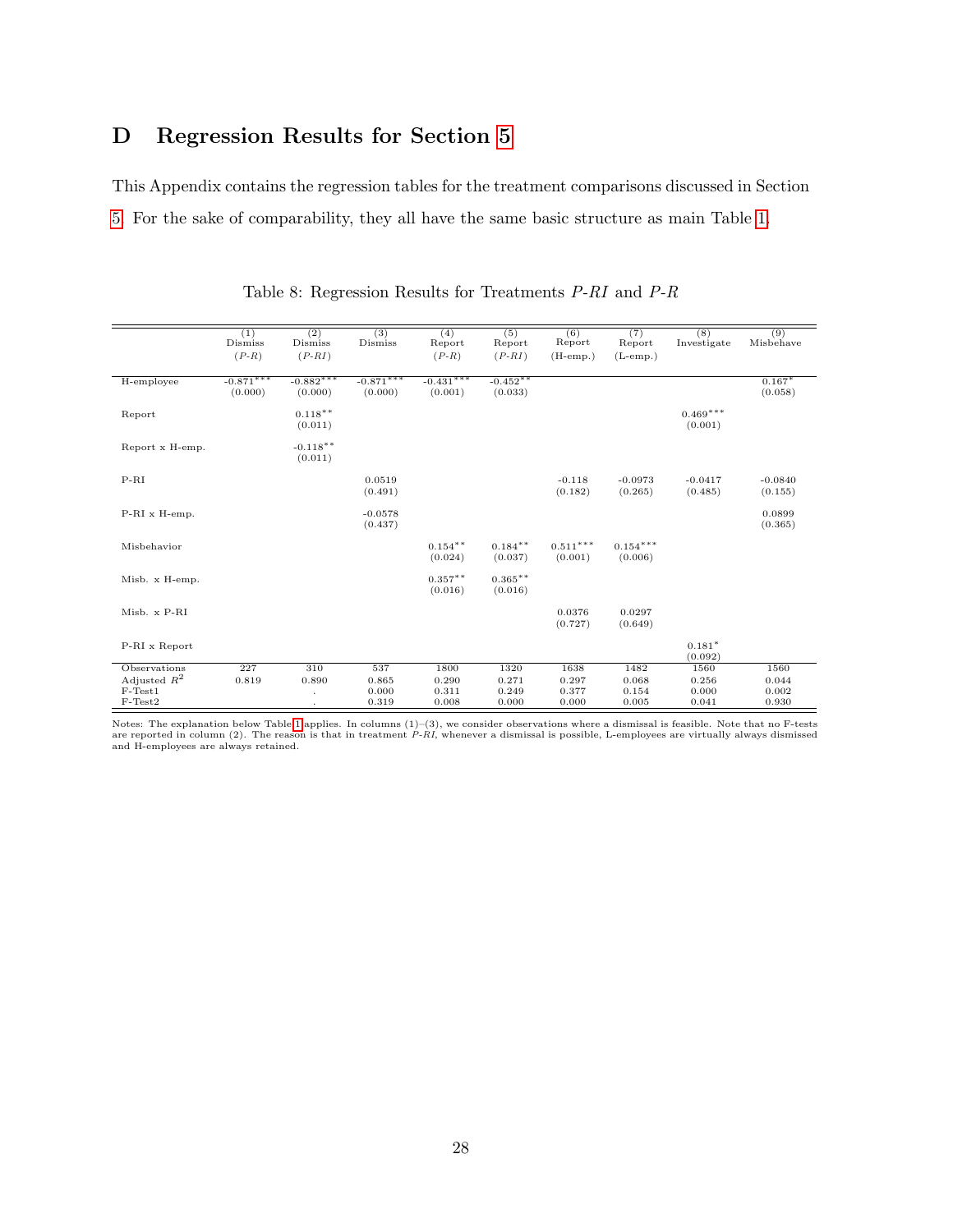# D Regression Results for Section 5

This Appendix contains the regression tables for the treatment comparisons discussed in Section 5. For the sake of comparability, they all have the same basic structure as main Table 1.

Table 8: Regression Results for Treatments *P-RI* and *P-R*

| | (1) Dismiss (*P-R*) | (2) Dismiss (*P-RI*) | (3) Dismiss | (4) Report (*P-R*) | (5) Report (*P-RI*) | (6) Report (H-emp.) | (7) Report (L-emp.) | (8) Investigate | (9) Misbehave |
|---|---|---|---|---|---|---|---|---|---|
| H-employee | -0.871*** (0.000) | -0.882*** (0.000) | -0.871*** (0.000) | -0.431*** (0.001) | -0.452** (0.033) | | | | 0.167* (0.058) |
| Report | | 0.118** (0.011) | | | | | | 0.469*** (0.001) | |
| Report x H-emp. | | -0.118** (0.011) | | | | | | | |
| P-RI | | | 0.0519 (0.491) | | | -0.118 (0.182) | -0.0973 (0.265) | -0.0417 (0.485) | -0.0840 (0.155) |
| P-RI x H-emp. | | | -0.0578 (0.437) | | | | | | 0.0899 (0.365) |
| Misbehavior | | | | 0.154** (0.024) | 0.184** (0.037) | 0.511*** (0.001) | 0.154*** (0.006) | | |
| Misb. x H-emp. | | | | 0.357** (0.016) | 0.365** (0.016) | | | | |
| Misb. x P-RI | | | | | | 0.0376 (0.727) | 0.0297 (0.649) | | |
| P-RI x Report | | | | | | | | 0.181* (0.092) | |
| Observations | 227 | 310 | 537 | 1800 | 1320 | 1638 | 1482 | 1560 | 1560 |
| Adjusted $R^2$ | 0.819 | 0.890 | 0.865 | 0.290 | 0.271 | 0.297 | 0.068 | 0.256 | 0.044 |
| F-Test1 | | . | 0.000 | 0.311 | 0.249 | 0.377 | 0.154 | 0.000 | 0.002 |
| F-Test2 | | . | 0.319 | 0.008 | 0.000 | 0.000 | 0.005 | 0.041 | 0.930 |

Notes: The explanation below Table 1 applies. In columns (1)–(3), we consider observations where a dismissal is feasible. Note that no F-tests are reported in column (2). The reason is that in treatment *P-RI*, whenever a dismissal is possible, L-employees are virtually always dismissed and H-employees are always retained.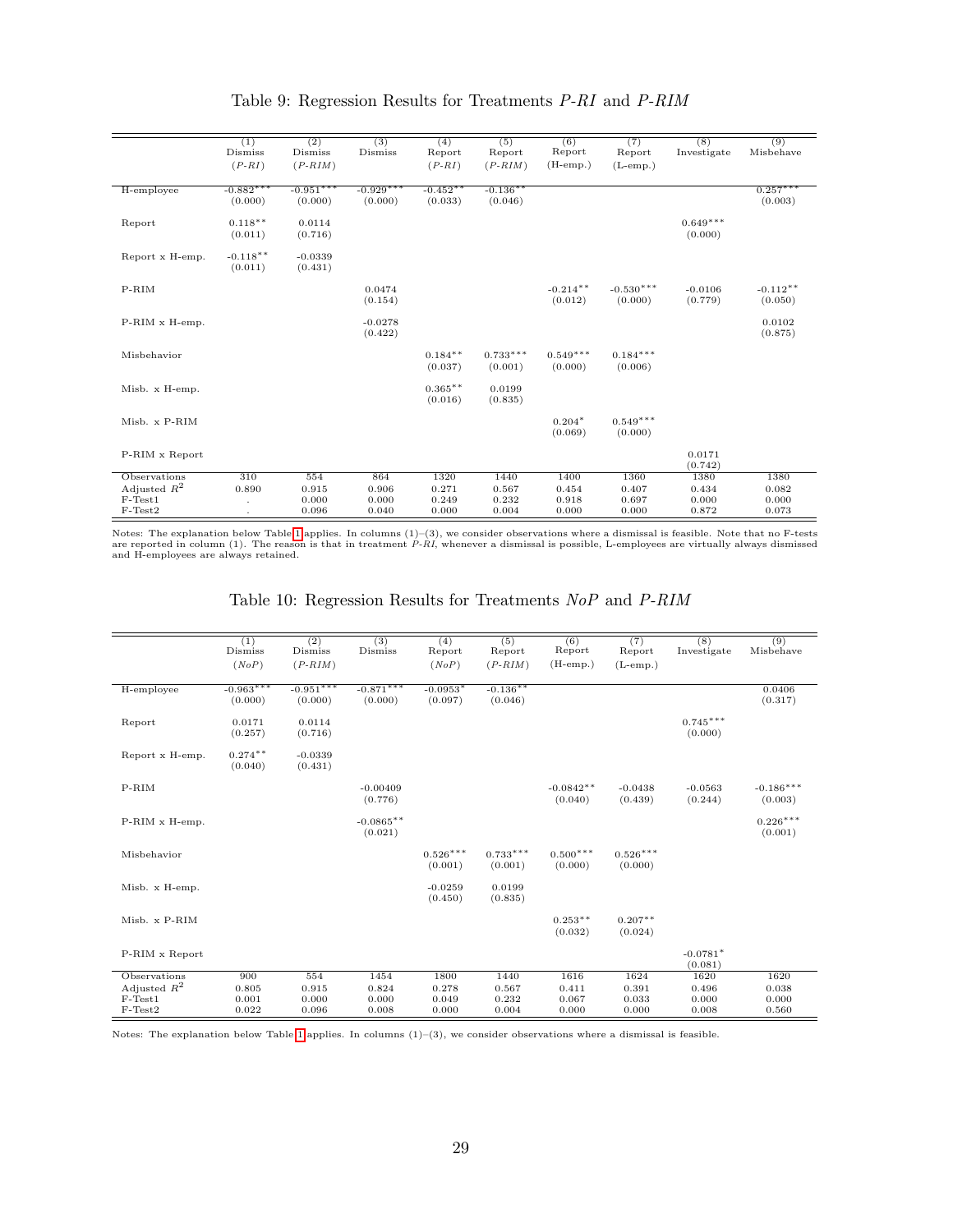Table 9: Regression Results for Treatments *P-RI* and *P-RIM*

| | (1) Dismiss (*P-RI*) | (2) Dismiss (*P-RIM*) | (3) Dismiss | (4) Report (*P-RI*) | (5) Report (*P-RIM*) | (6) Report (H-emp.) | (7) Report (L-emp.) | (8) Investigate | (9) Misbehave |
|---|---|---|---|---|---|---|---|---|---|
| H-employee | $-0.882^{***}$ (0.000) | $-0.951^{***}$ (0.000) | $-0.929^{***}$ (0.000) | $-0.452^{**}$ (0.033) | $-0.136^{**}$ (0.046) | | | | $0.257^{***}$ (0.003) |
| Report | $0.118^{**}$ (0.011) | 0.0114 (0.716) | | | | | | $0.649^{***}$ (0.000) | |
| Report x H-emp. | $-0.118^{**}$ (0.011) | -0.0339 (0.431) | | | | | | | |
| P-RIM | | | 0.0474 (0.154) | | | $-0.214^{**}$ (0.012) | $-0.530^{***}$ (0.000) | -0.0106 (0.779) | $-0.112^{**}$ (0.050) |
| P-RIM x H-emp. | | | -0.0278 (0.422) | | | | | | 0.0102 (0.875) |
| Misbehavior | | | | $0.184^{**}$ (0.037) | $0.733^{***}$ (0.001) | $0.549^{***}$ (0.000) | $0.184^{***}$ (0.006) | | |
| Misb. x H-emp. | | | | $0.365^{**}$ (0.016) | 0.0199 (0.835) | | | | |
| Misb. x P-RIM | | | | | | $0.204^{*}$ (0.069) | $0.549^{***}$ (0.000) | | |
| P-RIM x Report | | | | | | | | 0.0171 (0.742) | |
| Observations | 310 | 554 | 864 | 1320 | 1440 | 1400 | 1360 | 1380 | 1380 |
| Adjusted $R^2$ | 0.890 | 0.915 | 0.906 | 0.271 | 0.567 | 0.454 | 0.407 | 0.434 | 0.082 |
| F-Test1 | . | 0.000 | 0.000 | 0.249 | 0.232 | 0.918 | 0.697 | 0.000 | 0.000 |
| F-Test2 | . | 0.096 | 0.040 | 0.000 | 0.004 | 0.000 | 0.000 | 0.872 | 0.073 |

Notes: The explanation below Table 1 applies. In columns (1)–(3), we consider observations where a dismissal is feasible. Note that no F-tests are reported in column (1). The reason is that in treatment *P-RI*, whenever a dismissal is possible, L-employees are virtually always dismissed and H-employees are always retained.

Table 10: Regression Results for Treatments *NoP* and *P-RIM*

| | (1) Dismiss (*NoP*) | (2) Dismiss (*P-RIM*) | (3) Dismiss | (4) Report (*NoP*) | (5) Report (*P-RIM*) | (6) Report (H-emp.) | (7) Report (L-emp.) | (8) Investigate | (9) Misbehave |
|---|---|---|---|---|---|---|---|---|---|
| H-employee | $-0.963^{***}$ (0.000) | $-0.951^{***}$ (0.000) | $-0.871^{***}$ (0.000) | $-0.0953^{*}$ (0.097) | $-0.136^{**}$ (0.046) | | | | 0.0406 (0.317) |
| Report | 0.0171 (0.257) | 0.0114 (0.716) | | | | | | $0.745^{***}$ (0.000) | |
| Report x H-emp. | $0.274^{**}$ (0.040) | -0.0339 (0.431) | | | | | | | |
| P-RIM | | | -0.00409 (0.776) | | | $-0.0842^{**}$ (0.040) | -0.0438 (0.439) | -0.0563 (0.244) | $-0.186^{***}$ (0.003) |
| P-RIM x H-emp. | | | $-0.0865^{**}$ (0.021) | | | | | | $0.226^{***}$ (0.001) |
| Misbehavior | | | | $0.526^{***}$ (0.001) | $0.733^{***}$ (0.001) | $0.500^{***}$ (0.000) | $0.526^{***}$ (0.000) | | |
| Misb. x H-emp. | | | | -0.0259 (0.450) | 0.0199 (0.835) | | | | |
| Misb. x P-RIM | | | | | | $0.253^{**}$ (0.032) | $0.207^{**}$ (0.024) | | |
| P-RIM x Report | | | | | | | | $-0.0781^{*}$ (0.081) | |
| Observations | 900 | 554 | 1454 | 1800 | 1440 | 1616 | 1624 | 1620 | 1620 |
| Adjusted $R^2$ | 0.805 | 0.915 | 0.824 | 0.278 | 0.567 | 0.411 | 0.391 | 0.496 | 0.038 |
| F-Test1 | 0.001 | 0.000 | 0.000 | 0.049 | 0.232 | 0.067 | 0.033 | 0.000 | 0.000 |
| F-Test2 | 0.022 | 0.096 | 0.008 | 0.000 | 0.004 | 0.000 | 0.000 | 0.008 | 0.560 |

Notes: The explanation below Table 1 applies. In columns (1)–(3), we consider observations where a dismissal is feasible.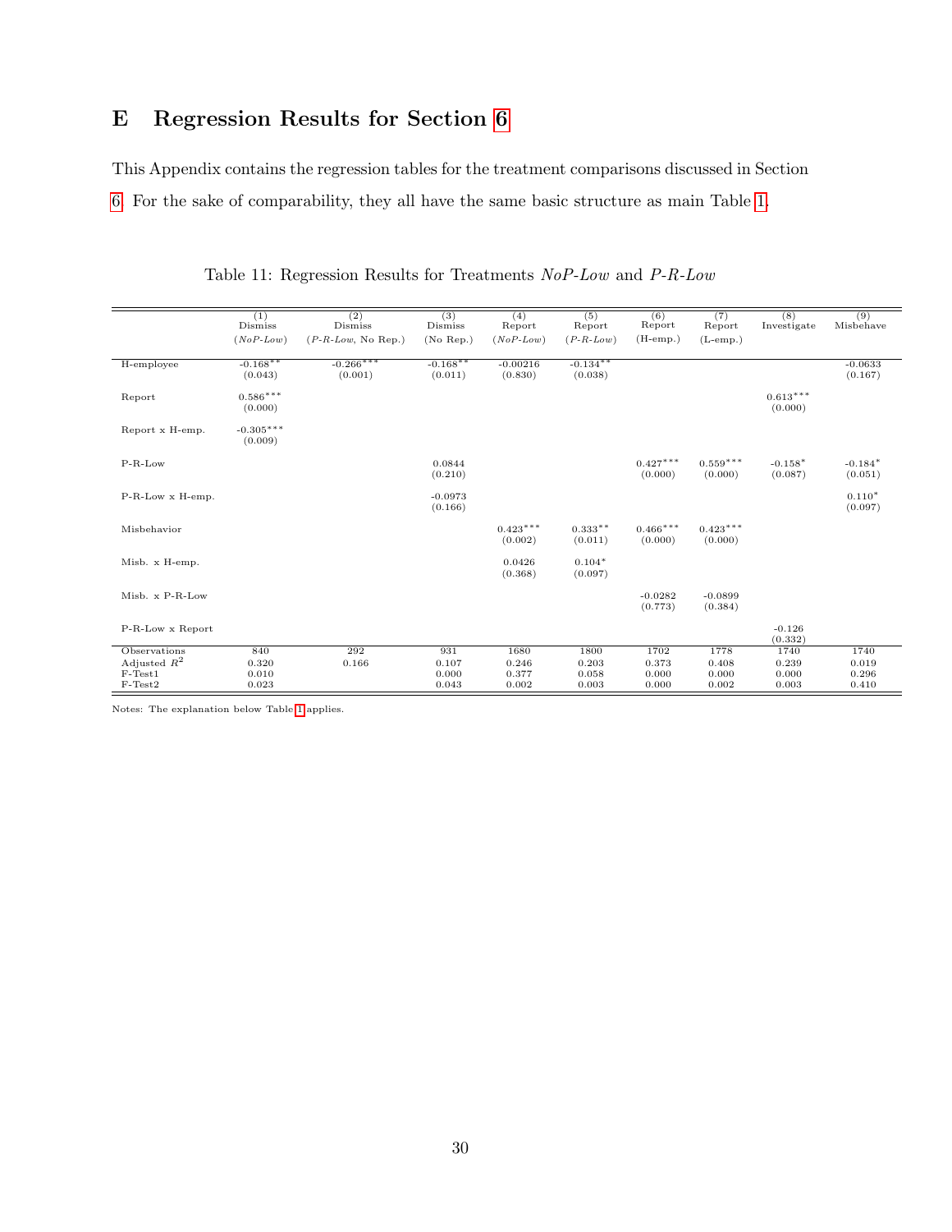# E Regression Results for Section 6

This Appendix contains the regression tables for the treatment comparisons discussed in Section 6. For the sake of comparability, they all have the same basic structure as main Table 1.

Table 11: Regression Results for Treatments *NoP-Low* and *P-R-Low*

| | (1) Dismiss (*NoP-Low*) | (2) Dismiss (*P-R-Low*, No Rep.) | (3) Dismiss (No Rep.) | (4) Report (*NoP-Low*) | (5) Report (*P-R-Low*) | (6) Report (H-emp.) | (7) Report (L-emp.) | (8) Investigate | (9) Misbehave |
|---|---|---|---|---|---|---|---|---|---|
| H-employee | -0.168** (0.043) | -0.266*** (0.001) | -0.168** (0.011) | -0.00216 (0.830) | -0.134** (0.038) | | | | -0.0633 (0.167) |
| Report | 0.586*** (0.000) | | | | | | | 0.613*** (0.000) | |
| Report x H-emp. | -0.305*** (0.009) | | | | | | | | |
| P-R-Low | | | 0.0844 (0.210) | | | 0.427*** (0.000) | 0.559*** (0.000) | -0.158* (0.087) | -0.184* (0.051) |
| P-R-Low x H-emp. | | | -0.0973 (0.166) | | | | | | 0.110* (0.097) |
| Misbehavior | | | | 0.423*** (0.002) | 0.333** (0.011) | 0.466*** (0.000) | 0.423*** (0.000) | | |
| Misb. x H-emp. | | | | 0.0426 (0.368) | 0.104* (0.097) | | | | |
| Misb. x P-R-Low | | | | | | -0.0282 (0.773) | -0.0899 (0.384) | | |
| P-R-Low x Report | | | | | | | | -0.126 (0.332) | |
| Observations | 840 | 292 | 931 | 1680 | 1800 | 1702 | 1778 | 1740 | 1740 |
| Adjusted $R^2$ | 0.320 | 0.166 | 0.107 | 0.246 | 0.203 | 0.373 | 0.408 | 0.239 | 0.019 |
| F-Test1 | 0.010 | | 0.000 | 0.377 | 0.058 | 0.000 | 0.000 | 0.000 | 0.296 |
| F-Test2 | 0.023 | | 0.043 | 0.002 | 0.003 | 0.000 | 0.002 | 0.003 | 0.410 |

Notes: The explanation below Table 1 applies.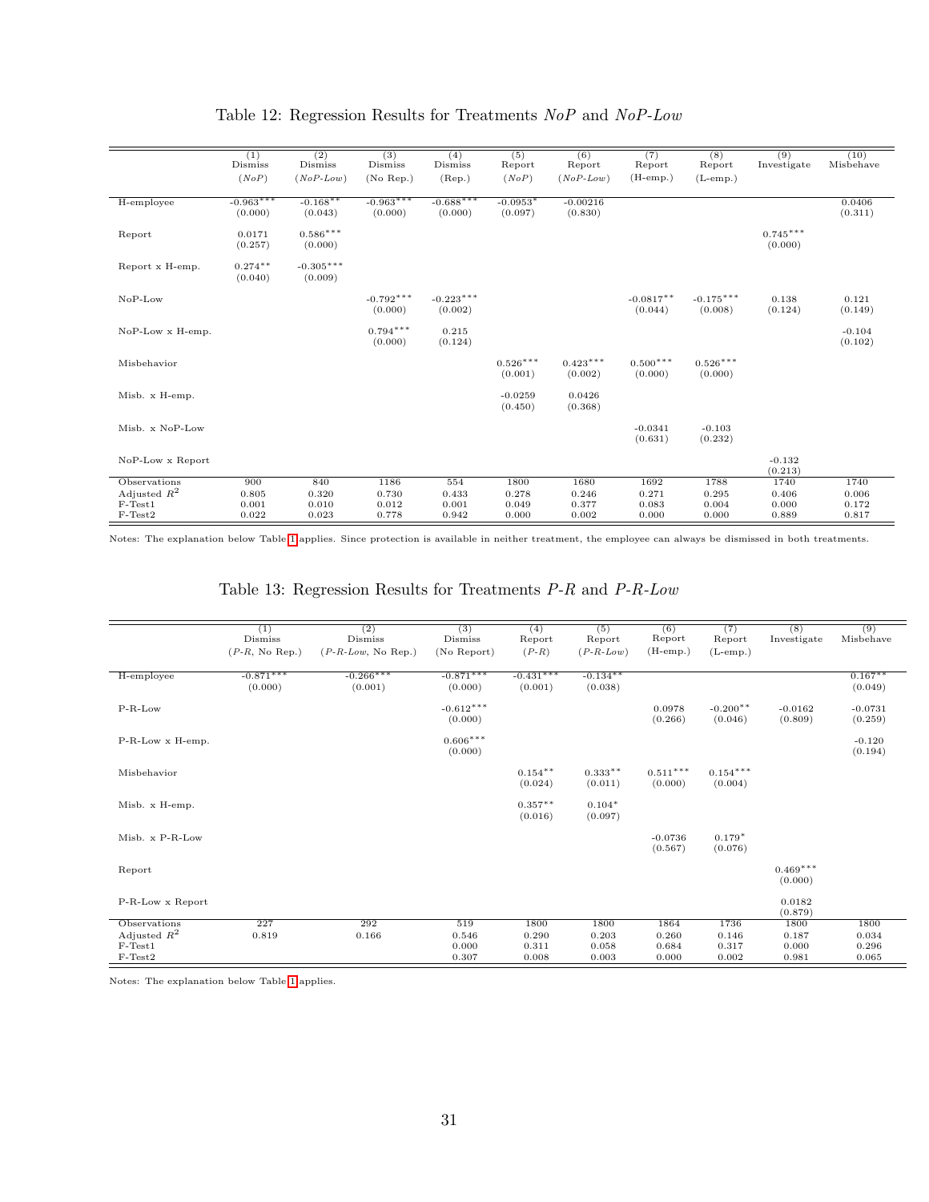Table 12: Regression Results for Treatments *NoP* and *NoP-Low*

| | (1) Dismiss (*NoP*) | (2) Dismiss (*NoP-Low*) | (3) Dismiss (No Rep.) | (4) Dismiss (Rep.) | (5) Report (*NoP*) | (6) Report (*NoP-Low*) | (7) Report (H-emp.) | (8) Report (L-emp.) | (9) Investigate | (10) Misbehave |
|---|---|---|---|---|---|---|---|---|---|---|
| H-employee | -0.963*** (0.000) | -0.168** (0.043) | -0.963*** (0.000) | -0.688*** (0.000) | -0.0953* (0.097) | -0.00216 (0.830) | | | | 0.0406 (0.311) |
| Report | 0.0171 (0.257) | 0.586*** (0.000) | | | | | | | 0.745*** (0.000) | |
| Report x H-emp. | 0.274** (0.040) | -0.305*** (0.009) | | | | | | | | |
| NoP-Low | | | -0.792*** (0.000) | -0.223*** (0.002) | | | -0.0817** (0.044) | -0.175*** (0.008) | 0.138 (0.124) | 0.121 (0.149) |
| NoP-Low x H-emp. | | | 0.794*** (0.000) | 0.215 (0.124) | | | | | | -0.104 (0.102) |
| Misbehavior | | | | | 0.526*** (0.001) | 0.423*** (0.002) | 0.500*** (0.000) | 0.526*** (0.000) | | |
| Misb. x H-emp. | | | | | -0.0259 (0.450) | 0.0426 (0.368) | | | | |
| Misb. x NoP-Low | | | | | | | -0.0341 (0.631) | -0.103 (0.232) | | |
| NoP-Low x Report | | | | | | | | | -0.132 (0.213) | |
| Observations | 900 | 840 | 1186 | 554 | 1800 | 1680 | 1692 | 1788 | 1740 | 1740 |
| Adjusted $R^2$ | 0.805 | 0.320 | 0.730 | 0.433 | 0.278 | 0.246 | 0.271 | 0.295 | 0.406 | 0.006 |
| F-Test1 | 0.001 | 0.010 | 0.012 | 0.001 | 0.049 | 0.377 | 0.083 | 0.004 | 0.000 | 0.172 |
| F-Test2 | 0.022 | 0.023 | 0.778 | 0.942 | 0.000 | 0.002 | 0.000 | 0.000 | 0.889 | 0.817 |

Notes: The explanation below Table 1 applies. Since protection is available in neither treatment, the employee can always be dismissed in both treatments.

Table 13: Regression Results for Treatments *P-R* and *P-R-Low*

| | (1) Dismiss (*P-R*, No Rep.) | (2) Dismiss (*P-R-Low*, No Rep.) | (3) Dismiss (No Report) | (4) Report (*P-R*) | (5) Report (*P-R-Low*) | (6) Report (H-emp.) | (7) Report (L-emp.) | (8) Investigate | (9) Misbehave |
|---|---|---|---|---|---|---|---|---|---|
| H-employee | -0.871*** (0.000) | -0.266*** (0.001) | -0.871*** (0.000) | -0.431*** (0.001) | -0.134** (0.038) | | | | 0.167** (0.049) |
| P-R-Low | | | -0.612*** (0.000) | | | 0.0978 (0.266) | -0.200** (0.046) | -0.0162 (0.809) | -0.0731 (0.259) |
| P-R-Low x H-emp. | | | 0.606*** (0.000) | | | | | | -0.120 (0.194) |
| Misbehavior | | | | 0.154** (0.024) | 0.333** (0.011) | 0.511*** (0.000) | 0.154*** (0.004) | | |
| Misb. x H-emp. | | | | 0.357** (0.016) | 0.104* (0.097) | | | | |
| Misb. x P-R-Low | | | | | | -0.0736 (0.567) | 0.179* (0.076) | | |
| Report | | | | | | | | 0.469*** (0.000) | |
| P-R-Low x Report | | | | | | | | 0.0182 (0.879) | |
| Observations | 227 | 292 | 519 | 1800 | 1800 | 1864 | 1736 | 1800 | 1800 |
| Adjusted $R^2$ | 0.819 | 0.166 | 0.546 | 0.290 | 0.203 | 0.260 | 0.146 | 0.187 | 0.034 |
| F-Test1 | | | 0.000 | 0.311 | 0.058 | 0.684 | 0.317 | 0.000 | 0.296 |
| F-Test2 | | | 0.307 | 0.008 | 0.003 | 0.000 | 0.002 | 0.981 | 0.065 |

Notes: The explanation below Table 1 applies.